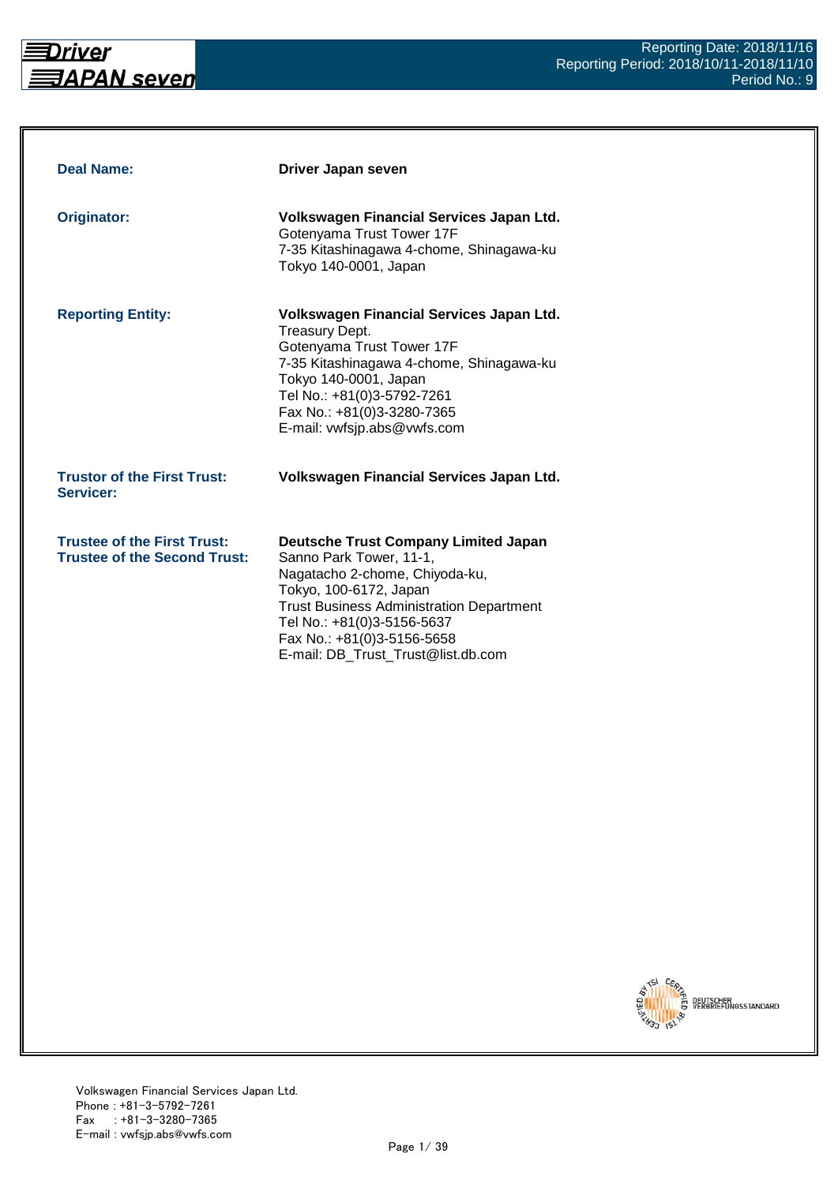Reporting Date: 2018/11/16
Reporting Period: 2018/10/11-2018/11/10
Period No.: 9

| | |
|---|---|
| **Deal Name:** | **Driver Japan seven** |
| **Originator:** | **Volkswagen Financial Services Japan Ltd.**<br>Gotenyama Trust Tower 17F<br>7-35 Kitashinagawa 4-chome, Shinagawa-ku<br>Tokyo 140-0001, Japan |
| **Reporting Entity:** | **Volkswagen Financial Services Japan Ltd.**<br>Treasury Dept.<br>Gotenyama Trust Tower 17F<br>7-35 Kitashinagawa 4-chome, Shinagawa-ku<br>Tokyo 140-0001, Japan<br>Tel No.: +81(0)3-5792-7261<br>Fax No.: +81(0)3-3280-7365<br>E-mail: vwfsjp.abs@vwfs.com |
| **Trustor of the First Trust:**<br>**Servicer:** | **Volkswagen Financial Services Japan Ltd.** |
| **Trustee of the First Trust:**<br>**Trustee of the Second Trust:** | **Deutsche Trust Company Limited Japan**<br>Sanno Park Tower, 11-1,<br>Nagatacho 2-chome, Chiyoda-ku,<br>Tokyo, 100-6172, Japan<br>Trust Business Administration Department<br>Tel No.: +81(0)3-5156-5637<br>Fax No.: +81(0)3-5156-5658<br>E-mail: DB_Trust_Trust@list.db.com |

Volkswagen Financial Services Japan Ltd.
Phone : +81-3-5792-7261
Fax : +81-3-3280-7365
E-mail : vwfsjp.abs@vwfs.com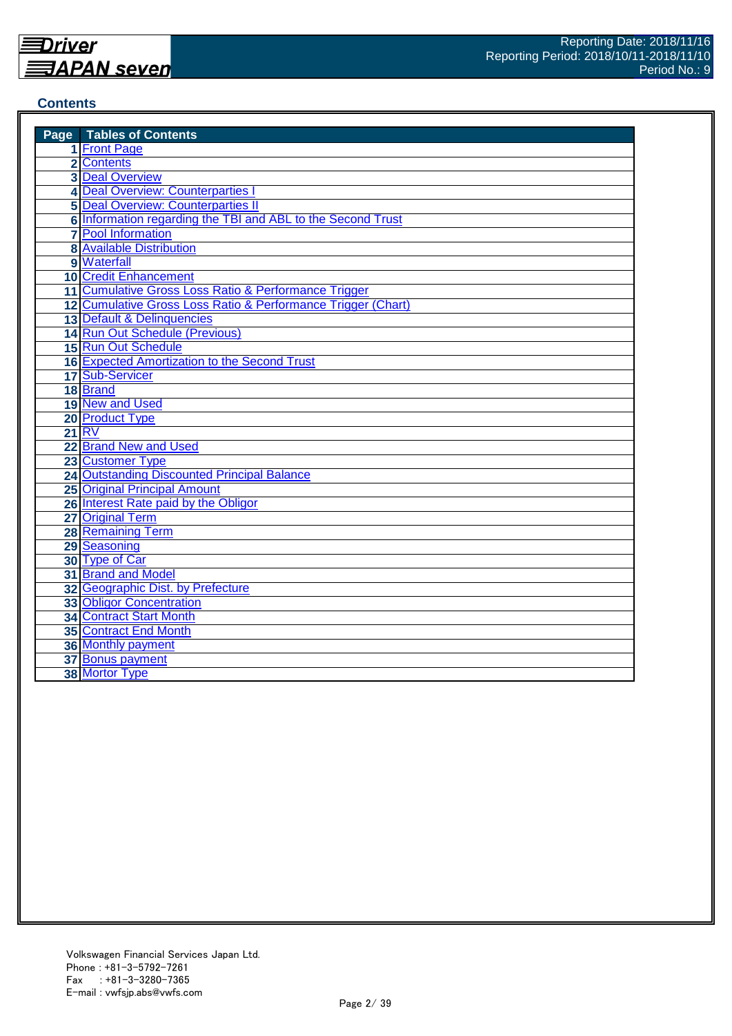## Contents

| Page | Tables of Contents |
|---|---|
| 1 | Front Page |
| 2 | Contents |
| 3 | Deal Overview |
| 4 | Deal Overview: Counterparties I |
| 5 | Deal Overview: Counterparties II |
| 6 | Information regarding the TBI and ABL to the Second Trust |
| 7 | Pool Information |
| 8 | Available Distribution |
| 9 | Waterfall |
| 10 | Credit Enhancement |
| 11 | Cumulative Gross Loss Ratio & Performance Trigger |
| 12 | Cumulative Gross Loss Ratio & Performance Trigger (Chart) |
| 13 | Default & Delinquencies |
| 14 | Run Out Schedule (Previous) |
| 15 | Run Out Schedule |
| 16 | Expected Amortization to the Second Trust |
| 17 | Sub-Servicer |
| 18 | Brand |
| 19 | New and Used |
| 20 | Product Type |
| 21 | RV |
| 22 | Brand New and Used |
| 23 | Customer Type |
| 24 | Outstanding Discounted Principal Balance |
| 25 | Original Principal Amount |
| 26 | Interest Rate paid by the Obligor |
| 27 | Original Term |
| 28 | Remaining Term |
| 29 | Seasoning |
| 30 | Type of Car |
| 31 | Brand and Model |
| 32 | Geographic Dist. by Prefecture |
| 33 | Obligor Concentration |
| 34 | Contract Start Month |
| 35 | Contract End Month |
| 36 | Monthly payment |
| 37 | Bonus payment |
| 38 | Mortor Type |

Volkswagen Financial Services Japan Ltd.
Phone : +81-3-5792-7261
Fax : +81-3-3280-7365
E-mail : vwfsjp.abs@vwfs.com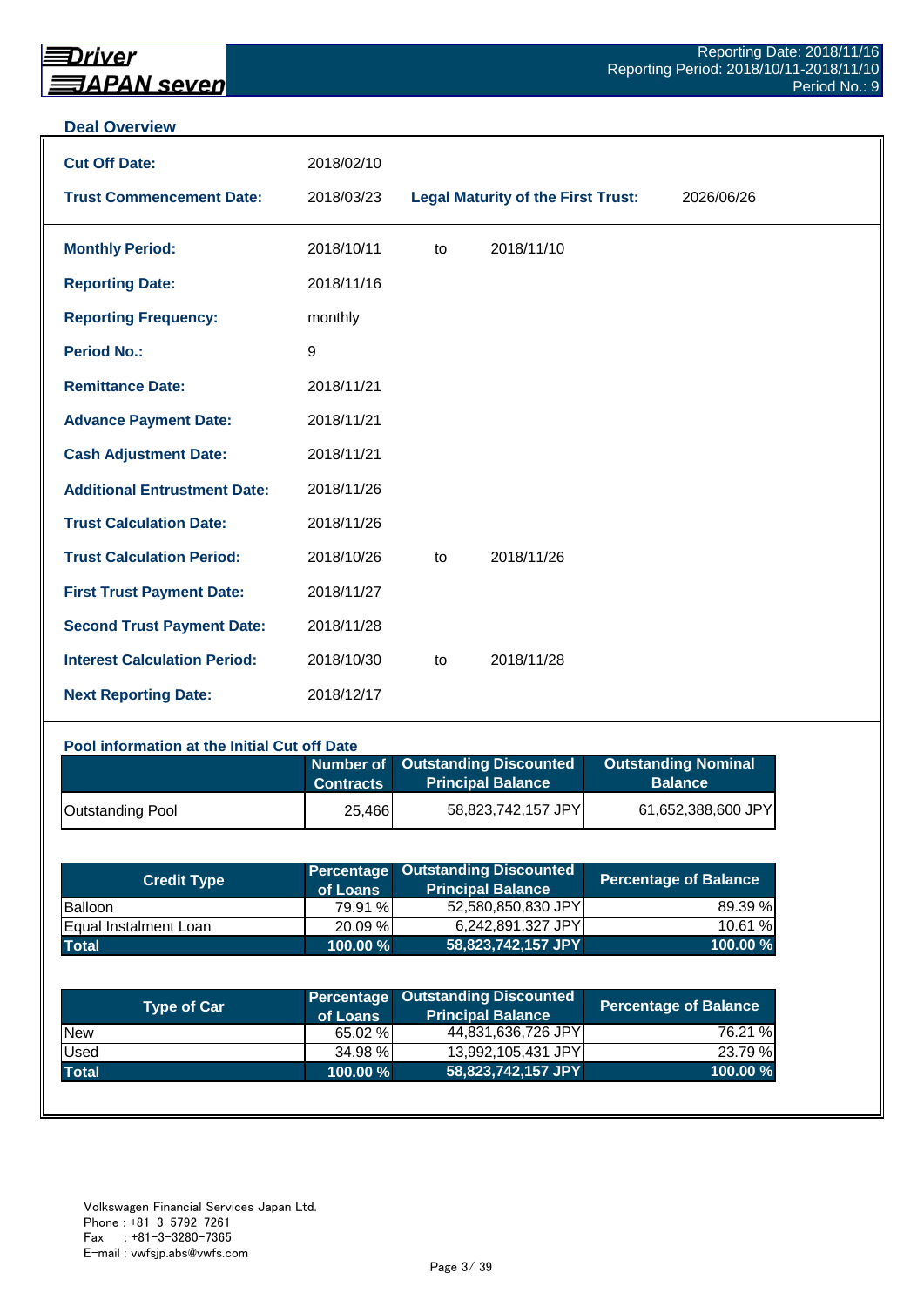## Deal Overview

| | | | |
|---|---|---|---|
| **Cut Off Date:** | 2018/02/10 | | |
| **Trust Commencement Date:** | 2018/03/23 | **Legal Maturity of the First Trust:** | 2026/06/26 |

| | | | |
|---|---|---|---|
| **Monthly Period:** | 2018/10/11 | to | 2018/11/10 |
| **Reporting Date:** | 2018/11/16 | | |
| **Reporting Frequency:** | monthly | | |
| **Period No.:** | 9 | | |
| **Remittance Date:** | 2018/11/21 | | |
| **Advance Payment Date:** | 2018/11/21 | | |
| **Cash Adjustment Date:** | 2018/11/21 | | |
| **Additional Entrustment Date:** | 2018/11/26 | | |
| **Trust Calculation Date:** | 2018/11/26 | | |
| **Trust Calculation Period:** | 2018/10/26 | to | 2018/11/26 |
| **First Trust Payment Date:** | 2018/11/27 | | |
| **Second Trust Payment Date:** | 2018/11/28 | | |
| **Interest Calculation Period:** | 2018/10/30 | to | 2018/11/28 |
| **Next Reporting Date:** | 2018/12/17 | | |

### Pool information at the Initial Cut off Date

| | Number of Contracts | Outstanding Discounted Principal Balance | Outstanding Nominal Balance |
|---|---|---|---|
| Outstanding Pool | 25,466 | 58,823,742,157 JPY | 61,652,388,600 JPY |

| Credit Type | Percentage of Loans | Outstanding Discounted Principal Balance | Percentage of Balance |
|---|---|---|---|
| Balloon | 79.91 % | 52,580,850,830 JPY | 89.39 % |
| Equal Instalment Loan | 20.09 % | 6,242,891,327 JPY | 10.61 % |
| **Total** | **100.00 %** | **58,823,742,157 JPY** | **100.00 %** |

| Type of Car | Percentage of Loans | Outstanding Discounted Principal Balance | Percentage of Balance |
|---|---|---|---|
| New | 65.02 % | 44,831,636,726 JPY | 76.21 % |
| Used | 34.98 % | 13,992,105,431 JPY | 23.79 % |
| **Total** | **100.00 %** | **58,823,742,157 JPY** | **100.00 %** |

Volkswagen Financial Services Japan Ltd.
Phone : +81-3-5792-7261
Fax : +81-3-3280-7365
E-mail : vwfsjp.abs@vwfs.com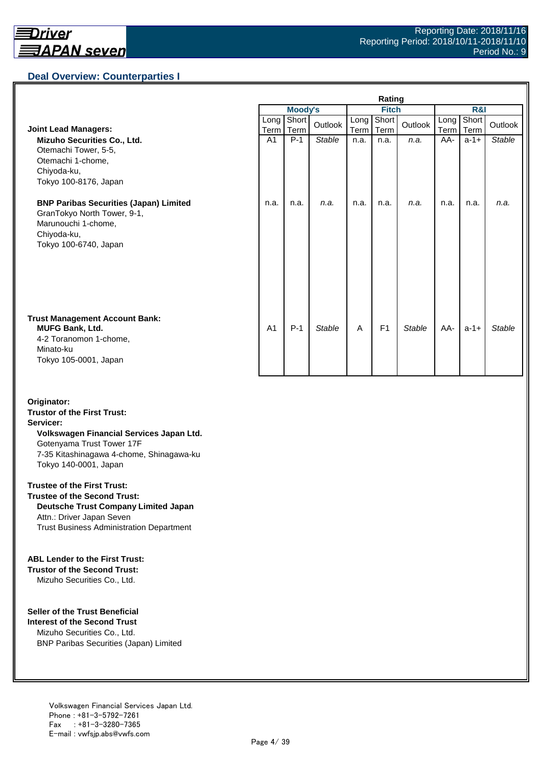## Deal Overview: Counterparties I

| | Rating | | | | | | | | |
|---|---|---|---|---|---|---|---|---|---|
| | Moody's | | | Fitch | | | R&I | | |
| | Long Term | Short Term | Outlook | Long Term | Short Term | Outlook | Long Term | Short Term | Outlook |
| **Joint Lead Managers:**<br>**Mizuho Securities Co., Ltd.**<br>Otemachi Tower, 5-5,<br>Otemachi 1-chome,<br>Chiyoda-ku,<br>Tokyo 100-8176, Japan | A1 | P-1 | *Stable* | n.a. | n.a. | *n.a.* | AA- | a-1+ | *Stable* |
| **BNP Paribas Securities (Japan) Limited**<br>GranTokyo North Tower, 9-1,<br>Marunouchi 1-chome,<br>Chiyoda-ku,<br>Tokyo 100-6740, Japan | n.a. | n.a. | *n.a.* | n.a. | n.a. | *n.a.* | n.a. | n.a. | *n.a.* |
| **Trust Management Account Bank:**<br>**MUFG Bank, Ltd.**<br>4-2 Toranomon 1-chome,<br>Minato-ku<br>Tokyo 105-0001, Japan | A1 | P-1 | *Stable* | A | F1 | *Stable* | AA- | a-1+ | *Stable* |

**Originator:**
**Trustor of the First Trust:**
**Servicer:**
**Volkswagen Financial Services Japan Ltd.**
Gotenyama Trust Tower 17F
7-35 Kitashinagawa 4-chome, Shinagawa-ku
Tokyo 140-0001, Japan

**Trustee of the First Trust:**
**Trustee of the Second Trust:**
**Deutsche Trust Company Limited Japan**
Attn.: Driver Japan Seven
Trust Business Administration Department

**ABL Lender to the First Trust:**
**Trustor of the Second Trust:**
Mizuho Securities Co., Ltd.

**Seller of the Trust Beneficial Interest of the Second Trust**
Mizuho Securities Co., Ltd.
BNP Paribas Securities (Japan) Limited

Volkswagen Financial Services Japan Ltd.
Phone : +81-3-5792-7261
Fax : +81-3-3280-7365
E-mail : vwfsjp.abs@vwfs.com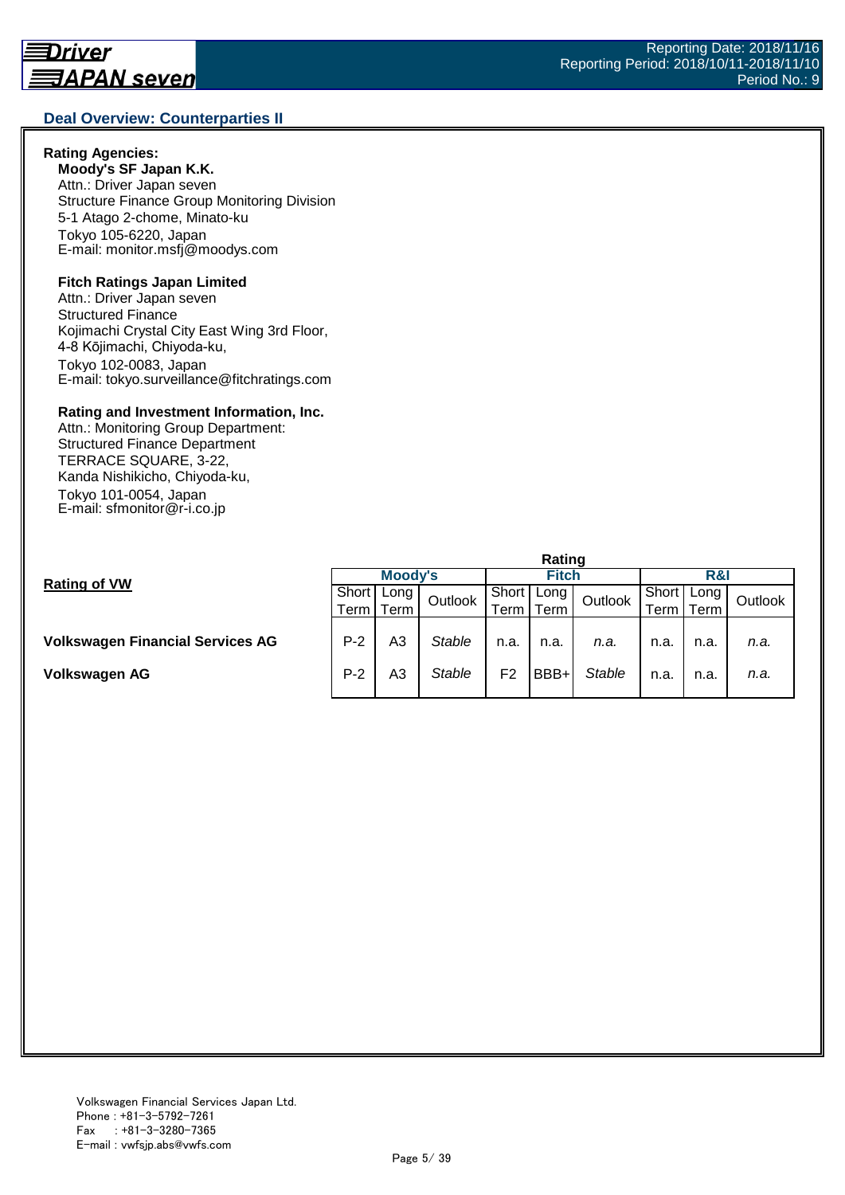## Deal Overview: Counterparties II

**Rating Agencies:**

**Moody's SF Japan K.K.**
Attn.: Driver Japan seven
Structure Finance Group Monitoring Division
5-1 Atago 2-chome, Minato-ku
Tokyo 105-6220, Japan
E-mail: monitor.msfj@moodys.com

**Fitch Ratings Japan Limited**
Attn.: Driver Japan seven
Structured Finance
Kojimachi Crystal City East Wing 3rd Floor,
4-8 Kōjimachi, Chiyoda-ku,
Tokyo 102-0083, Japan
E-mail: tokyo.surveillance@fitchratings.com

**Rating and Investment Information, Inc.**
Attn.: Monitoring Group Department:
Structured Finance Department
TERRACE SQUARE, 3-22,
Kanda Nishikicho, Chiyoda-ku,
Tokyo 101-0054, Japan
E-mail: sfmonitor@r-i.co.jp

**Rating of VW**

| | Rating | | | | | | | | |
|---|---|---|---|---|---|---|---|---|---|
| | Moody's | | | Fitch | | | R&I | | |
| | Short Term | Long Term | Outlook | Short Term | Long Term | Outlook | Short Term | Long Term | Outlook |
| **Volkswagen Financial Services AG** | P-2 | A3 | *Stable* | n.a. | n.a. | *n.a.* | n.a. | n.a. | *n.a.* |
| **Volkswagen AG** | P-2 | A3 | *Stable* | F2 | BBB+ | *Stable* | n.a. | n.a. | *n.a.* |

Volkswagen Financial Services Japan Ltd.
Phone : +81-3-5792-7261
Fax : +81-3-3280-7365
E-mail : vwfsjp.abs@vwfs.com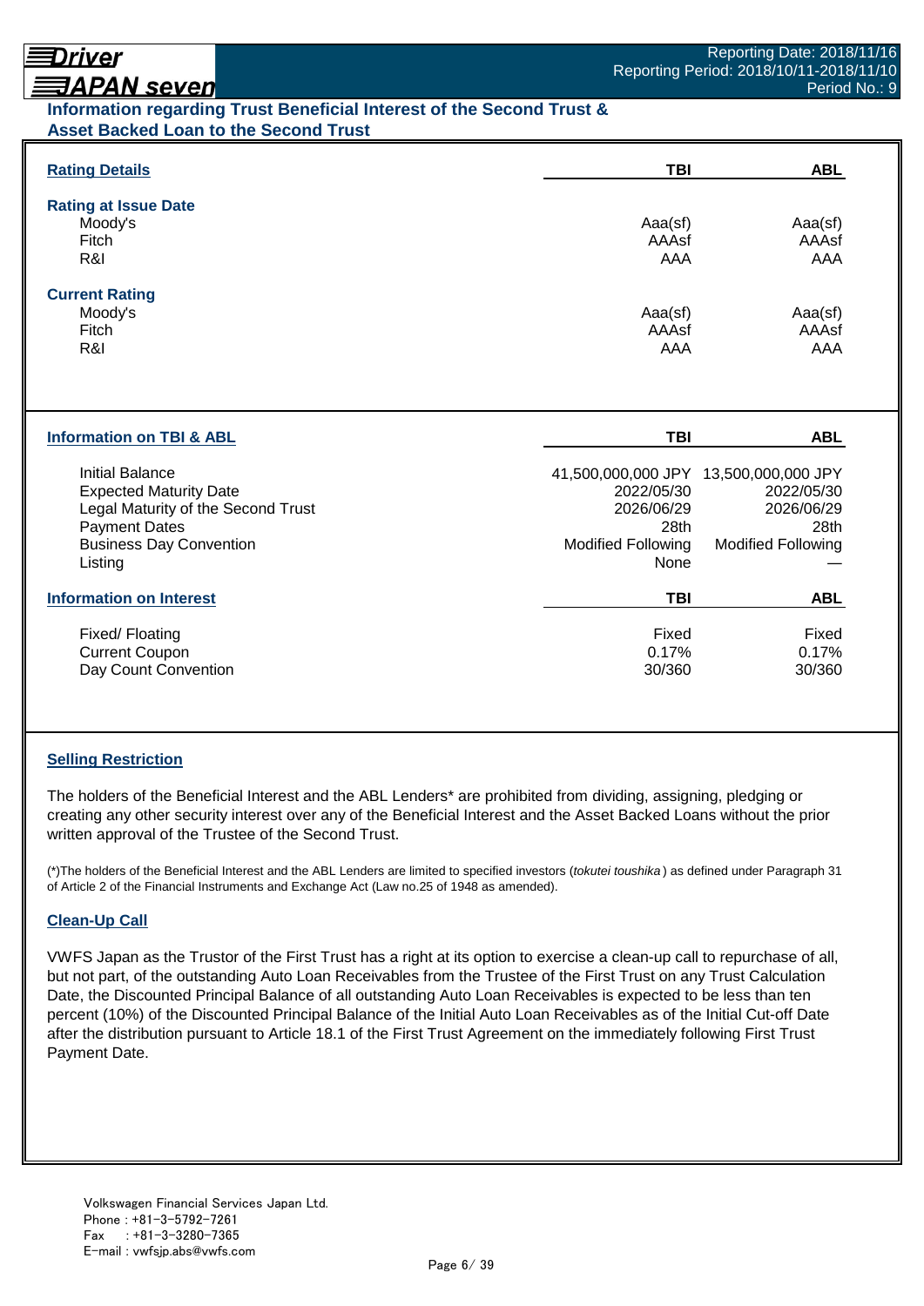## Information regarding Trust Beneficial Interest of the Second Trust & Asset Backed Loan to the Second Trust

| **Rating Details** | **TBI** | **ABL** |
|---|---|---|
| **Rating at Issue Date** | | |
| Moody's | Aaa(sf) | Aaa(sf) |
| Fitch | AAAsf | AAAsf |
| R&I | AAA | AAA |
| **Current Rating** | | |
| Moody's | Aaa(sf) | Aaa(sf) |
| Fitch | AAAsf | AAAsf |
| R&I | AAA | AAA |

| **Information on TBI & ABL** | **TBI** | **ABL** |
|---|---|---|
| Initial Balance | 41,500,000,000 JPY | 13,500,000,000 JPY |
| Expected Maturity Date | 2022/05/30 | 2022/05/30 |
| Legal Maturity of the Second Trust | 2026/06/29 | 2026/06/29 |
| Payment Dates | 28th | 28th |
| Business Day Convention | Modified Following | Modified Following |
| Listing | None | — |

| **Information on Interest** | **TBI** | **ABL** |
|---|---|---|
| Fixed/ Floating | Fixed | Fixed |
| Current Coupon | 0.17% | 0.17% |
| Day Count Convention | 30/360 | 30/360 |

### Selling Restriction

The holders of the Beneficial Interest and the ABL Lenders* are prohibited from dividing, assigning, pledging or creating any other security interest over any of the Beneficial Interest and the Asset Backed Loans without the prior written approval of the Trustee of the Second Trust.

(*)The holders of the Beneficial Interest and the ABL Lenders are limited to specified investors (*tokutei toushika*) as defined under Paragraph 31 of Article 2 of the Financial Instruments and Exchange Act (Law no.25 of 1948 as amended).

### Clean-Up Call

VWFS Japan as the Trustor of the First Trust has a right at its option to exercise a clean-up call to repurchase of all, but not part, of the outstanding Auto Loan Receivables from the Trustee of the First Trust on any Trust Calculation Date, the Discounted Principal Balance of all outstanding Auto Loan Receivables is expected to be less than ten percent (10%) of the Discounted Principal Balance of the Initial Auto Loan Receivables as of the Initial Cut-off Date after the distribution pursuant to Article 18.1 of the First Trust Agreement on the immediately following First Trust Payment Date.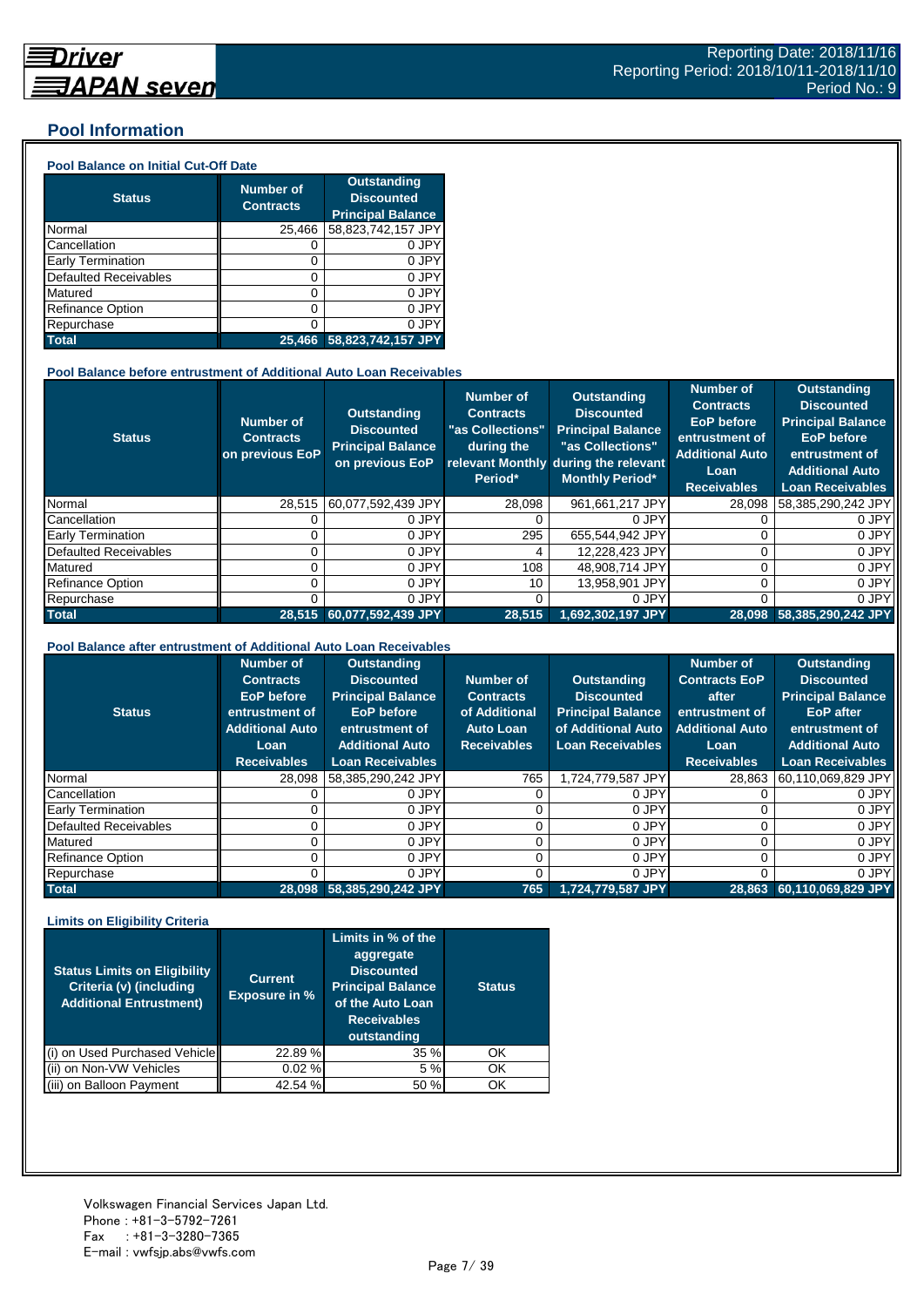## Pool Information

### Pool Balance on Initial Cut-Off Date

| Status | Number of Contracts | Outstanding Discounted Principal Balance |
|---|---|---|
| Normal | 25,466 | 58,823,742,157 JPY |
| Cancellation | 0 | 0 JPY |
| Early Termination | 0 | 0 JPY |
| Defaulted Receivables | 0 | 0 JPY |
| Matured | 0 | 0 JPY |
| Refinance Option | 0 | 0 JPY |
| Repurchase | 0 | 0 JPY |
| **Total** | **25,466** | **58,823,742,157 JPY** |

### Pool Balance before entrustment of Additional Auto Loan Receivables

| Status | Number of Contracts on previous EoP | Outstanding Discounted Principal Balance on previous EoP | Number of Contracts "as Collections" during the relevant Monthly Period* | Outstanding Discounted Principal Balance "as Collections" during the relevant Monthly Period* | Number of Contracts EoP before entrustment of Additional Auto Loan Receivables | Outstanding Discounted Principal Balance EoP before entrustment of Additional Auto Loan Receivables |
|---|---|---|---|---|---|---|
| Normal | 28,515 | 60,077,592,439 JPY | 28,098 | 961,661,217 JPY | 28,098 | 58,385,290,242 JPY |
| Cancellation | 0 | 0 JPY | 0 | 0 JPY | 0 | 0 JPY |
| Early Termination | 0 | 0 JPY | 295 | 655,544,942 JPY | 0 | 0 JPY |
| Defaulted Receivables | 0 | 0 JPY | 4 | 12,228,423 JPY | 0 | 0 JPY |
| Matured | 0 | 0 JPY | 108 | 48,908,714 JPY | 0 | 0 JPY |
| Refinance Option | 0 | 0 JPY | 10 | 13,958,901 JPY | 0 | 0 JPY |
| Repurchase | 0 | 0 JPY | 0 | 0 JPY | 0 | 0 JPY |
| **Total** | **28,515** | **60,077,592,439 JPY** | **28,515** | **1,692,302,197 JPY** | **28,098** | **58,385,290,242 JPY** |

### Pool Balance after entrustment of Additional Auto Loan Receivables

| Status | Number of Contracts EoP before entrustment of Additional Auto Loan Receivables | Outstanding Discounted Principal Balance EoP before entrustment of Additional Auto Loan Receivables | Number of Contracts of Additional Auto Loan Receivables | Outstanding Discounted Principal Balance of Additional Auto Loan Receivables | Number of Contracts EoP after entrustment of Additional Auto Loan Receivables | Outstanding Discounted Principal Balance EoP after entrustment of Additional Auto Loan Receivables |
|---|---|---|---|---|---|---|
| Normal | 28,098 | 58,385,290,242 JPY | 765 | 1,724,779,587 JPY | 28,863 | 60,110,069,829 JPY |
| Cancellation | 0 | 0 JPY | 0 | 0 JPY | 0 | 0 JPY |
| Early Termination | 0 | 0 JPY | 0 | 0 JPY | 0 | 0 JPY |
| Defaulted Receivables | 0 | 0 JPY | 0 | 0 JPY | 0 | 0 JPY |
| Matured | 0 | 0 JPY | 0 | 0 JPY | 0 | 0 JPY |
| Refinance Option | 0 | 0 JPY | 0 | 0 JPY | 0 | 0 JPY |
| Repurchase | 0 | 0 JPY | 0 | 0 JPY | 0 | 0 JPY |
| **Total** | **28,098** | **58,385,290,242 JPY** | **765** | **1,724,779,587 JPY** | **28,863** | **60,110,069,829 JPY** |

### Limits on Eligibility Criteria

| Status Limits on Eligibility Criteria (v) (including Additional Entrustment) | Current Exposure in % | Limits in % of the aggregate Discounted Principal Balance of the Auto Loan Receivables outstanding | Status |
|---|---|---|---|
| (i) on Used Purchased Vehicle | 22.89 % | 35 % | OK |
| (ii) on Non-VW Vehicles | 0.02 % | 5 % | OK |
| (iii) on Balloon Payment | 42.54 % | 50 % | OK |

Volkswagen Financial Services Japan Ltd.
Phone : +81-3-5792-7261
Fax : +81-3-3280-7365
E-mail : vwfsjp.abs@vwfs.com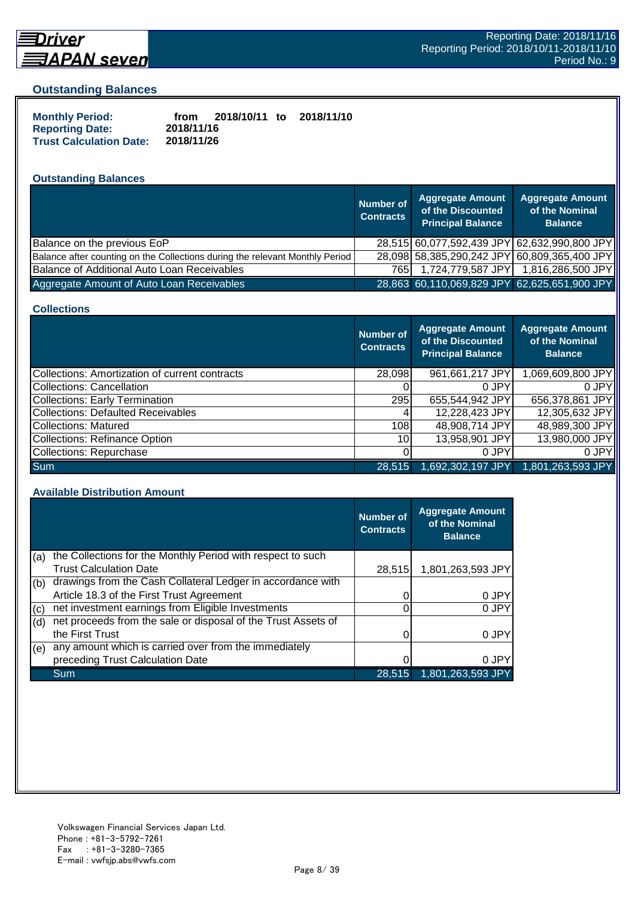## Outstanding Balances

**Monthly Period:** from 2018/10/11 to 2018/11/10
**Reporting Date:** 2018/11/16
**Trust Calculation Date:** 2018/11/26

### Outstanding Balances

| | Number of Contracts | Aggregate Amount of the Discounted Principal Balance | Aggregate Amount of the Nominal Balance |
|---|---|---|---|
| Balance on the previous EoP | 28,515 | 60,077,592,439 JPY | 62,632,990,800 JPY |
| Balance after counting on the Collections during the relevant Monthly Period | 28,098 | 58,385,290,242 JPY | 60,809,365,400 JPY |
| Balance of Additional Auto Loan Receivables | 765 | 1,724,779,587 JPY | 1,816,286,500 JPY |
| Aggregate Amount of Auto Loan Receivables | 28,863 | 60,110,069,829 JPY | 62,625,651,900 JPY |

### Collections

| | Number of Contracts | Aggregate Amount of the Discounted Principal Balance | Aggregate Amount of the Nominal Balance |
|---|---|---|---|
| Collections: Amortization of current contracts | 28,098 | 961,661,217 JPY | 1,069,609,800 JPY |
| Collections: Cancellation | 0 | 0 JPY | 0 JPY |
| Collections: Early Termination | 295 | 655,544,942 JPY | 656,378,861 JPY |
| Collections: Defaulted Receivables | 4 | 12,228,423 JPY | 12,305,632 JPY |
| Collections: Matured | 108 | 48,908,714 JPY | 48,989,300 JPY |
| Collections: Refinance Option | 10 | 13,958,901 JPY | 13,980,000 JPY |
| Collections: Repurchase | 0 | 0 JPY | 0 JPY |
| Sum | 28,515 | 1,692,302,197 JPY | 1,801,263,593 JPY |

### Available Distribution Amount

| | | Number of Contracts | Aggregate Amount of the Nominal Balance |
|---|---|---|---|
| (a) | the Collections for the Monthly Period with respect to such Trust Calculation Date | 28,515 | 1,801,263,593 JPY |
| (b) | drawings from the Cash Collateral Ledger in accordance with Article 18.3 of the First Trust Agreement | 0 | 0 JPY |
| (c) | net investment earnings from Eligible Investments | 0 | 0 JPY |
| (d) | net proceeds from the sale or disposal of the Trust Assets of the First Trust | 0 | 0 JPY |
| (e) | any amount which is carried over from the immediately preceding Trust Calculation Date | 0 | 0 JPY |
| | Sum | 28,515 | 1,801,263,593 JPY |

Volkswagen Financial Services Japan Ltd.
Phone : +81-3-5792-7261
Fax : +81-3-3280-7365
E-mail : vwfsjp.abs@vwfs.com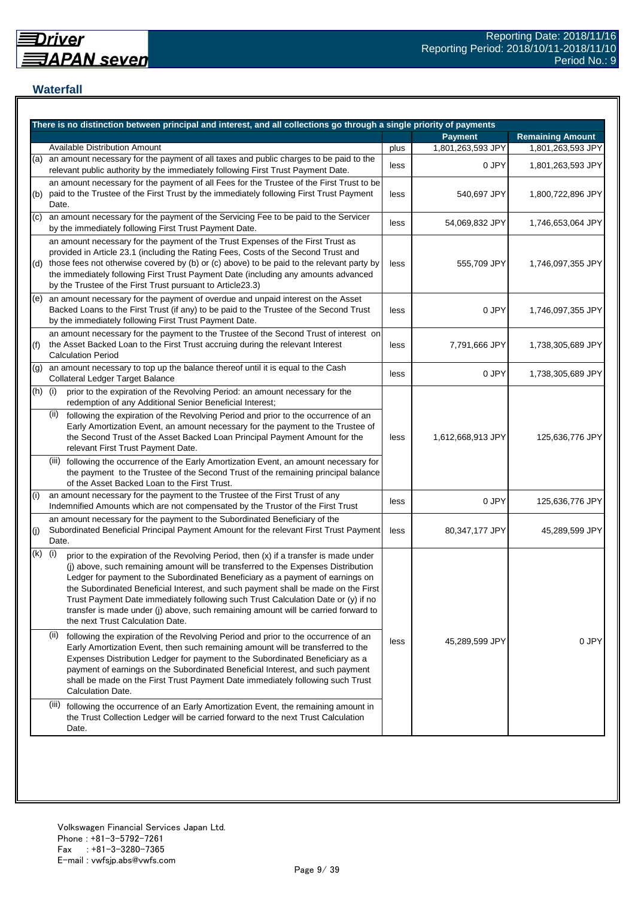## Waterfall

| There is no distinction between principal and interest, and all collections go through a single priority of payments | | | Payment | Remaining Amount |
|---|---|---|---|---|
| | Available Distribution Amount | plus | 1,801,263,593 JPY | 1,801,263,593 JPY |
| (a) | an amount necessary for the payment of all taxes and public charges to be paid to the relevant public authority by the immediately following First Trust Payment Date. | less | 0 JPY | 1,801,263,593 JPY |
| (b) | an amount necessary for the payment of all Fees for the Trustee of the First Trust to be paid to the Trustee of the First Trust by the immediately following First Trust Payment Date. | less | 540,697 JPY | 1,800,722,896 JPY |
| (c) | an amount necessary for the payment of the Servicing Fee to be paid to the Servicer by the immediately following First Trust Payment Date. | less | 54,069,832 JPY | 1,746,653,064 JPY |
| (d) | an amount necessary for the payment of the Trust Expenses of the First Trust as provided in Article 23.1 (including the Rating Fees, Costs of the Second Trust and those fees not otherwise covered by (b) or (c) above) to be paid to the relevant party by the immediately following First Trust Payment Date (including any amounts advanced by the Trustee of the First Trust pursuant to Article23.3) | less | 555,709 JPY | 1,746,097,355 JPY |
| (e) | an amount necessary for the payment of overdue and unpaid interest on the Asset Backed Loans to the First Trust (if any) to be paid to the Trustee of the Second Trust by the immediately following First Trust Payment Date. | less | 0 JPY | 1,746,097,355 JPY |
| (f) | an amount necessary for the payment to the Trustee of the Second Trust of interest on the Asset Backed Loan to the First Trust accruing during the relevant Interest Calculation Period | less | 7,791,666 JPY | 1,738,305,689 JPY |
| (g) | an amount necessary to top up the balance thereof until it is equal to the Cash Collateral Ledger Target Balance | less | 0 JPY | 1,738,305,689 JPY |
| (h) | (i) prior to the expiration of the Revolving Period: an amount necessary for the redemption of any Additional Senior Beneficial Interest;<br>(ii) following the expiration of the Revolving Period and prior to the occurrence of an Early Amortization Event, an amount necessary for the payment to the Trustee of the Second Trust of the Asset Backed Loan Principal Payment Amount for the relevant First Trust Payment Date.<br>(iii) following the occurrence of the Early Amortization Event, an amount necessary for the payment to the Trustee of the Second Trust of the remaining principal balance of the Asset Backed Loan to the First Trust. | less | 1,612,668,913 JPY | 125,636,776 JPY |
| (i) | an amount necessary for the payment to the Trustee of the First Trust of any Indemnified Amounts which are not compensated by the Trustor of the First Trust | less | 0 JPY | 125,636,776 JPY |
| (j) | an amount necessary for the payment to the Subordinated Beneficiary of the Subordinated Beneficial Principal Payment Amount for the relevant First Trust Payment Date. | less | 80,347,177 JPY | 45,289,599 JPY |
| (k) | (i) prior to the expiration of the Revolving Period, then (x) if a transfer is made under (j) above, such remaining amount will be transferred to the Expenses Distribution Ledger for payment to the Subordinated Beneficiary as a payment of earnings on the Subordinated Beneficial Interest, and such payment shall be made on the First Trust Payment Date immediately following such Trust Calculation Date or (y) if no transfer is made under (j) above, such remaining amount will be carried forward to the next Trust Calculation Date.<br>(ii) following the expiration of the Revolving Period and prior to the occurrence of an Early Amortization Event, then such remaining amount will be transferred to the Expenses Distribution Ledger for payment to the Subordinated Beneficiary as a payment of earnings on the Subordinated Beneficial Interest, and such payment shall be made on the First Trust Payment Date immediately following such Trust Calculation Date.<br>(iii) following the occurrence of an Early Amortization Event, the remaining amount in the Trust Collection Ledger will be carried forward to the next Trust Calculation Date. | less | 45,289,599 JPY | 0 JPY |

Volkswagen Financial Services Japan Ltd.
Phone : +81-3-5792-7261
Fax : +81-3-3280-7365
E-mail : vwfsjp.abs@vwfs.com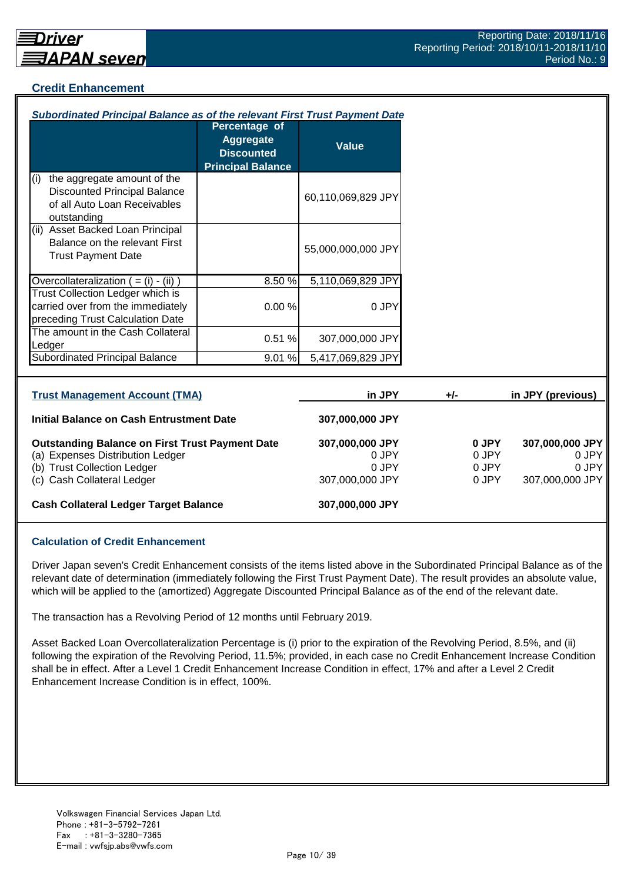## Credit Enhancement

***Subordinated Principal Balance as of the relevant First Trust Payment Date***

| | Percentage of Aggregate Discounted Principal Balance | Value |
|---|---|---|
| (i) the aggregate amount of the Discounted Principal Balance of all Auto Loan Receivables outstanding | | 60,110,069,829 JPY |
| (ii) Asset Backed Loan Principal Balance on the relevant First Trust Payment Date | | 55,000,000,000 JPY |
| Overcollateralization ( = (i) - (ii) ) | 8.50 % | 5,110,069,829 JPY |
| Trust Collection Ledger which is carried over from the immediately preceding Trust Calculation Date | 0.00 % | 0 JPY |
| The amount in the Cash Collateral Ledger | 0.51 % | 307,000,000 JPY |
| Subordinated Principal Balance | 9.01 % | 5,417,069,829 JPY |

| Trust Management Account (TMA) | in JPY | +/- | in JPY (previous) |
|---|---|---|---|
| **Initial Balance on Cash Entrustment Date** | **307,000,000 JPY** | | |
| **Outstanding Balance on First Trust Payment Date** | **307,000,000 JPY** | **0 JPY** | **307,000,000 JPY** |
| (a) Expenses Distribution Ledger | 0 JPY | 0 JPY | 0 JPY |
| (b) Trust Collection Ledger | 0 JPY | 0 JPY | 0 JPY |
| (c) Cash Collateral Ledger | 307,000,000 JPY | 0 JPY | 307,000,000 JPY |
| **Cash Collateral Ledger Target Balance** | **307,000,000 JPY** | | |

### Calculation of Credit Enhancement

Driver Japan seven's Credit Enhancement consists of the items listed above in the Subordinated Principal Balance as of the relevant date of determination (immediately following the First Trust Payment Date). The result provides an absolute value, which will be applied to the (amortized) Aggregate Discounted Principal Balance as of the end of the relevant date.

The transaction has a Revolving Period of 12 months until February 2019.

Asset Backed Loan Overcollateralization Percentage is (i) prior to the expiration of the Revolving Period, 8.5%, and (ii) following the expiration of the Revolving Period, 11.5%; provided, in each case no Credit Enhancement Increase Condition shall be in effect. After a Level 1 Credit Enhancement Increase Condition in effect, 17% and after a Level 2 Credit Enhancement Increase Condition is in effect, 100%.

Volkswagen Financial Services Japan Ltd.
Phone : +81-3-5792-7261
Fax : +81-3-3280-7365
E-mail : vwfsjp.abs@vwfs.com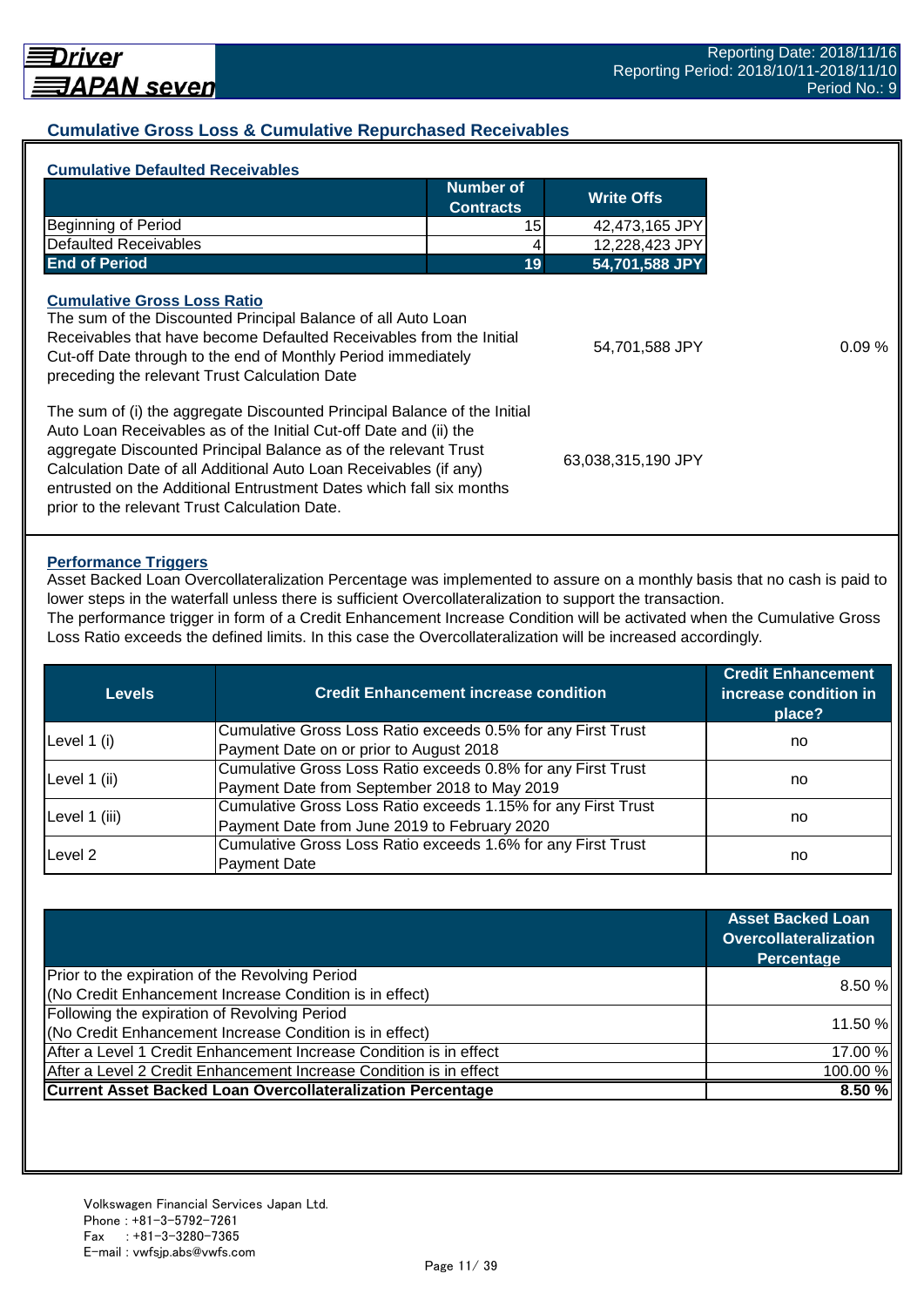## Cumulative Gross Loss & Cumulative Repurchased Receivables

### Cumulative Defaulted Receivables

| | Number of Contracts | Write Offs |
|---|---|---|
| Beginning of Period | 15 | 42,473,165 JPY |
| Defaulted Receivables | 4 | 12,228,423 JPY |
| **End of Period** | **19** | **54,701,588 JPY** |

### Cumulative Gross Loss Ratio

| | | |
|---|---|---|
| The sum of the Discounted Principal Balance of all Auto Loan Receivables that have become Defaulted Receivables from the Initial Cut-off Date through to the end of Monthly Period immediately preceding the relevant Trust Calculation Date | 54,701,588 JPY | 0.09 % |
| The sum of (i) the aggregate Discounted Principal Balance of the Initial Auto Loan Receivables as of the Initial Cut-off Date and (ii) the aggregate Discounted Principal Balance as of the relevant Trust Calculation Date of all Additional Auto Loan Receivables (if any) entrusted on the Additional Entrustment Dates which fall six months prior to the relevant Trust Calculation Date. | 63,038,315,190 JPY | |

### Performance Triggers

Asset Backed Loan Overcollateralization Percentage was implemented to assure on a monthly basis that no cash is paid to lower steps in the waterfall unless there is sufficient Overcollateralization to support the transaction.
The performance trigger in form of a Credit Enhancement Increase Condition will be activated when the Cumulative Gross Loss Ratio exceeds the defined limits. In this case the Overcollateralization will be increased accordingly.

| Levels | Credit Enhancement increase condition | Credit Enhancement increase condition in place? |
|---|---|---|
| Level 1 (i) | Cumulative Gross Loss Ratio exceeds 0.5% for any First Trust Payment Date on or prior to August 2018 | no |
| Level 1 (ii) | Cumulative Gross Loss Ratio exceeds 0.8% for any First Trust Payment Date from September 2018 to May 2019 | no |
| Level 1 (iii) | Cumulative Gross Loss Ratio exceeds 1.15% for any First Trust Payment Date from June 2019 to February 2020 | no |
| Level 2 | Cumulative Gross Loss Ratio exceeds 1.6% for any First Trust Payment Date | no |

| | Asset Backed Loan Overcollateralization Percentage |
|---|---|
| Prior to the expiration of the Revolving Period (No Credit Enhancement Increase Condition is in effect) | 8.50 % |
| Following the expiration of Revolving Period (No Credit Enhancement Increase Condition is in effect) | 11.50 % |
| After a Level 1 Credit Enhancement Increase Condition is in effect | 17.00 % |
| After a Level 2 Credit Enhancement Increase Condition is in effect | 100.00 % |
| **Current Asset Backed Loan Overcollateralization Percentage** | **8.50 %** |

Volkswagen Financial Services Japan Ltd.
Phone : +81-3-5792-7261
Fax : +81-3-3280-7365
E-mail : vwfsjp.abs@vwfs.com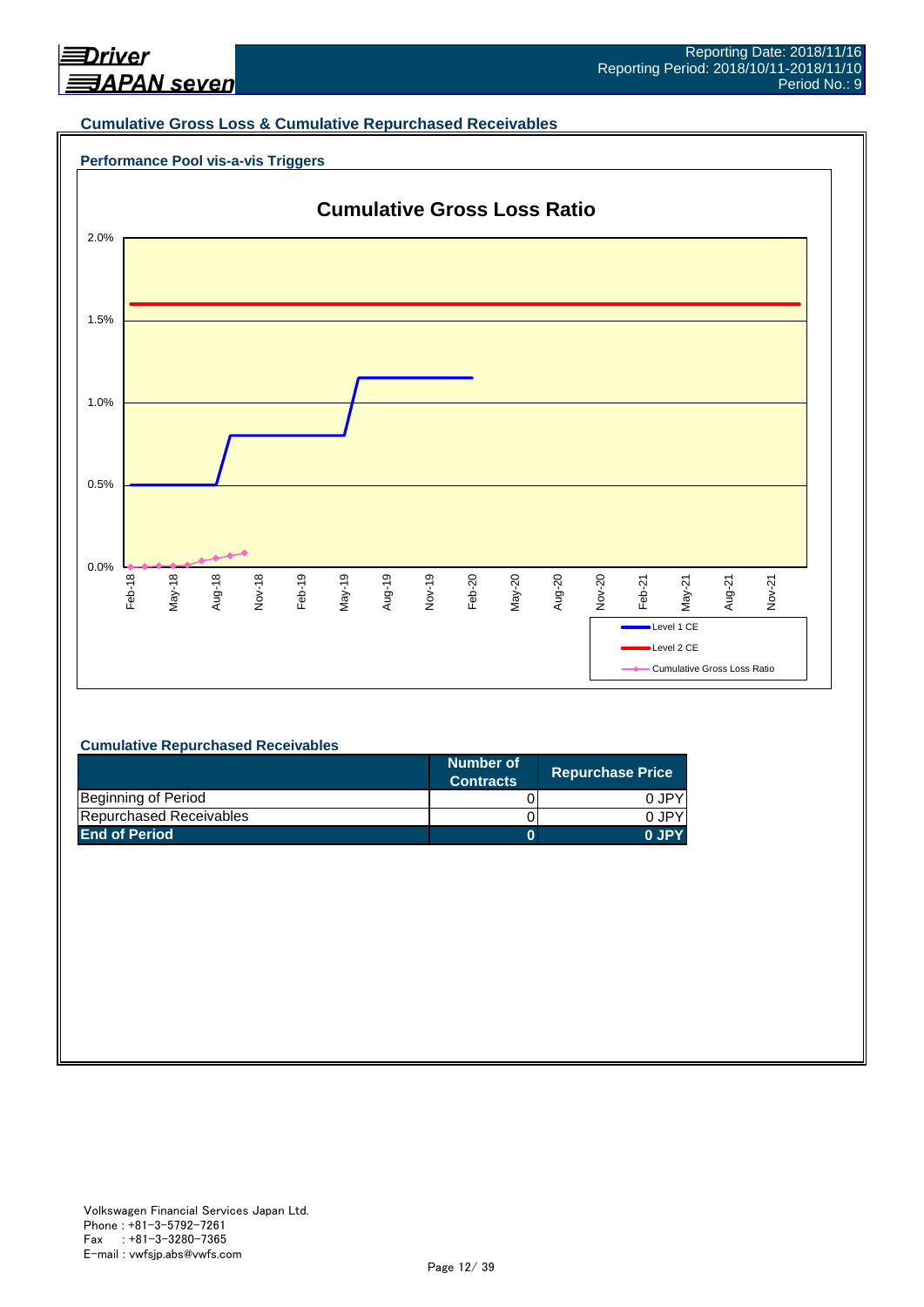## Cumulative Gross Loss & Cumulative Repurchased Receivables

### Performance Pool vis-a-vis Triggers

**Cumulative Gross Loss Ratio**

2.0%
1.5%
1.0%
0.5%
0.0%

Feb-18 May-18 Aug-18 Nov-18 Feb-19 May-19 Aug-19 Nov-19 Feb-20 May-20 Aug-20 Nov-20 Feb-21 May-21 Aug-21 Nov-21

Level 1 CE
Level 2 CE
Cumulative Gross Loss Ratio

### Cumulative Repurchased Receivables

| | Number of Contracts | Repurchase Price |
|---|---|---|
| Beginning of Period | 0 | 0 JPY |
| Repurchased Receivables | 0 | 0 JPY |
| **End of Period** | **0** | **0 JPY** |

Volkswagen Financial Services Japan Ltd.
Phone : +81-3-5792-7261
Fax : +81-3-3280-7365
E-mail : vwfsjp.abs@vwfs.com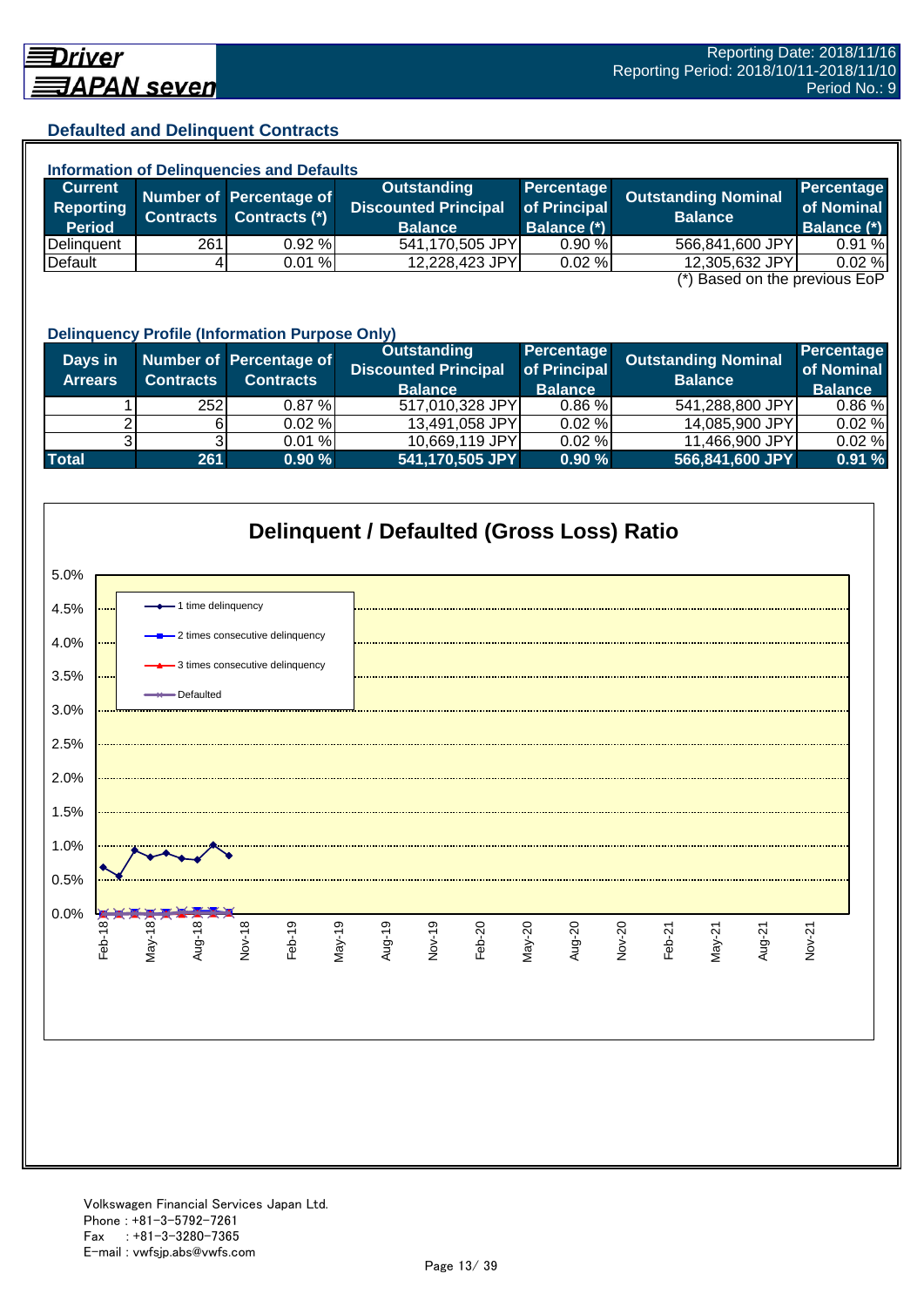## Defaulted and Delinquent Contracts

### Information of Delinquencies and Defaults

| Current Reporting Period | Number of Contracts | Percentage of Contracts (*) | Outstanding Discounted Principal Balance | Percentage of Principal Balance (*) | Outstanding Nominal Balance | Percentage of Nominal Balance (*) |
|---|---|---|---|---|---|---|
| Delinquent | 261 | 0.92 % | 541,170,505 JPY | 0.90 % | 566,841,600 JPY | 0.91 % |
| Default | 4 | 0.01 % | 12,228,423 JPY | 0.02 % | 12,305,632 JPY | 0.02 % |

(*) Based on the previous EoP

### Delinquency Profile (Information Purpose Only)

| Days in Arrears | Number of Contracts | Percentage of Contracts | Outstanding Discounted Principal Balance | Percentage of Principal Balance | Outstanding Nominal Balance | Percentage of Nominal Balance |
|---|---|---|---|---|---|---|
| 1 | 252 | 0.87 % | 517,010,328 JPY | 0.86 % | 541,288,800 JPY | 0.86 % |
| 2 | 6 | 0.02 % | 13,491,058 JPY | 0.02 % | 14,085,900 JPY | 0.02 % |
| 3 | 3 | 0.01 % | 10,669,119 JPY | 0.02 % | 11,466,900 JPY | 0.02 % |
| **Total** | **261** | **0.90 %** | **541,170,505 JPY** | **0.90 %** | **566,841,600 JPY** | **0.91 %** |

**Delinquent / Defaulted (Gross Loss) Ratio**

Legend: 1 time delinquency; 2 times consecutive delinquency; 3 times consecutive delinquency; Defaulted

Volkswagen Financial Services Japan Ltd.
Phone : +81-3-5792-7261
Fax : +81-3-3280-7365
E-mail : vwfsjp.abs@vwfs.com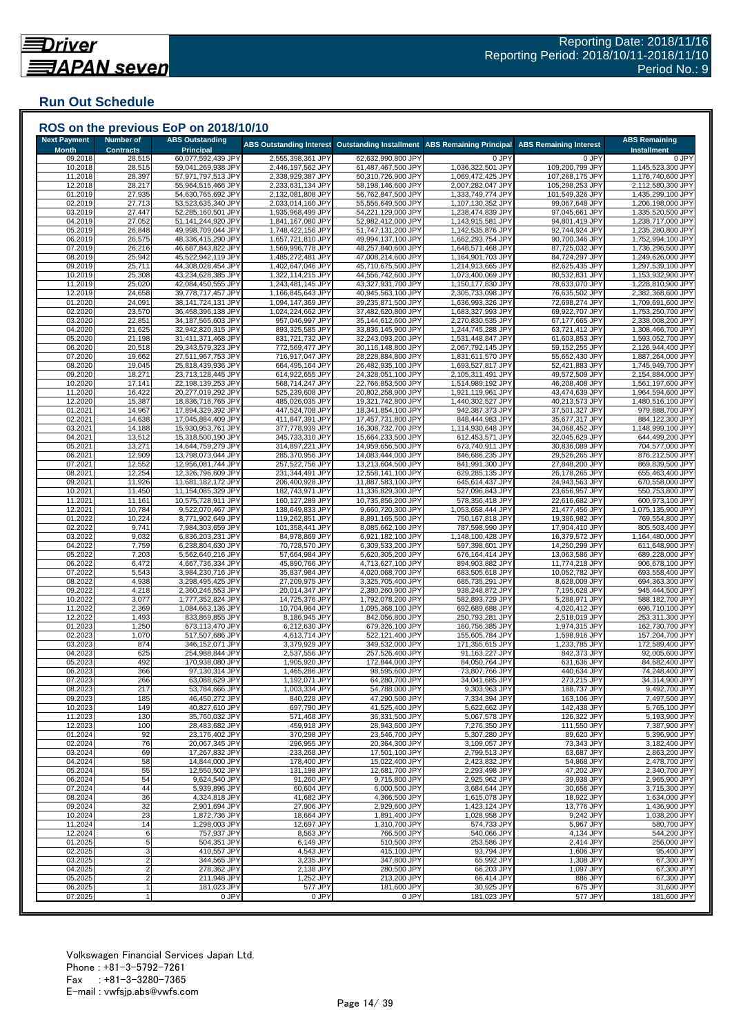# Run Out Schedule

## ROS on the previous EoP on 2018/10/10

| Next Payment Month | Number of Contracts | ABS Outstanding Principal | ABS Outstanding Interest | Outstanding Installment | ABS Remaining Principal | ABS Remaining Interest | ABS Remaining Installment |
|---|---|---|---|---|---|---|---|
| 09.2018 | 28,515 | 60,077,592,439 JPY | 2,555,398,361 JPY | 62,632,990,800 JPY | 0 JPY | 0 JPY | 0 JPY |
| 10.2018 | 28,515 | 59,041,269,938 JPY | 2,446,197,562 JPY | 61,487,467,500 JPY | 1,036,322,501 JPY | 109,200,799 JPY | 1,145,523,300 JPY |
| 11.2018 | 28,397 | 57,971,797,513 JPY | 2,338,929,387 JPY | 60,310,726,900 JPY | 1,069,472,425 JPY | 107,268,175 JPY | 1,176,740,600 JPY |
| 12.2018 | 28,217 | 55,964,515,466 JPY | 2,233,631,134 JPY | 58,198,146,600 JPY | 2,007,282,047 JPY | 105,298,253 JPY | 2,112,580,300 JPY |
| 01.2019 | 27,935 | 54,630,765,692 JPY | 2,132,081,808 JPY | 56,762,847,500 JPY | 1,333,749,774 JPY | 101,549,326 JPY | 1,435,299,100 JPY |
| 02.2019 | 27,713 | 53,523,635,340 JPY | 2,033,014,160 JPY | 55,556,649,500 JPY | 1,107,130,352 JPY | 99,067,648 JPY | 1,206,198,000 JPY |
| 03.2019 | 27,447 | 52,285,160,501 JPY | 1,935,968,499 JPY | 54,221,129,000 JPY | 1,238,474,839 JPY | 97,045,661 JPY | 1,335,520,500 JPY |
| 04.2019 | 27,052 | 51,141,244,920 JPY | 1,841,167,080 JPY | 52,982,412,000 JPY | 1,143,915,581 JPY | 94,801,419 JPY | 1,238,717,000 JPY |
| 05.2019 | 26,848 | 49,998,709,044 JPY | 1,748,422,156 JPY | 51,747,131,200 JPY | 1,142,535,876 JPY | 92,744,924 JPY | 1,235,280,800 JPY |
| 06.2019 | 26,575 | 48,336,415,290 JPY | 1,657,721,810 JPY | 49,994,137,100 JPY | 1,662,293,754 JPY | 90,700,346 JPY | 1,752,994,100 JPY |
| 07.2019 | 26,216 | 46,687,843,822 JPY | 1,569,996,778 JPY | 48,257,840,600 JPY | 1,648,571,468 JPY | 87,725,032 JPY | 1,736,296,500 JPY |
| 08.2019 | 25,942 | 45,522,942,119 JPY | 1,485,272,481 JPY | 47,008,214,600 JPY | 1,164,901,703 JPY | 84,724,297 JPY | 1,249,626,000 JPY |
| 09.2019 | 25,711 | 44,308,028,454 JPY | 1,402,647,046 JPY | 45,710,675,500 JPY | 1,214,913,665 JPY | 82,625,435 JPY | 1,297,539,100 JPY |
| 10.2019 | 25,308 | 43,234,628,385 JPY | 1,322,114,215 JPY | 44,556,742,600 JPY | 1,073,400,069 JPY | 80,532,831 JPY | 1,153,932,900 JPY |
| 11.2019 | 25,020 | 42,084,450,555 JPY | 1,243,481,145 JPY | 43,327,931,700 JPY | 1,150,177,830 JPY | 78,633,070 JPY | 1,228,810,900 JPY |
| 12.2019 | 24,658 | 39,778,717,457 JPY | 1,166,845,643 JPY | 40,945,563,100 JPY | 2,305,733,098 JPY | 76,635,502 JPY | 2,382,368,600 JPY |
| 01.2020 | 24,091 | 38,141,724,131 JPY | 1,094,147,369 JPY | 39,235,871,500 JPY | 1,636,993,326 JPY | 72,698,274 JPY | 1,709,691,600 JPY |
| 02.2020 | 23,570 | 36,458,396,138 JPY | 1,024,224,662 JPY | 37,482,620,800 JPY | 1,683,327,993 JPY | 69,922,707 JPY | 1,753,250,700 JPY |
| 03.2020 | 22,851 | 34,187,565,603 JPY | 957,046,997 JPY | 35,144,612,600 JPY | 2,270,830,535 JPY | 67,177,665 JPY | 2,338,008,200 JPY |
| 04.2020 | 21,625 | 32,942,820,315 JPY | 893,325,585 JPY | 33,836,145,900 JPY | 1,244,745,288 JPY | 63,721,412 JPY | 1,308,466,700 JPY |
| 05.2020 | 21,198 | 31,411,371,468 JPY | 831,721,732 JPY | 32,243,093,200 JPY | 1,531,448,847 JPY | 61,603,853 JPY | 1,593,052,700 JPY |
| 06.2020 | 20,518 | 29,343,579,323 JPY | 772,569,477 JPY | 30,116,148,800 JPY | 2,067,792,145 JPY | 59,152,255 JPY | 2,126,944,400 JPY |
| 07.2020 | 19,662 | 27,511,967,753 JPY | 716,917,047 JPY | 28,228,884,800 JPY | 1,831,611,570 JPY | 55,652,430 JPY | 1,887,264,000 JPY |
| 08.2020 | 19,045 | 25,818,439,936 JPY | 664,495,164 JPY | 26,482,935,100 JPY | 1,693,527,817 JPY | 52,421,883 JPY | 1,745,949,700 JPY |
| 09.2020 | 18,271 | 23,713,128,445 JPY | 614,922,655 JPY | 24,328,051,100 JPY | 2,105,311,491 JPY | 49,572,509 JPY | 2,154,884,000 JPY |
| 10.2020 | 17,141 | 22,198,139,253 JPY | 568,714,247 JPY | 22,766,853,500 JPY | 1,514,989,192 JPY | 46,208,408 JPY | 1,561,197,600 JPY |
| 11.2020 | 16,422 | 20,277,019,292 JPY | 525,239,608 JPY | 20,802,258,900 JPY | 1,921,119,961 JPY | 43,474,639 JPY | 1,964,594,600 JPY |
| 12.2020 | 15,387 | 18,836,716,765 JPY | 485,026,035 JPY | 19,321,742,800 JPY | 1,440,302,527 JPY | 40,213,573 JPY | 1,480,516,100 JPY |
| 01.2021 | 14,967 | 17,894,329,392 JPY | 447,524,708 JPY | 18,341,854,100 JPY | 942,387,373 JPY | 37,501,327 JPY | 979,888,700 JPY |
| 02.2021 | 14,638 | 17,045,884,409 JPY | 411,847,391 JPY | 17,457,731,800 JPY | 848,444,983 JPY | 35,677,317 JPY | 884,122,300 JPY |
| 03.2021 | 14,188 | 15,930,953,761 JPY | 377,778,939 JPY | 16,308,732,700 JPY | 1,114,930,648 JPY | 34,068,452 JPY | 1,148,999,100 JPY |
| 04.2021 | 13,512 | 15,318,500,190 JPY | 345,733,310 JPY | 15,664,233,500 JPY | 612,453,571 JPY | 32,045,629 JPY | 644,499,200 JPY |
| 05.2021 | 13,271 | 14,644,759,279 JPY | 314,897,221 JPY | 14,959,656,500 JPY | 673,740,911 JPY | 30,836,089 JPY | 704,577,000 JPY |
| 06.2021 | 12,909 | 13,798,073,044 JPY | 285,370,956 JPY | 14,083,444,000 JPY | 846,686,235 JPY | 29,526,265 JPY | 876,212,500 JPY |
| 07.2021 | 12,552 | 12,956,081,744 JPY | 257,522,756 JPY | 13,213,604,500 JPY | 841,991,300 JPY | 27,848,200 JPY | 869,839,500 JPY |
| 08.2021 | 12,254 | 12,326,796,609 JPY | 231,344,491 JPY | 12,558,141,100 JPY | 629,285,135 JPY | 26,178,265 JPY | 655,463,400 JPY |
| 09.2021 | 11,926 | 11,681,182,172 JPY | 206,400,928 JPY | 11,887,583,100 JPY | 645,614,437 JPY | 24,943,563 JPY | 670,558,000 JPY |
| 10.2021 | 11,450 | 11,154,085,329 JPY | 182,743,971 JPY | 11,336,829,300 JPY | 527,096,843 JPY | 23,656,957 JPY | 550,753,800 JPY |
| 11.2021 | 11,161 | 10,575,728,911 JPY | 160,127,289 JPY | 10,735,856,200 JPY | 578,356,418 JPY | 22,616,682 JPY | 600,973,100 JPY |
| 12.2021 | 10,784 | 9,522,070,467 JPY | 138,649,833 JPY | 9,660,720,300 JPY | 1,053,658,444 JPY | 21,477,456 JPY | 1,075,135,900 JPY |
| 01.2022 | 10,224 | 8,771,902,649 JPY | 119,262,851 JPY | 8,891,165,500 JPY | 750,167,818 JPY | 19,386,982 JPY | 769,554,800 JPY |
| 02.2022 | 9,741 | 7,984,303,659 JPY | 101,358,441 JPY | 8,085,662,100 JPY | 787,598,990 JPY | 17,904,410 JPY | 805,503,400 JPY |
| 03.2022 | 9,032 | 6,836,203,231 JPY | 84,978,869 JPY | 6,921,182,100 JPY | 1,148,100,428 JPY | 16,379,572 JPY | 1,164,480,000 JPY |
| 04.2022 | 7,759 | 6,238,804,630 JPY | 70,728,570 JPY | 6,309,533,200 JPY | 597,398,601 JPY | 14,250,299 JPY | 611,648,900 JPY |
| 05.2022 | 7,203 | 5,562,640,216 JPY | 57,664,984 JPY | 5,620,305,200 JPY | 676,164,414 JPY | 13,063,586 JPY | 689,228,000 JPY |
| 06.2022 | 6,472 | 4,667,736,334 JPY | 45,890,766 JPY | 4,713,627,100 JPY | 894,903,882 JPY | 11,774,218 JPY | 906,678,100 JPY |
| 07.2022 | 5,543 | 3,984,230,716 JPY | 35,837,984 JPY | 4,020,068,700 JPY | 683,505,618 JPY | 10,052,782 JPY | 693,558,400 JPY |
| 08.2022 | 4,938 | 3,298,495,425 JPY | 27,209,975 JPY | 3,325,705,400 JPY | 685,735,291 JPY | 8,628,009 JPY | 694,363,300 JPY |
| 09.2022 | 4,218 | 2,360,246,553 JPY | 20,014,347 JPY | 2,380,260,900 JPY | 938,248,872 JPY | 7,195,628 JPY | 945,444,500 JPY |
| 10.2022 | 3,077 | 1,777,352,824 JPY | 14,725,376 JPY | 1,792,078,200 JPY | 582,893,729 JPY | 5,288,971 JPY | 588,182,700 JPY |
| 11.2022 | 2,369 | 1,084,663,136 JPY | 10,704,964 JPY | 1,095,368,100 JPY | 692,689,688 JPY | 4,020,412 JPY | 696,710,100 JPY |
| 12.2022 | 1,493 | 833,869,855 JPY | 8,186,945 JPY | 842,056,800 JPY | 250,793,281 JPY | 2,518,019 JPY | 253,311,300 JPY |
| 01.2023 | 1,250 | 673,113,470 JPY | 6,212,630 JPY | 679,326,100 JPY | 160,756,385 JPY | 1,974,315 JPY | 162,730,700 JPY |
| 02.2023 | 1,070 | 517,507,686 JPY | 4,613,714 JPY | 522,121,400 JPY | 155,605,784 JPY | 1,598,916 JPY | 157,204,700 JPY |
| 03.2023 | 874 | 346,152,071 JPY | 3,379,929 JPY | 349,532,000 JPY | 171,355,615 JPY | 1,233,785 JPY | 172,589,400 JPY |
| 04.2023 | 625 | 254,988,844 JPY | 2,537,556 JPY | 257,526,400 JPY | 91,163,227 JPY | 842,373 JPY | 92,005,600 JPY |
| 05.2023 | 492 | 170,938,080 JPY | 1,905,920 JPY | 172,844,000 JPY | 84,050,764 JPY | 631,636 JPY | 84,682,400 JPY |
| 06.2023 | 366 | 97,130,314 JPY | 1,465,286 JPY | 98,595,600 JPY | 73,807,766 JPY | 440,634 JPY | 74,248,400 JPY |
| 07.2023 | 266 | 63,088,629 JPY | 1,192,071 JPY | 64,280,700 JPY | 34,041,685 JPY | 273,215 JPY | 34,314,900 JPY |
| 08.2023 | 217 | 53,784,666 JPY | 1,003,334 JPY | 54,788,000 JPY | 9,303,963 JPY | 188,737 JPY | 9,492,700 JPY |
| 09.2023 | 185 | 46,450,272 JPY | 840,228 JPY | 47,290,500 JPY | 7,334,394 JPY | 163,106 JPY | 7,497,500 JPY |
| 10.2023 | 149 | 40,827,610 JPY | 697,790 JPY | 41,525,400 JPY | 5,622,662 JPY | 142,438 JPY | 5,765,100 JPY |
| 11.2023 | 130 | 35,760,032 JPY | 571,468 JPY | 36,331,500 JPY | 5,067,578 JPY | 126,322 JPY | 5,193,900 JPY |
| 12.2023 | 100 | 28,483,682 JPY | 459,918 JPY | 28,943,600 JPY | 7,276,350 JPY | 111,550 JPY | 7,387,900 JPY |
| 01.2024 | 92 | 23,176,402 JPY | 370,298 JPY | 23,546,700 JPY | 5,307,280 JPY | 89,620 JPY | 5,396,900 JPY |
| 02.2024 | 76 | 20,067,345 JPY | 296,955 JPY | 20,364,300 JPY | 3,109,057 JPY | 73,343 JPY | 3,182,400 JPY |
| 03.2024 | 69 | 17,267,832 JPY | 233,268 JPY | 17,501,100 JPY | 2,799,513 JPY | 63,687 JPY | 2,863,200 JPY |
| 04.2024 | 58 | 14,844,000 JPY | 178,400 JPY | 15,022,400 JPY | 2,423,832 JPY | 54,868 JPY | 2,478,700 JPY |
| 05.2024 | 55 | 12,550,502 JPY | 131,198 JPY | 12,681,700 JPY | 2,293,498 JPY | 47,202 JPY | 2,340,700 JPY |
| 06.2024 | 54 | 9,624,540 JPY | 91,260 JPY | 9,715,800 JPY | 2,925,962 JPY | 39,938 JPY | 2,965,900 JPY |
| 07.2024 | 44 | 5,939,896 JPY | 60,604 JPY | 6,000,500 JPY | 3,684,644 JPY | 30,656 JPY | 3,715,300 JPY |
| 08.2024 | 36 | 4,324,818 JPY | 41,682 JPY | 4,366,500 JPY | 1,615,078 JPY | 18,922 JPY | 1,634,000 JPY |
| 09.2024 | 32 | 2,901,694 JPY | 27,906 JPY | 2,929,600 JPY | 1,423,124 JPY | 13,776 JPY | 1,436,900 JPY |
| 10.2024 | 23 | 1,872,736 JPY | 18,664 JPY | 1,891,400 JPY | 1,028,958 JPY | 9,242 JPY | 1,038,200 JPY |
| 11.2024 | 14 | 1,298,003 JPY | 12,697 JPY | 1,310,700 JPY | 574,733 JPY | 5,967 JPY | 580,700 JPY |
| 12.2024 | 6 | 757,937 JPY | 8,563 JPY | 766,500 JPY | 540,066 JPY | 4,134 JPY | 544,200 JPY |
| 01.2025 | 5 | 504,351 JPY | 6,149 JPY | 510,500 JPY | 253,586 JPY | 2,414 JPY | 256,000 JPY |
| 02.2025 | 3 | 410,557 JPY | 4,543 JPY | 415,100 JPY | 93,794 JPY | 1,606 JPY | 95,400 JPY |
| 03.2025 | 2 | 344,565 JPY | 3,235 JPY | 347,800 JPY | 65,992 JPY | 1,308 JPY | 67,300 JPY |
| 04.2025 | 2 | 278,362 JPY | 2,138 JPY | 280,500 JPY | 66,203 JPY | 1,097 JPY | 67,300 JPY |
| 05.2025 | 2 | 211,948 JPY | 1,252 JPY | 213,200 JPY | 66,414 JPY | 886 JPY | 67,300 JPY |
| 06.2025 | 1 | 181,023 JPY | 577 JPY | 181,600 JPY | 30,925 JPY | 675 JPY | 31,600 JPY |
| 07.2025 | 1 | 0 JPY | 0 JPY | 0 JPY | 181,023 JPY | 577 JPY | 181,600 JPY |

Volkswagen Financial Services Japan Ltd.
Phone : +81-3-5792-7261
Fax : +81-3-3280-7365
E-mail : vwfsjp.abs@vwfs.com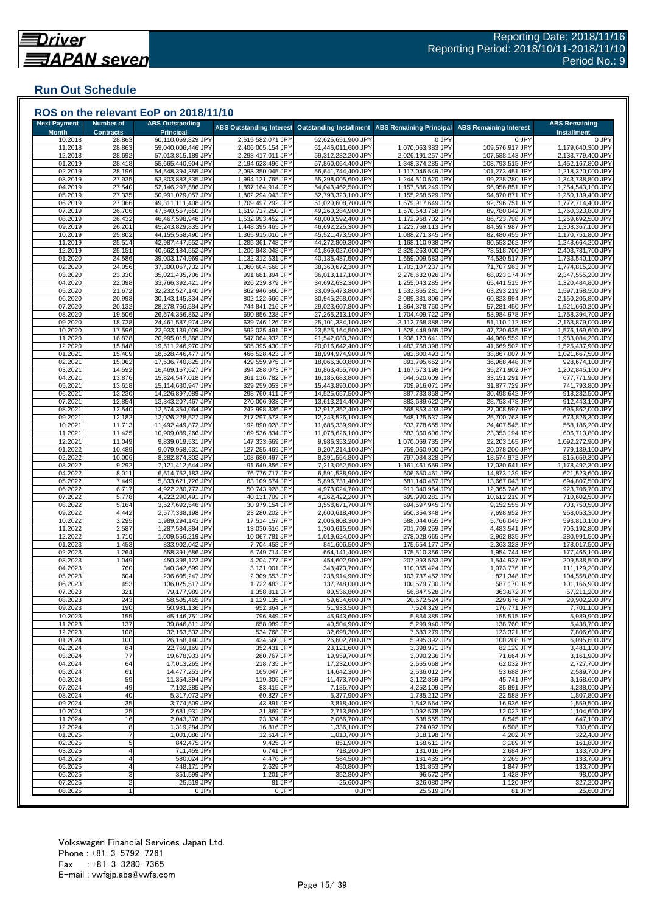Reporting Date: 2018/11/16
Reporting Period: 2018/10/11-2018/11/10
Period No.: 9

## Run Out Schedule

### ROS on the relevant EoP on 2018/11/10

| Next Payment Month | Number of Contracts | ABS Outstanding Principal | ABS Outstanding Interest | Outstanding Installment | ABS Remaining Principal | ABS Remaining Interest | ABS Remaining Installment |
|---|---|---|---|---|---|---|---|
| 10.2018 | 28,863 | 60,110,069,829 JPY | 2,515,582,071 JPY | 62,625,651,900 JPY | 0 JPY | 0 JPY | 0 JPY |
| 11.2018 | 28,863 | 59,040,006,446 JPY | 2,406,005,154 JPY | 61,446,011,600 JPY | 1,070,063,383 JPY | 109,576,917 JPY | 1,179,640,300 JPY |
| 12.2018 | 28,692 | 57,013,815,189 JPY | 2,298,417,011 JPY | 59,312,232,200 JPY | 2,026,191,257 JPY | 107,588,143 JPY | 2,133,779,400 JPY |
| 01.2019 | 28,418 | 55,665,440,904 JPY | 2,194,623,496 JPY | 57,860,064,400 JPY | 1,348,374,285 JPY | 103,793,515 JPY | 1,452,167,800 JPY |
| 02.2019 | 28,196 | 54,548,394,355 JPY | 2,093,350,045 JPY | 56,641,744,400 JPY | 1,117,046,549 JPY | 101,273,451 JPY | 1,218,320,000 JPY |
| 03.2019 | 27,935 | 53,303,883,835 JPY | 1,994,121,765 JPY | 55,298,005,600 JPY | 1,244,510,520 JPY | 99,228,280 JPY | 1,343,738,800 JPY |
| 04.2019 | 27,540 | 52,146,297,586 JPY | 1,897,164,914 JPY | 54,043,462,500 JPY | 1,157,586,249 JPY | 96,956,851 JPY | 1,254,543,100 JPY |
| 05.2019 | 27,335 | 50,991,029,057 JPY | 1,802,294,043 JPY | 52,793,323,100 JPY | 1,155,268,529 JPY | 94,870,871 JPY | 1,250,139,400 JPY |
| 06.2019 | 27,066 | 49,311,111,408 JPY | 1,709,497,292 JPY | 51,020,608,700 JPY | 1,679,917,649 JPY | 92,796,751 JPY | 1,772,714,400 JPY |
| 07.2019 | 26,706 | 47,640,567,650 JPY | 1,619,717,250 JPY | 49,260,284,900 JPY | 1,670,543,758 JPY | 89,780,042 JPY | 1,760,323,800 JPY |
| 08.2019 | 26,432 | 46,467,598,948 JPY | 1,532,993,452 JPY | 48,000,592,400 JPY | 1,172,968,702 JPY | 86,723,798 JPY | 1,259,692,500 JPY |
| 09.2019 | 26,201 | 45,243,829,835 JPY | 1,448,395,465 JPY | 46,692,225,300 JPY | 1,223,769,113 JPY | 84,597,987 JPY | 1,308,367,100 JPY |
| 10.2019 | 25,802 | 44,155,558,490 JPY | 1,365,915,010 JPY | 45,521,473,500 JPY | 1,088,271,345 JPY | 82,480,455 JPY | 1,170,751,800 JPY |
| 11.2019 | 25,514 | 42,987,447,552 JPY | 1,285,361,748 JPY | 44,272,809,300 JPY | 1,168,110,938 JPY | 80,553,262 JPY | 1,248,664,200 JPY |
| 12.2019 | 25,151 | 40,662,184,552 JPY | 1,206,843,048 JPY | 41,869,027,600 JPY | 2,325,263,000 JPY | 78,518,700 JPY | 2,403,781,700 JPY |
| 01.2020 | 24,586 | 39,003,174,969 JPY | 1,132,312,531 JPY | 40,135,487,500 JPY | 1,659,009,583 JPY | 74,530,517 JPY | 1,733,540,100 JPY |
| 02.2020 | 24,056 | 37,300,067,732 JPY | 1,060,604,568 JPY | 38,360,672,300 JPY | 1,703,107,237 JPY | 71,707,963 JPY | 1,774,815,200 JPY |
| 03.2020 | 23,330 | 35,021,435,706 JPY | 991,681,394 JPY | 36,013,117,100 JPY | 2,278,632,026 JPY | 68,923,174 JPY | 2,347,555,200 JPY |
| 04.2020 | 22,098 | 33,766,392,421 JPY | 926,239,879 JPY | 34,692,632,300 JPY | 1,255,043,285 JPY | 65,441,515 JPY | 1,320,484,800 JPY |
| 05.2020 | 21,672 | 32,232,527,140 JPY | 862,946,660 JPY | 33,095,473,800 JPY | 1,533,865,281 JPY | 63,293,219 JPY | 1,597,158,500 JPY |
| 06.2020 | 20,993 | 30,143,145,334 JPY | 802,122,666 JPY | 30,945,268,000 JPY | 2,089,381,806 JPY | 60,823,994 JPY | 2,150,205,800 JPY |
| 07.2020 | 20,132 | 28,278,766,584 JPY | 744,841,216 JPY | 29,023,607,800 JPY | 1,864,378,750 JPY | 57,281,450 JPY | 1,921,660,200 JPY |
| 08.2020 | 19,506 | 26,574,356,862 JPY | 690,856,238 JPY | 27,265,213,100 JPY | 1,704,409,722 JPY | 53,984,978 JPY | 1,758,394,700 JPY |
| 09.2020 | 18,728 | 24,461,587,974 JPY | 639,746,126 JPY | 25,101,334,100 JPY | 2,112,768,888 JPY | 51,110,112 JPY | 2,163,879,000 JPY |
| 10.2020 | 17,596 | 22,933,139,009 JPY | 592,025,491 JPY | 23,525,164,500 JPY | 1,528,448,965 JPY | 47,720,635 JPY | 1,576,169,600 JPY |
| 11.2020 | 16,878 | 20,995,015,368 JPY | 547,064,932 JPY | 21,542,080,300 JPY | 1,938,123,641 JPY | 44,960,559 JPY | 1,983,084,200 JPY |
| 12.2020 | 15,848 | 19,511,246,970 JPY | 505,395,430 JPY | 20,016,642,400 JPY | 1,483,768,398 JPY | 41,669,502 JPY | 1,525,437,900 JPY |
| 01.2021 | 15,409 | 18,528,446,477 JPY | 466,528,423 JPY | 18,994,974,900 JPY | 982,800,493 JPY | 38,867,007 JPY | 1,021,667,500 JPY |
| 02.2021 | 15,062 | 17,636,740,825 JPY | 429,559,975 JPY | 18,066,300,800 JPY | 891,705,652 JPY | 36,968,448 JPY | 928,674,100 JPY |
| 03.2021 | 14,592 | 16,469,167,627 JPY | 394,288,073 JPY | 16,863,455,700 JPY | 1,167,573,198 JPY | 35,271,902 JPY | 1,202,845,100 JPY |
| 04.2021 | 13,876 | 15,824,547,018 JPY | 361,136,782 JPY | 16,185,683,800 JPY | 644,620,609 JPY | 33,151,291 JPY | 677,771,900 JPY |
| 05.2021 | 13,618 | 15,114,630,947 JPY | 329,259,053 JPY | 15,443,890,000 JPY | 709,916,071 JPY | 31,877,729 JPY | 741,793,800 JPY |
| 06.2021 | 13,230 | 14,226,897,089 JPY | 298,760,411 JPY | 14,525,657,500 JPY | 887,733,858 JPY | 30,498,642 JPY | 918,232,500 JPY |
| 07.2021 | 12,854 | 13,343,207,467 JPY | 270,006,933 JPY | 13,613,214,400 JPY | 883,689,622 JPY | 28,753,478 JPY | 912,443,100 JPY |
| 08.2021 | 12,540 | 12,674,354,064 JPY | 242,998,336 JPY | 12,917,352,400 JPY | 668,853,403 JPY | 27,008,597 JPY | 695,862,000 JPY |
| 09.2021 | 12,182 | 12,026,228,527 JPY | 217,297,573 JPY | 12,243,526,100 JPY | 648,125,537 JPY | 25,700,763 JPY | 673,826,300 JPY |
| 10.2021 | 11,713 | 11,492,449,872 JPY | 192,890,028 JPY | 11,685,339,900 JPY | 533,778,655 JPY | 24,407,545 JPY | 558,186,200 JPY |
| 11.2021 | 11,425 | 10,909,089,266 JPY | 169,536,834 JPY | 11,078,626,100 JPY | 583,360,606 JPY | 23,353,194 JPY | 606,713,800 JPY |
| 12.2021 | 11,049 | 9,839,019,531 JPY | 147,333,669 JPY | 9,986,353,200 JPY | 1,070,069,735 JPY | 22,203,165 JPY | 1,092,272,900 JPY |
| 01.2022 | 10,489 | 9,079,958,631 JPY | 127,255,469 JPY | 9,207,214,100 JPY | 759,060,900 JPY | 20,078,200 JPY | 779,139,100 JPY |
| 02.2022 | 10,006 | 8,282,874,303 JPY | 108,680,497 JPY | 8,391,554,800 JPY | 797,084,328 JPY | 18,574,972 JPY | 815,659,300 JPY |
| 03.2022 | 9,292 | 7,121,412,644 JPY | 91,649,856 JPY | 7,213,062,500 JPY | 1,161,461,659 JPY | 17,030,641 JPY | 1,178,492,300 JPY |
| 04.2022 | 8,011 | 6,514,762,183 JPY | 76,776,717 JPY | 6,591,538,900 JPY | 606,650,461 JPY | 14,873,139 JPY | 621,523,600 JPY |
| 05.2022 | 7,449 | 5,833,621,726 JPY | 63,109,674 JPY | 5,896,731,400 JPY | 681,140,457 JPY | 13,667,043 JPY | 694,807,500 JPY |
| 06.2022 | 6,717 | 4,922,280,772 JPY | 50,743,928 JPY | 4,973,024,700 JPY | 911,340,954 JPY | 12,365,746 JPY | 923,706,700 JPY |
| 07.2022 | 5,778 | 4,222,290,491 JPY | 40,131,709 JPY | 4,262,422,200 JPY | 699,990,281 JPY | 10,612,219 JPY | 710,602,500 JPY |
| 08.2022 | 5,164 | 3,527,692,546 JPY | 30,979,154 JPY | 3,558,671,700 JPY | 694,597,945 JPY | 9,152,555 JPY | 703,750,500 JPY |
| 09.2022 | 4,442 | 2,577,338,198 JPY | 23,280,202 JPY | 2,600,618,400 JPY | 950,354,348 JPY | 7,698,952 JPY | 958,053,300 JPY |
| 10.2022 | 3,295 | 1,989,294,143 JPY | 17,514,157 JPY | 2,006,808,300 JPY | 588,044,055 JPY | 5,766,045 JPY | 593,810,100 JPY |
| 11.2022 | 2,587 | 1,287,584,884 JPY | 13,030,616 JPY | 1,300,615,500 JPY | 701,709,259 JPY | 4,483,541 JPY | 706,192,800 JPY |
| 12.2022 | 1,710 | 1,009,556,219 JPY | 10,067,781 JPY | 1,019,624,000 JPY | 278,028,665 JPY | 2,962,835 JPY | 280,991,500 JPY |
| 01.2023 | 1,453 | 833,902,042 JPY | 7,704,458 JPY | 841,606,500 JPY | 175,654,177 JPY | 2,363,323 JPY | 178,017,500 JPY |
| 02.2023 | 1,264 | 658,391,686 JPY | 5,749,714 JPY | 664,141,400 JPY | 175,510,356 JPY | 1,954,744 JPY | 177,465,100 JPY |
| 03.2023 | 1,049 | 450,398,123 JPY | 4,204,777 JPY | 454,602,900 JPY | 207,993,563 JPY | 1,544,937 JPY | 209,538,500 JPY |
| 04.2023 | 760 | 340,342,699 JPY | 3,131,001 JPY | 343,473,700 JPY | 110,055,424 JPY | 1,073,776 JPY | 111,129,200 JPY |
| 05.2023 | 604 | 236,605,247 JPY | 2,309,653 JPY | 238,914,900 JPY | 103,737,452 JPY | 821,348 JPY | 104,558,800 JPY |
| 06.2023 | 453 | 136,025,517 JPY | 1,722,483 JPY | 137,748,000 JPY | 100,579,730 JPY | 587,170 JPY | 101,166,900 JPY |
| 07.2023 | 321 | 79,177,989 JPY | 1,358,811 JPY | 80,536,800 JPY | 56,847,528 JPY | 363,672 JPY | 57,211,200 JPY |
| 08.2023 | 243 | 58,505,465 JPY | 1,129,135 JPY | 59,634,600 JPY | 20,672,524 JPY | 229,676 JPY | 20,902,200 JPY |
| 09.2023 | 190 | 50,981,136 JPY | 952,364 JPY | 51,933,500 JPY | 7,524,329 JPY | 176,771 JPY | 7,701,100 JPY |
| 10.2023 | 155 | 45,146,751 JPY | 796,849 JPY | 45,943,600 JPY | 5,834,385 JPY | 155,515 JPY | 5,989,900 JPY |
| 11.2023 | 137 | 39,846,811 JPY | 658,089 JPY | 40,504,900 JPY | 5,299,940 JPY | 138,760 JPY | 5,438,700 JPY |
| 12.2023 | 108 | 32,163,532 JPY | 534,768 JPY | 32,698,300 JPY | 7,683,279 JPY | 123,321 JPY | 7,806,600 JPY |
| 01.2024 | 100 | 26,168,140 JPY | 434,560 JPY | 26,602,700 JPY | 5,995,392 JPY | 100,208 JPY | 6,095,600 JPY |
| 02.2024 | 84 | 22,769,169 JPY | 352,431 JPY | 23,121,600 JPY | 3,398,971 JPY | 82,129 JPY | 3,481,100 JPY |
| 03.2024 | 77 | 19,678,933 JPY | 280,767 JPY | 19,959,700 JPY | 3,090,236 JPY | 71,664 JPY | 3,161,900 JPY |
| 04.2024 | 64 | 17,013,265 JPY | 218,735 JPY | 17,232,000 JPY | 2,665,668 JPY | 62,032 JPY | 2,727,700 JPY |
| 05.2024 | 61 | 14,477,253 JPY | 165,047 JPY | 14,642,300 JPY | 2,536,012 JPY | 53,688 JPY | 2,589,700 JPY |
| 06.2024 | 59 | 11,354,394 JPY | 119,306 JPY | 11,473,700 JPY | 3,122,859 JPY | 45,741 JPY | 3,168,600 JPY |
| 07.2024 | 49 | 7,102,285 JPY | 83,415 JPY | 7,185,700 JPY | 4,252,109 JPY | 35,891 JPY | 4,288,000 JPY |
| 08.2024 | 40 | 5,317,073 JPY | 60,827 JPY | 5,377,900 JPY | 1,785,212 JPY | 22,588 JPY | 1,807,800 JPY |
| 09.2024 | 35 | 3,774,509 JPY | 43,891 JPY | 3,818,400 JPY | 1,542,564 JPY | 16,936 JPY | 1,559,500 JPY |
| 10.2024 | 25 | 2,681,931 JPY | 31,869 JPY | 2,713,800 JPY | 1,092,578 JPY | 12,022 JPY | 1,104,600 JPY |
| 11.2024 | 16 | 2,043,376 JPY | 23,324 JPY | 2,066,700 JPY | 638,555 JPY | 8,545 JPY | 647,100 JPY |
| 12.2024 | 8 | 1,319,284 JPY | 16,816 JPY | 1,336,100 JPY | 724,092 JPY | 6,508 JPY | 730,600 JPY |
| 01.2025 | 7 | 1,001,086 JPY | 12,614 JPY | 1,013,700 JPY | 318,198 JPY | 4,202 JPY | 322,400 JPY |
| 02.2025 | 5 | 842,475 JPY | 9,425 JPY | 851,900 JPY | 158,611 JPY | 3,189 JPY | 161,800 JPY |
| 03.2025 | 4 | 711,459 JPY | 6,741 JPY | 718,200 JPY | 131,016 JPY | 2,684 JPY | 133,700 JPY |
| 04.2025 | 4 | 580,024 JPY | 4,476 JPY | 584,500 JPY | 131,435 JPY | 2,265 JPY | 133,700 JPY |
| 05.2025 | 4 | 448,171 JPY | 2,629 JPY | 450,800 JPY | 131,853 JPY | 1,847 JPY | 133,700 JPY |
| 06.2025 | 3 | 351,599 JPY | 1,201 JPY | 352,800 JPY | 96,572 JPY | 1,428 JPY | 98,000 JPY |
| 07.2025 | 2 | 25,519 JPY | 81 JPY | 25,600 JPY | 326,080 JPY | 1,120 JPY | 327,200 JPY |
| 08.2025 | 1 | 0 JPY | 0 JPY | 0 JPY | 25,519 JPY | 81 JPY | 25,600 JPY |

Volkswagen Financial Services Japan Ltd.
Phone : +81-3-5792-7261
Fax : +81-3-3280-7365
E-mail : vwfsjp.abs@vwfs.com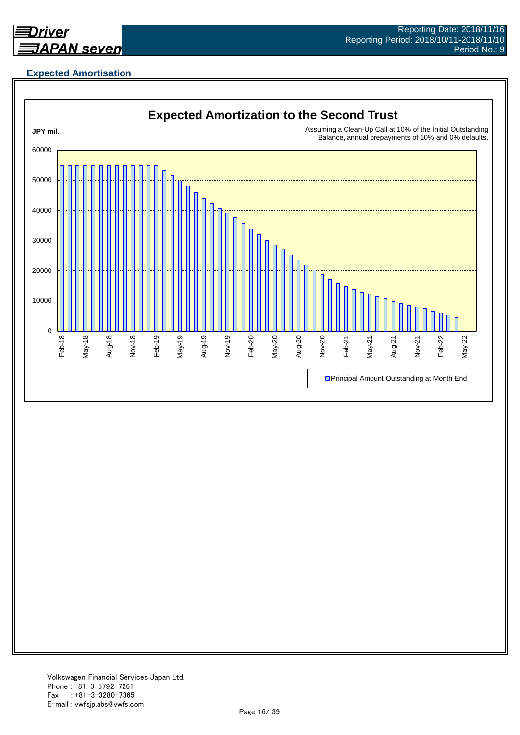## Expected Amortisation

**Expected Amortization to the Second Trust**

JPY mil.

Assuming a Clean-Up Call at 10% of the Initial Outstanding Balance, annual prepayments of 10% and 0% defaults.

Principal Amount Outstanding at Month End

Volkswagen Financial Services Japan Ltd.
Phone : +81-3-5792-7261
Fax : +81-3-3280-7365
E-mail : vwfsjp.abs@vwfs.com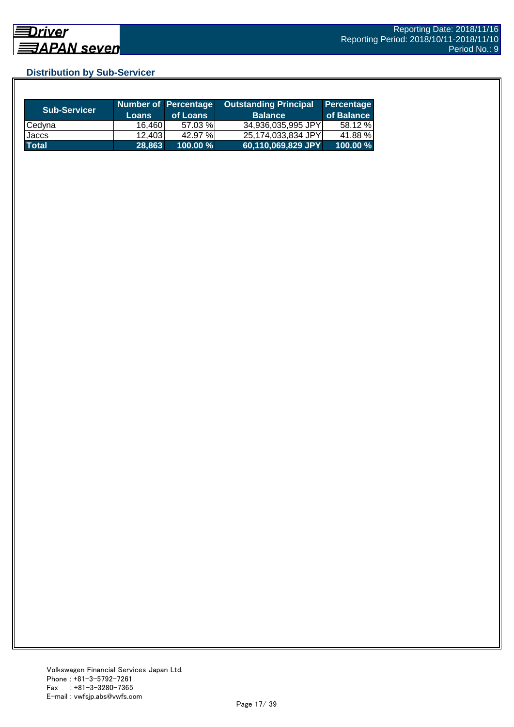## Distribution by Sub-Servicer

| Sub-Servicer | Number of Loans | Percentage of Loans | Outstanding Principal Balance | Percentage of Balance |
|---|---|---|---|---|
| Cedyna | 16,460 | 57.03 % | 34,936,035,995 JPY | 58.12 % |
| Jaccs | 12,403 | 42.97 % | 25,174,033,834 JPY | 41.88 % |
| **Total** | **28,863** | **100.00 %** | **60,110,069,829 JPY** | **100.00 %** |

Volkswagen Financial Services Japan Ltd.
Phone : +81-3-5792-7261
Fax : +81-3-3280-7365
E-mail : vwfsjp.abs@vwfs.com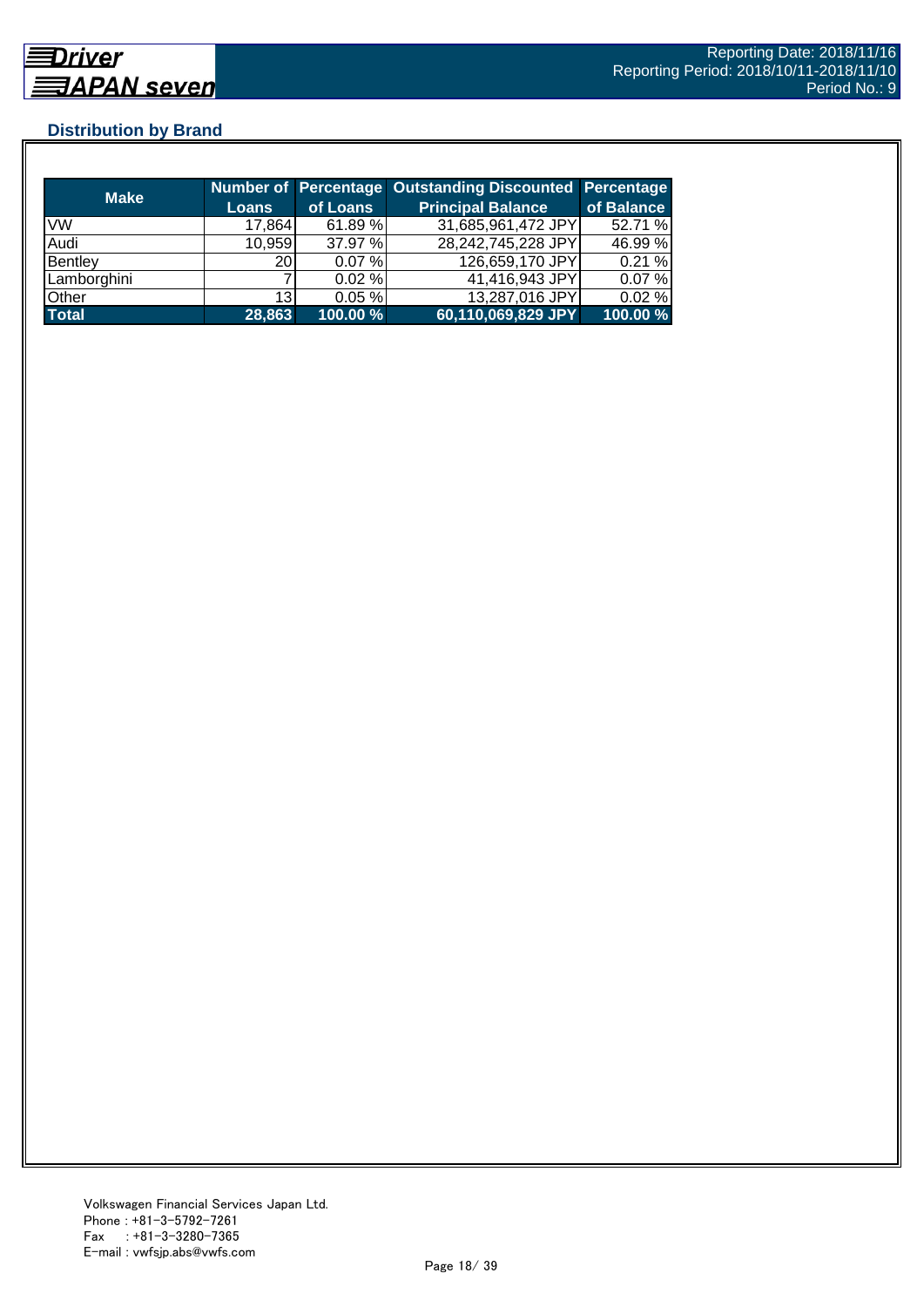## Distribution by Brand

| Make | Number of Loans | Percentage of Loans | Outstanding Discounted Principal Balance | Percentage of Balance |
|---|---|---|---|---|
| VW | 17,864 | 61.89 % | 31,685,961,472 JPY | 52.71 % |
| Audi | 10,959 | 37.97 % | 28,242,745,228 JPY | 46.99 % |
| Bentley | 20 | 0.07 % | 126,659,170 JPY | 0.21 % |
| Lamborghini | 7 | 0.02 % | 41,416,943 JPY | 0.07 % |
| Other | 13 | 0.05 % | 13,287,016 JPY | 0.02 % |
| **Total** | **28,863** | **100.00 %** | **60,110,069,829 JPY** | **100.00 %** |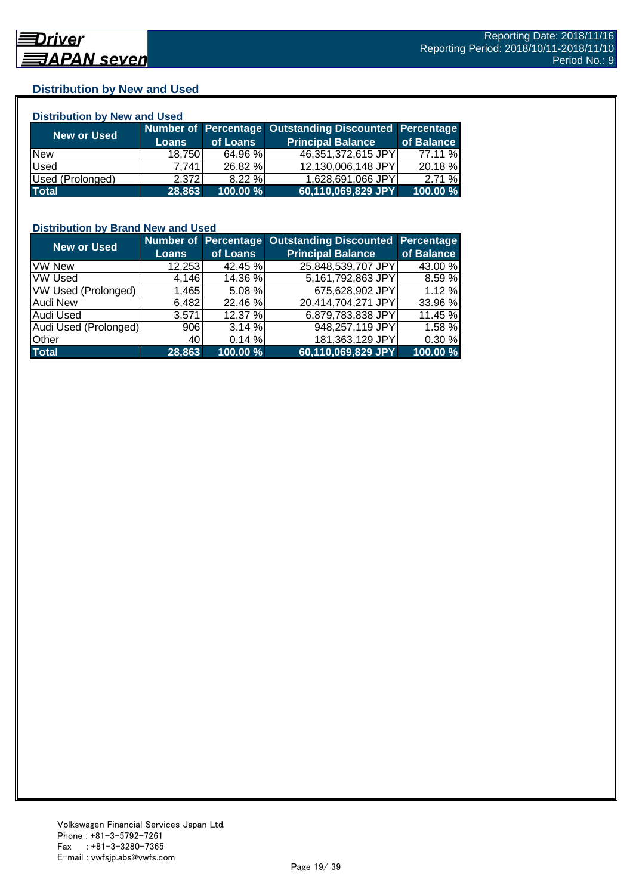## Distribution by New and Used

### Distribution by New and Used

| New or Used | Number of Loans | Percentage of Loans | Outstanding Discounted Principal Balance | Percentage of Balance |
|---|---|---|---|---|
| New | 18,750 | 64.96 % | 46,351,372,615 JPY | 77.11 % |
| Used | 7,741 | 26.82 % | 12,130,006,148 JPY | 20.18 % |
| Used (Prolonged) | 2,372 | 8.22 % | 1,628,691,066 JPY | 2.71 % |
| **Total** | **28,863** | **100.00 %** | **60,110,069,829 JPY** | **100.00 %** |

### Distribution by Brand New and Used

| New or Used | Number of Loans | Percentage of Loans | Outstanding Discounted Principal Balance | Percentage of Balance |
|---|---|---|---|---|
| VW New | 12,253 | 42.45 % | 25,848,539,707 JPY | 43.00 % |
| VW Used | 4,146 | 14.36 % | 5,161,792,863 JPY | 8.59 % |
| VW Used (Prolonged) | 1,465 | 5.08 % | 675,628,902 JPY | 1.12 % |
| Audi New | 6,482 | 22.46 % | 20,414,704,271 JPY | 33.96 % |
| Audi Used | 3,571 | 12.37 % | 6,879,783,838 JPY | 11.45 % |
| Audi Used (Prolonged) | 906 | 3.14 % | 948,257,119 JPY | 1.58 % |
| Other | 40 | 0.14 % | 181,363,129 JPY | 0.30 % |
| **Total** | **28,863** | **100.00 %** | **60,110,069,829 JPY** | **100.00 %** |

Volkswagen Financial Services Japan Ltd.
Phone : +81-3-5792-7261
Fax : +81-3-3280-7365
E-mail : vwfsjp.abs@vwfs.com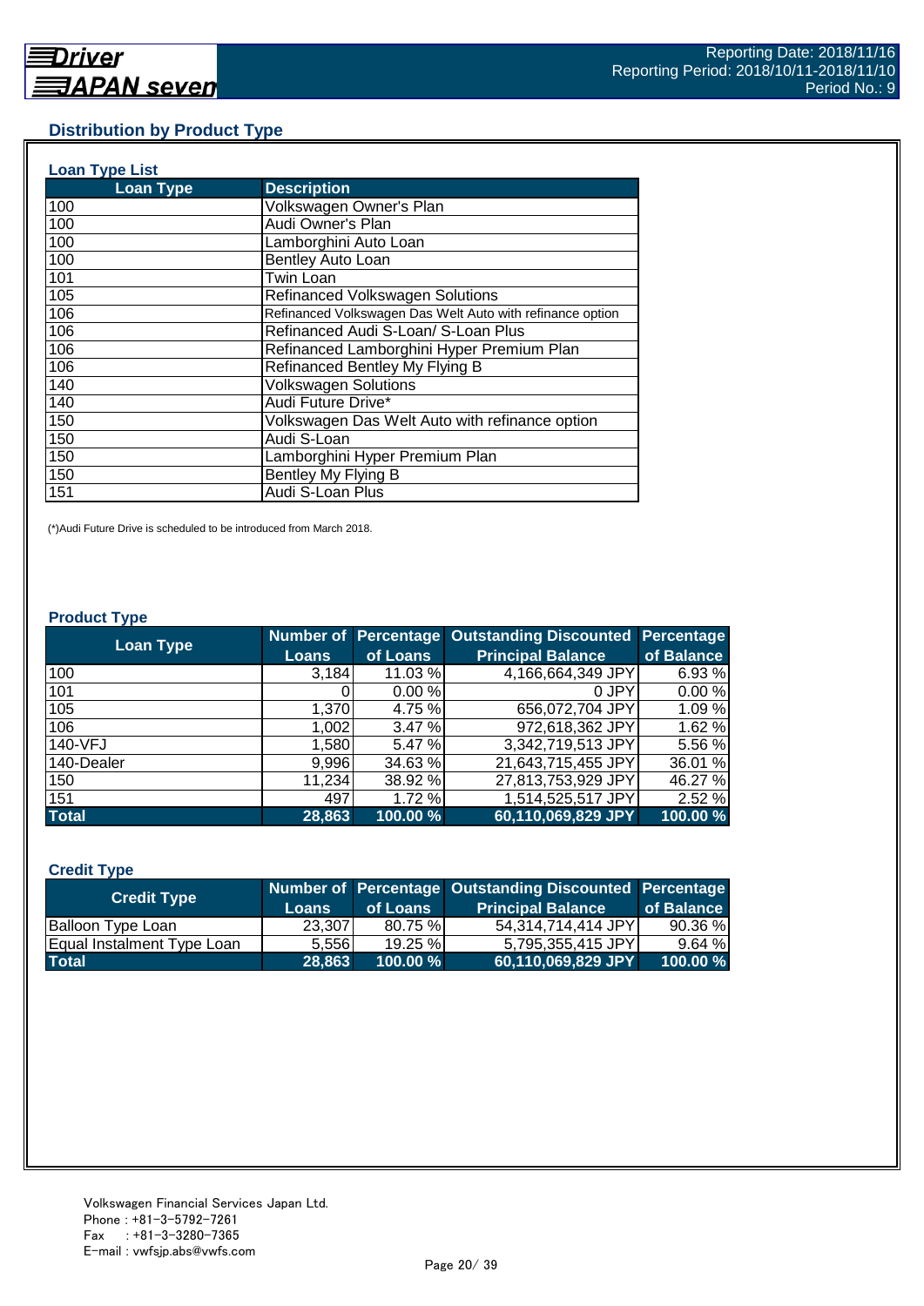## Distribution by Product Type

### Loan Type List

| Loan Type | Description |
|---|---|
| 100 | Volkswagen Owner's Plan |
| 100 | Audi Owner's Plan |
| 100 | Lamborghini Auto Loan |
| 100 | Bentley Auto Loan |
| 101 | Twin Loan |
| 105 | Refinanced Volkswagen Solutions |
| 106 | Refinanced Volkswagen Das Welt Auto with refinance option |
| 106 | Refinanced Audi S-Loan/ S-Loan Plus |
| 106 | Refinanced Lamborghini Hyper Premium Plan |
| 106 | Refinanced Bentley My Flying B |
| 140 | Volkswagen Solutions |
| 140 | Audi Future Drive* |
| 150 | Volkswagen Das Welt Auto with refinance option |
| 150 | Audi S-Loan |
| 150 | Lamborghini Hyper Premium Plan |
| 150 | Bentley My Flying B |
| 151 | Audi S-Loan Plus |

(*)Audi Future Drive is scheduled to be introduced from March 2018.

### Product Type

| Loan Type | Number of Loans | Percentage of Loans | Outstanding Discounted Principal Balance | Percentage of Balance |
|---|---|---|---|---|
| 100 | 3,184 | 11.03 % | 4,166,664,349 JPY | 6.93 % |
| 101 | 0 | 0.00 % | 0 JPY | 0.00 % |
| 105 | 1,370 | 4.75 % | 656,072,704 JPY | 1.09 % |
| 106 | 1,002 | 3.47 % | 972,618,362 JPY | 1.62 % |
| 140-VFJ | 1,580 | 5.47 % | 3,342,719,513 JPY | 5.56 % |
| 140-Dealer | 9,996 | 34.63 % | 21,643,715,455 JPY | 36.01 % |
| 150 | 11,234 | 38.92 % | 27,813,753,929 JPY | 46.27 % |
| 151 | 497 | 1.72 % | 1,514,525,517 JPY | 2.52 % |
| **Total** | **28,863** | **100.00 %** | **60,110,069,829 JPY** | **100.00 %** |

### Credit Type

| Credit Type | Number of Loans | Percentage of Loans | Outstanding Discounted Principal Balance | Percentage of Balance |
|---|---|---|---|---|
| Balloon Type Loan | 23,307 | 80.75 % | 54,314,714,414 JPY | 90.36 % |
| Equal Instalment Type Loan | 5,556 | 19.25 % | 5,795,355,415 JPY | 9.64 % |
| **Total** | **28,863** | **100.00 %** | **60,110,069,829 JPY** | **100.00 %** |

Volkswagen Financial Services Japan Ltd.
Phone : +81-3-5792-7261
Fax : +81-3-3280-7365
E-mail : vwfsjp.abs@vwfs.com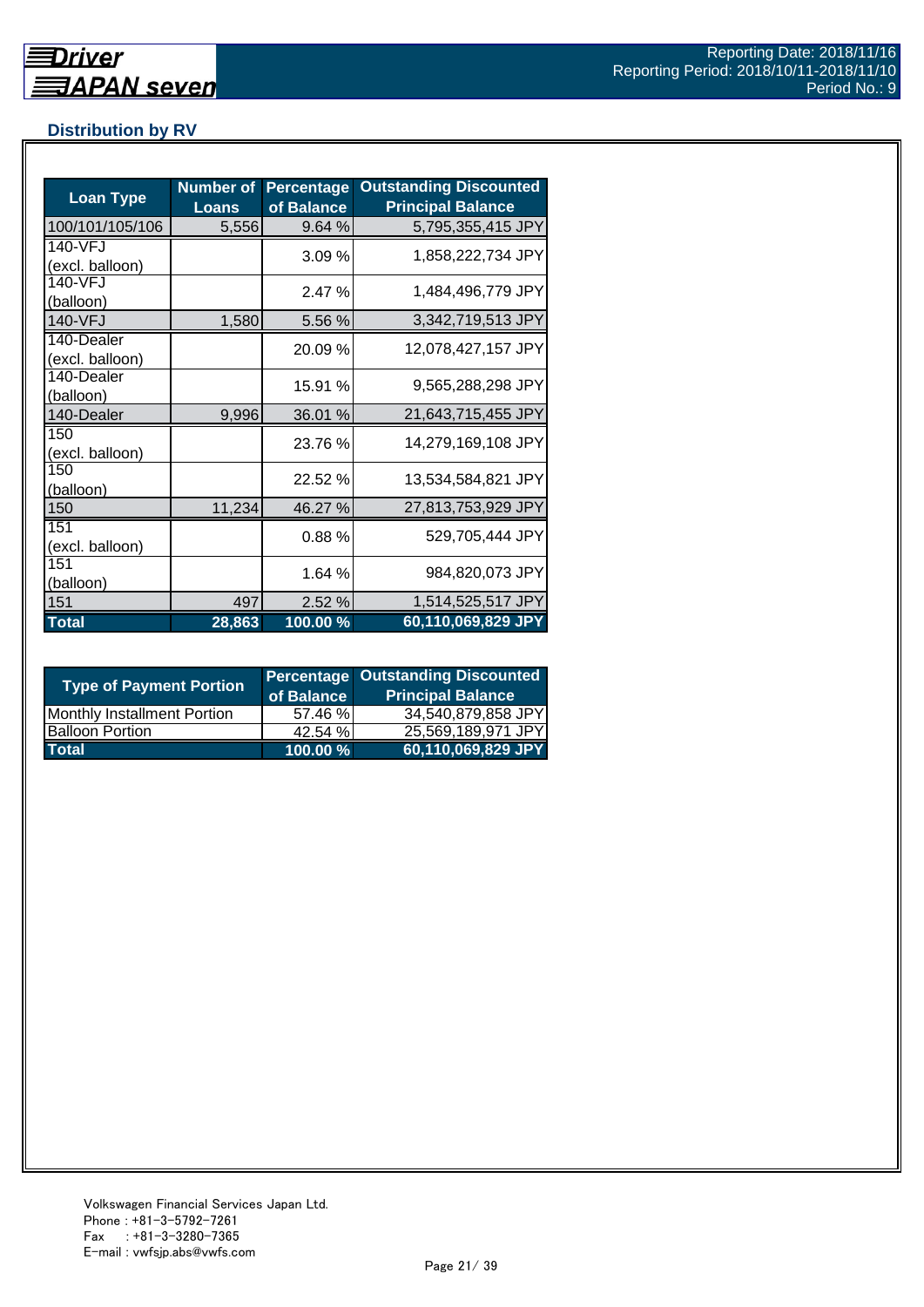## Distribution by RV

| Loan Type | Number of Loans | Percentage of Balance | Outstanding Discounted Principal Balance |
|---|---|---|---|
| 100/101/105/106 | 5,556 | 9.64 % | 5,795,355,415 JPY |
| 140-VFJ (excl. balloon) | | 3.09 % | 1,858,222,734 JPY |
| 140-VFJ (balloon) | | 2.47 % | 1,484,496,779 JPY |
| 140-VFJ | 1,580 | 5.56 % | 3,342,719,513 JPY |
| 140-Dealer (excl. balloon) | | 20.09 % | 12,078,427,157 JPY |
| 140-Dealer (balloon) | | 15.91 % | 9,565,288,298 JPY |
| 140-Dealer | 9,996 | 36.01 % | 21,643,715,455 JPY |
| 150 (excl. balloon) | | 23.76 % | 14,279,169,108 JPY |
| 150 (balloon) | | 22.52 % | 13,534,584,821 JPY |
| 150 | 11,234 | 46.27 % | 27,813,753,929 JPY |
| 151 (excl. balloon) | | 0.88 % | 529,705,444 JPY |
| 151 (balloon) | | 1.64 % | 984,820,073 JPY |
| 151 | 497 | 2.52 % | 1,514,525,517 JPY |
| **Total** | **28,863** | **100.00 %** | **60,110,069,829 JPY** |

| Type of Payment Portion | Percentage of Balance | Outstanding Discounted Principal Balance |
|---|---|---|
| Monthly Installment Portion | 57.46 % | 34,540,879,858 JPY |
| Balloon Portion | 42.54 % | 25,569,189,971 JPY |
| **Total** | **100.00 %** | **60,110,069,829 JPY** |

Volkswagen Financial Services Japan Ltd.
Phone : +81-3-5792-7261
Fax : +81-3-3280-7365
E-mail : vwfsjp.abs@vwfs.com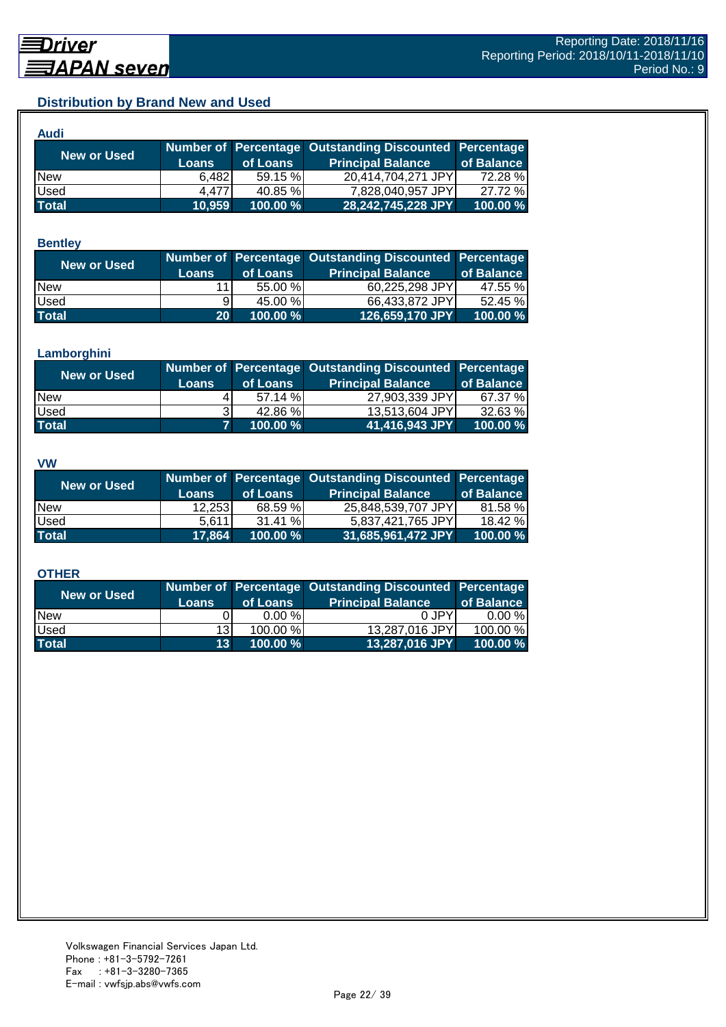## Distribution by Brand New and Used

### Audi

| New or Used | Number of Loans | Percentage of Loans | Outstanding Discounted Principal Balance | Percentage of Balance |
|---|---|---|---|---|
| New | 6,482 | 59.15 % | 20,414,704,271 JPY | 72.28 % |
| Used | 4,477 | 40.85 % | 7,828,040,957 JPY | 27.72 % |
| **Total** | **10,959** | **100.00 %** | **28,242,745,228 JPY** | **100.00 %** |

### Bentley

| New or Used | Number of Loans | Percentage of Loans | Outstanding Discounted Principal Balance | Percentage of Balance |
|---|---|---|---|---|
| New | 11 | 55.00 % | 60,225,298 JPY | 47.55 % |
| Used | 9 | 45.00 % | 66,433,872 JPY | 52.45 % |
| **Total** | **20** | **100.00 %** | **126,659,170 JPY** | **100.00 %** |

### Lamborghini

| New or Used | Number of Loans | Percentage of Loans | Outstanding Discounted Principal Balance | Percentage of Balance |
|---|---|---|---|---|
| New | 4 | 57.14 % | 27,903,339 JPY | 67.37 % |
| Used | 3 | 42.86 % | 13,513,604 JPY | 32.63 % |
| **Total** | **7** | **100.00 %** | **41,416,943 JPY** | **100.00 %** |

### VW

| New or Used | Number of Loans | Percentage of Loans | Outstanding Discounted Principal Balance | Percentage of Balance |
|---|---|---|---|---|
| New | 12,253 | 68.59 % | 25,848,539,707 JPY | 81.58 % |
| Used | 5,611 | 31.41 % | 5,837,421,765 JPY | 18.42 % |
| **Total** | **17,864** | **100.00 %** | **31,685,961,472 JPY** | **100.00 %** |

### OTHER

| New or Used | Number of Loans | Percentage of Loans | Outstanding Discounted Principal Balance | Percentage of Balance |
|---|---|---|---|---|
| New | 0 | 0.00 % | 0 JPY | 0.00 % |
| Used | 13 | 100.00 % | 13,287,016 JPY | 100.00 % |
| **Total** | **13** | **100.00 %** | **13,287,016 JPY** | **100.00 %** |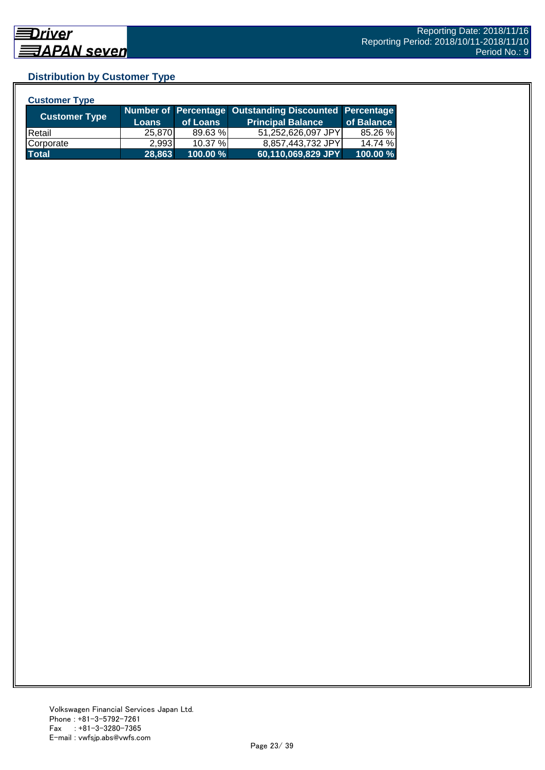## Distribution by Customer Type

### Customer Type

| Customer Type | Number of Loans | Percentage of Loans | Outstanding Discounted Principal Balance | Percentage of Balance |
|---|---|---|---|---|
| Retail | 25,870 | 89.63 % | 51,252,626,097 JPY | 85.26 % |
| Corporate | 2,993 | 10.37 % | 8,857,443,732 JPY | 14.74 % |
| **Total** | **28,863** | **100.00 %** | **60,110,069,829 JPY** | **100.00 %** |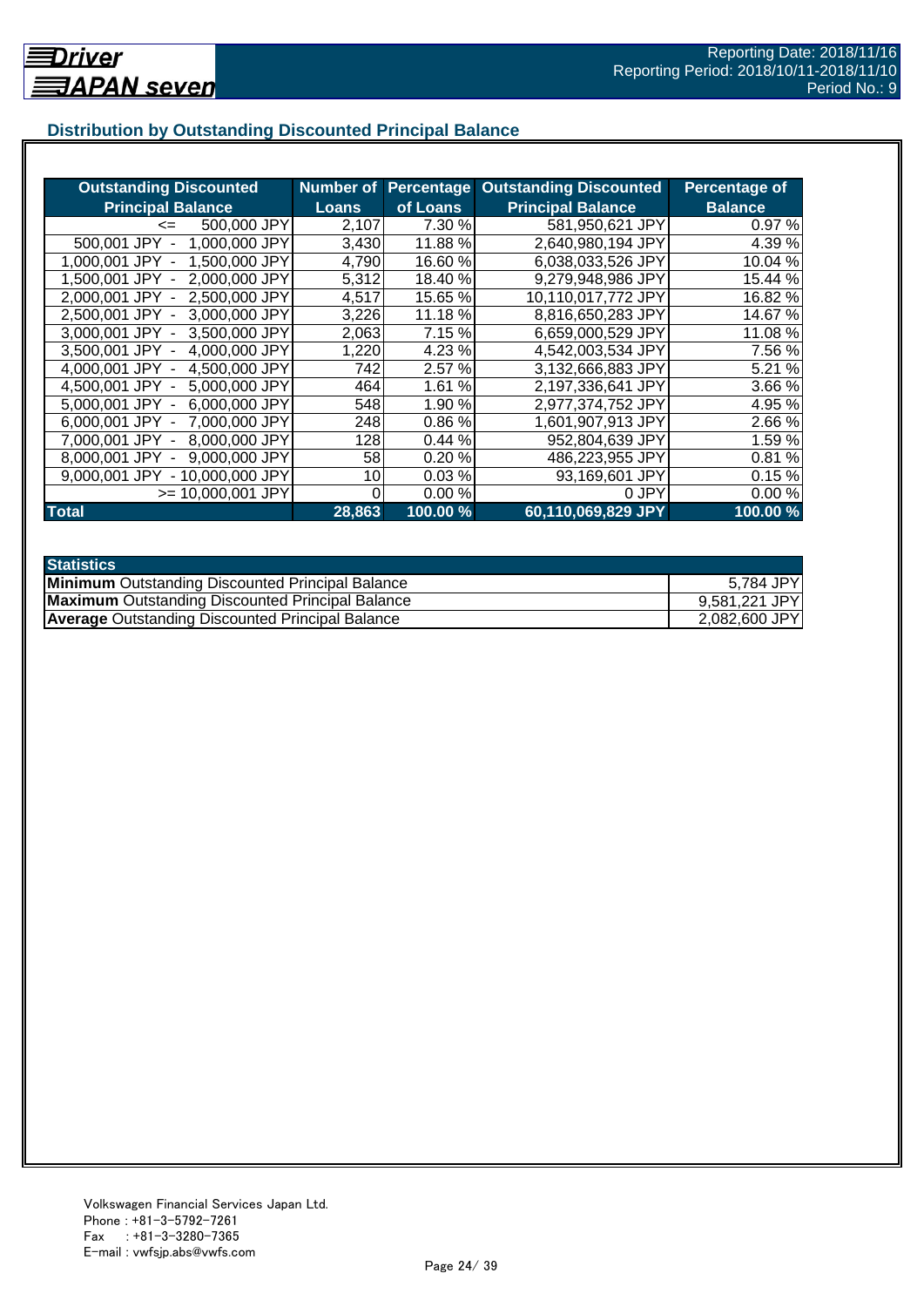## Distribution by Outstanding Discounted Principal Balance

| Outstanding Discounted Principal Balance | Number of Loans | Percentage of Loans | Outstanding Discounted Principal Balance | Percentage of Balance |
|---|---|---|---|---|
| <= 500,000 JPY | 2,107 | 7.30 % | 581,950,621 JPY | 0.97 % |
| 500,001 JPY - 1,000,000 JPY | 3,430 | 11.88 % | 2,640,980,194 JPY | 4.39 % |
| 1,000,001 JPY - 1,500,000 JPY | 4,790 | 16.60 % | 6,038,033,526 JPY | 10.04 % |
| 1,500,001 JPY - 2,000,000 JPY | 5,312 | 18.40 % | 9,279,948,986 JPY | 15.44 % |
| 2,000,001 JPY - 2,500,000 JPY | 4,517 | 15.65 % | 10,110,017,772 JPY | 16.82 % |
| 2,500,001 JPY - 3,000,000 JPY | 3,226 | 11.18 % | 8,816,650,283 JPY | 14.67 % |
| 3,000,001 JPY - 3,500,000 JPY | 2,063 | 7.15 % | 6,659,000,529 JPY | 11.08 % |
| 3,500,001 JPY - 4,000,000 JPY | 1,220 | 4.23 % | 4,542,003,534 JPY | 7.56 % |
| 4,000,001 JPY - 4,500,000 JPY | 742 | 2.57 % | 3,132,666,883 JPY | 5.21 % |
| 4,500,001 JPY - 5,000,000 JPY | 464 | 1.61 % | 2,197,336,641 JPY | 3.66 % |
| 5,000,001 JPY - 6,000,000 JPY | 548 | 1.90 % | 2,977,374,752 JPY | 4.95 % |
| 6,000,001 JPY - 7,000,000 JPY | 248 | 0.86 % | 1,601,907,913 JPY | 2.66 % |
| 7,000,001 JPY - 8,000,000 JPY | 128 | 0.44 % | 952,804,639 JPY | 1.59 % |
| 8,000,001 JPY - 9,000,000 JPY | 58 | 0.20 % | 486,223,955 JPY | 0.81 % |
| 9,000,001 JPY - 10,000,000 JPY | 10 | 0.03 % | 93,169,601 JPY | 0.15 % |
| >= 10,000,001 JPY | 0 | 0.00 % | 0 JPY | 0.00 % |
| **Total** | **28,863** | **100.00 %** | **60,110,069,829 JPY** | **100.00 %** |

| Statistics | |
|---|---|
| **Minimum** Outstanding Discounted Principal Balance | 5,784 JPY |
| **Maximum** Outstanding Discounted Principal Balance | 9,581,221 JPY |
| **Average** Outstanding Discounted Principal Balance | 2,082,600 JPY |

Volkswagen Financial Services Japan Ltd.
Phone : +81-3-5792-7261
Fax : +81-3-3280-7365
E-mail : vwfsjp.abs@vwfs.com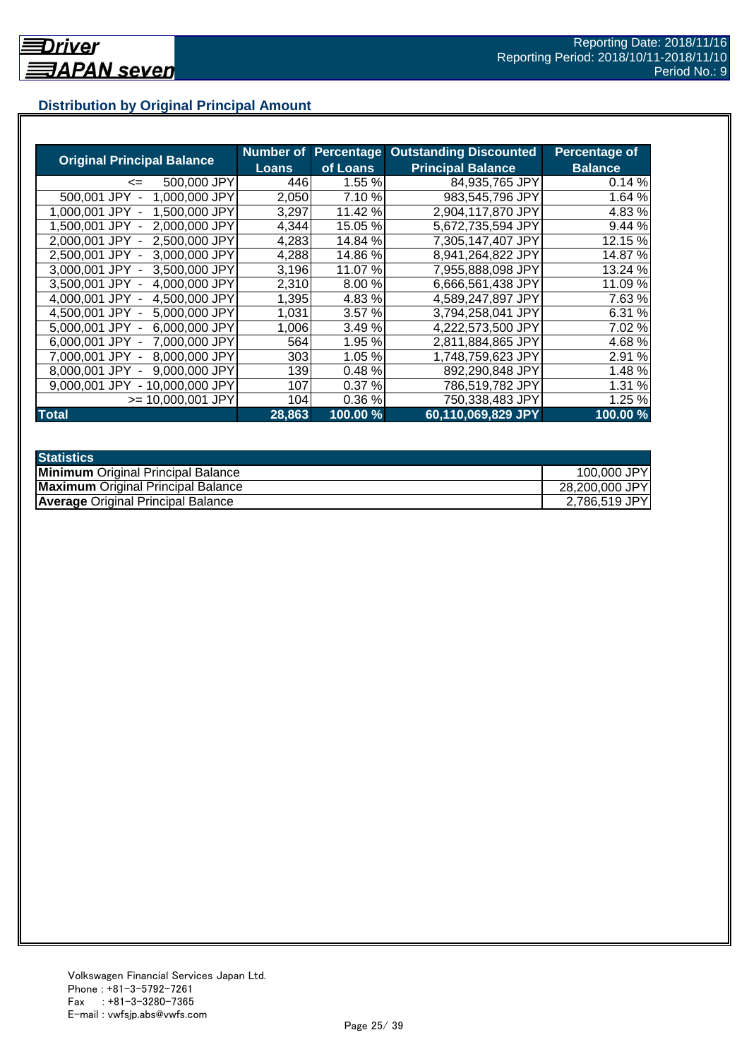## Distribution by Original Principal Amount

| Original Principal Balance | Number of Loans | Percentage of Loans | Outstanding Discounted Principal Balance | Percentage of Balance |
|---|---|---|---|---|
| <= 500,000 JPY | 446 | 1.55 % | 84,935,765 JPY | 0.14 % |
| 500,001 JPY - 1,000,000 JPY | 2,050 | 7.10 % | 983,545,796 JPY | 1.64 % |
| 1,000,001 JPY - 1,500,000 JPY | 3,297 | 11.42 % | 2,904,117,870 JPY | 4.83 % |
| 1,500,001 JPY - 2,000,000 JPY | 4,344 | 15.05 % | 5,672,735,594 JPY | 9.44 % |
| 2,000,001 JPY - 2,500,000 JPY | 4,283 | 14.84 % | 7,305,147,407 JPY | 12.15 % |
| 2,500,001 JPY - 3,000,000 JPY | 4,288 | 14.86 % | 8,941,264,822 JPY | 14.87 % |
| 3,000,001 JPY - 3,500,000 JPY | 3,196 | 11.07 % | 7,955,888,098 JPY | 13.24 % |
| 3,500,001 JPY - 4,000,000 JPY | 2,310 | 8.00 % | 6,666,561,438 JPY | 11.09 % |
| 4,000,001 JPY - 4,500,000 JPY | 1,395 | 4.83 % | 4,589,247,897 JPY | 7.63 % |
| 4,500,001 JPY - 5,000,000 JPY | 1,031 | 3.57 % | 3,794,258,041 JPY | 6.31 % |
| 5,000,001 JPY - 6,000,000 JPY | 1,006 | 3.49 % | 4,222,573,500 JPY | 7.02 % |
| 6,000,001 JPY - 7,000,000 JPY | 564 | 1.95 % | 2,811,884,865 JPY | 4.68 % |
| 7,000,001 JPY - 8,000,000 JPY | 303 | 1.05 % | 1,748,759,623 JPY | 2.91 % |
| 8,000,001 JPY - 9,000,000 JPY | 139 | 0.48 % | 892,290,848 JPY | 1.48 % |
| 9,000,001 JPY - 10,000,000 JPY | 107 | 0.37 % | 786,519,782 JPY | 1.31 % |
| >= 10,000,001 JPY | 104 | 0.36 % | 750,338,483 JPY | 1.25 % |
| **Total** | **28,863** | **100.00 %** | **60,110,069,829 JPY** | **100.00 %** |

| Statistics | |
|---|---|
| **Minimum** Original Principal Balance | 100,000 JPY |
| **Maximum** Original Principal Balance | 28,200,000 JPY |
| **Average** Original Principal Balance | 2,786,519 JPY |

Volkswagen Financial Services Japan Ltd.
Phone : +81-3-5792-7261
Fax : +81-3-3280-7365
E-mail : vwfsjp.abs@vwfs.com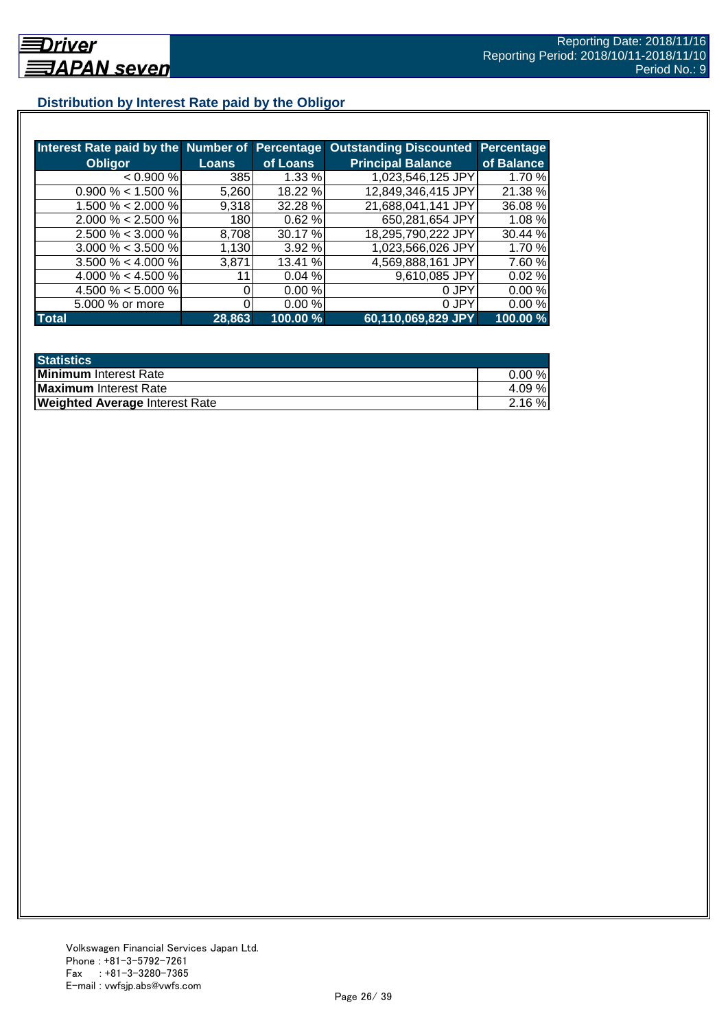## Distribution by Interest Rate paid by the Obligor

| Interest Rate paid by the Obligor | Number of Loans | Percentage of Loans | Outstanding Discounted Principal Balance | Percentage of Balance |
|---|---|---|---|---|
| < 0.900 % | 385 | 1.33 % | 1,023,546,125 JPY | 1.70 % |
| 0.900 % < 1.500 % | 5,260 | 18.22 % | 12,849,346,415 JPY | 21.38 % |
| 1.500 % < 2.000 % | 9,318 | 32.28 % | 21,688,041,141 JPY | 36.08 % |
| 2.000 % < 2.500 % | 180 | 0.62 % | 650,281,654 JPY | 1.08 % |
| 2.500 % < 3.000 % | 8,708 | 30.17 % | 18,295,790,222 JPY | 30.44 % |
| 3.000 % < 3.500 % | 1,130 | 3.92 % | 1,023,566,026 JPY | 1.70 % |
| 3.500 % < 4.000 % | 3,871 | 13.41 % | 4,569,888,161 JPY | 7.60 % |
| 4.000 % < 4.500 % | 11 | 0.04 % | 9,610,085 JPY | 0.02 % |
| 4.500 % < 5.000 % | 0 | 0.00 % | 0 JPY | 0.00 % |
| 5.000 % or more | 0 | 0.00 % | 0 JPY | 0.00 % |
| **Total** | **28,863** | **100.00 %** | **60,110,069,829 JPY** | **100.00 %** |

| Statistics | |
|---|---|
| **Minimum** Interest Rate | 0.00 % |
| **Maximum** Interest Rate | 4.09 % |
| **Weighted Average** Interest Rate | 2.16 % |

Volkswagen Financial Services Japan Ltd.
Phone : +81-3-5792-7261
Fax : +81-3-3280-7365
E-mail : vwfsjp.abs@vwfs.com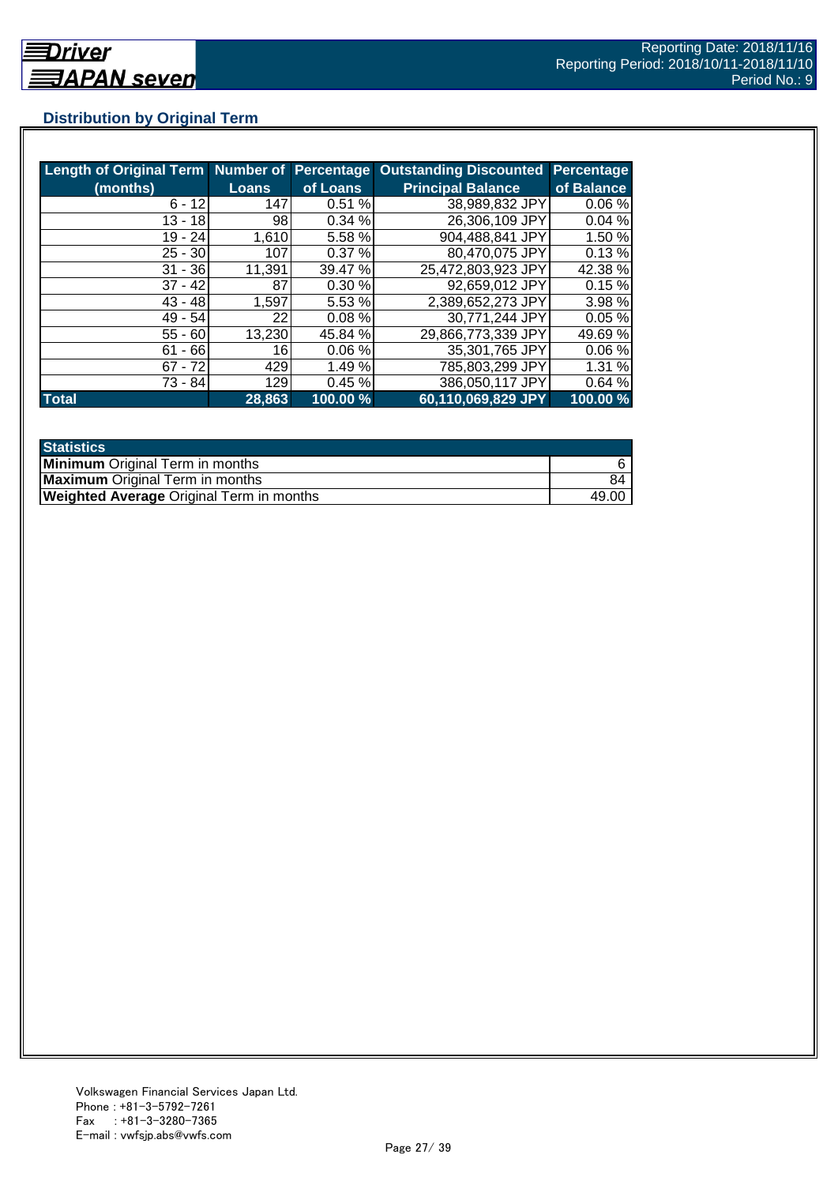## Distribution by Original Term

| Length of Original Term (months) | Number of Loans | Percentage of Loans | Outstanding Discounted Principal Balance | Percentage of Balance |
|---|---|---|---|---|
| 6 - 12 | 147 | 0.51 % | 38,989,832 JPY | 0.06 % |
| 13 - 18 | 98 | 0.34 % | 26,306,109 JPY | 0.04 % |
| 19 - 24 | 1,610 | 5.58 % | 904,488,841 JPY | 1.50 % |
| 25 - 30 | 107 | 0.37 % | 80,470,075 JPY | 0.13 % |
| 31 - 36 | 11,391 | 39.47 % | 25,472,803,923 JPY | 42.38 % |
| 37 - 42 | 87 | 0.30 % | 92,659,012 JPY | 0.15 % |
| 43 - 48 | 1,597 | 5.53 % | 2,389,652,273 JPY | 3.98 % |
| 49 - 54 | 22 | 0.08 % | 30,771,244 JPY | 0.05 % |
| 55 - 60 | 13,230 | 45.84 % | 29,866,773,339 JPY | 49.69 % |
| 61 - 66 | 16 | 0.06 % | 35,301,765 JPY | 0.06 % |
| 67 - 72 | 429 | 1.49 % | 785,803,299 JPY | 1.31 % |
| 73 - 84 | 129 | 0.45 % | 386,050,117 JPY | 0.64 % |
| **Total** | **28,863** | **100.00 %** | **60,110,069,829 JPY** | **100.00 %** |

| Statistics | |
|---|---|
| **Minimum** Original Term in months | 6 |
| **Maximum** Original Term in months | 84 |
| **Weighted Average** Original Term in months | 49.00 |

Volkswagen Financial Services Japan Ltd.
Phone : +81-3-5792-7261
Fax : +81-3-3280-7365
E-mail : vwfsjp.abs@vwfs.com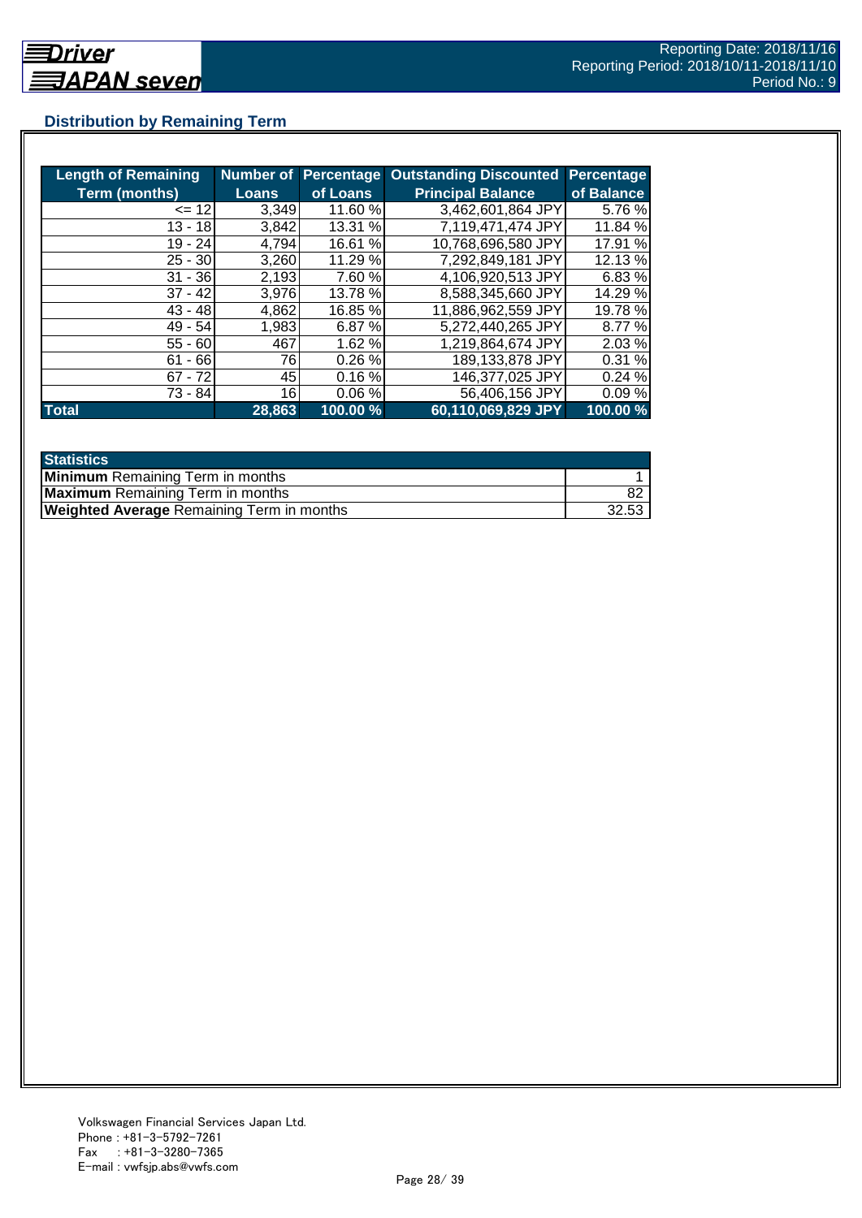## Distribution by Remaining Term

| Length of Remaining Term (months) | Number of Loans | Percentage of Loans | Outstanding Discounted Principal Balance | Percentage of Balance |
|---|---|---|---|---|
| <= 12 | 3,349 | 11.60 % | 3,462,601,864 JPY | 5.76 % |
| 13 - 18 | 3,842 | 13.31 % | 7,119,471,474 JPY | 11.84 % |
| 19 - 24 | 4,794 | 16.61 % | 10,768,696,580 JPY | 17.91 % |
| 25 - 30 | 3,260 | 11.29 % | 7,292,849,181 JPY | 12.13 % |
| 31 - 36 | 2,193 | 7.60 % | 4,106,920,513 JPY | 6.83 % |
| 37 - 42 | 3,976 | 13.78 % | 8,588,345,660 JPY | 14.29 % |
| 43 - 48 | 4,862 | 16.85 % | 11,886,962,559 JPY | 19.78 % |
| 49 - 54 | 1,983 | 6.87 % | 5,272,440,265 JPY | 8.77 % |
| 55 - 60 | 467 | 1.62 % | 1,219,864,674 JPY | 2.03 % |
| 61 - 66 | 76 | 0.26 % | 189,133,878 JPY | 0.31 % |
| 67 - 72 | 45 | 0.16 % | 146,377,025 JPY | 0.24 % |
| 73 - 84 | 16 | 0.06 % | 56,406,156 JPY | 0.09 % |
| **Total** | **28,863** | **100.00 %** | **60,110,069,829 JPY** | **100.00 %** |

| Statistics | |
|---|---|
| **Minimum** Remaining Term in months | 1 |
| **Maximum** Remaining Term in months | 82 |
| **Weighted Average** Remaining Term in months | 32.53 |

Volkswagen Financial Services Japan Ltd.
Phone : +81-3-5792-7261
Fax : +81-3-3280-7365
E-mail : vwfsjp.abs@vwfs.com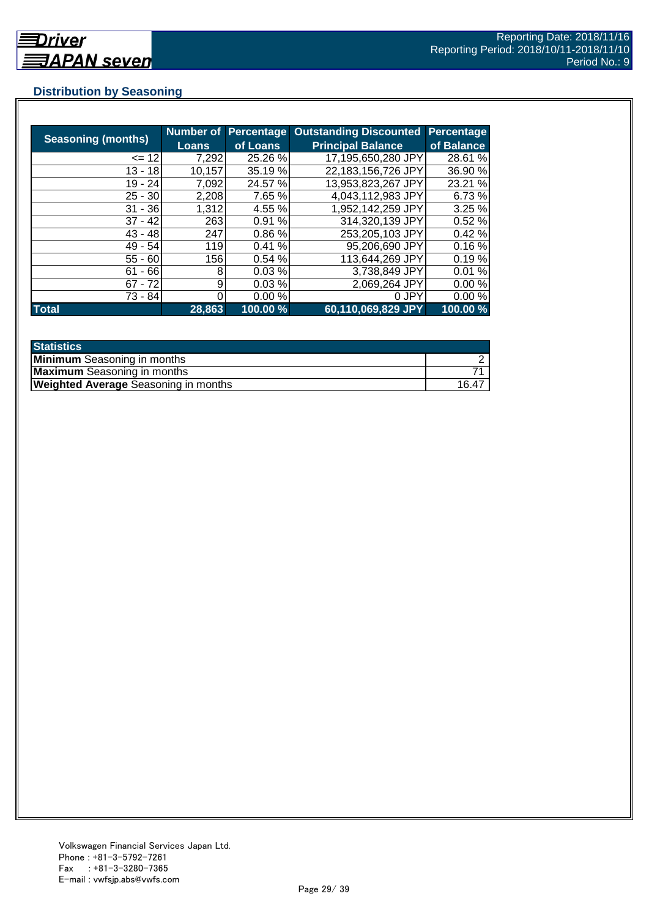## Distribution by Seasoning

| Seasoning (months) | Number of Loans | Percentage of Loans | Outstanding Discounted Principal Balance | Percentage of Balance |
|---|---|---|---|---|
| <= 12 | 7,292 | 25.26 % | 17,195,650,280 JPY | 28.61 % |
| 13 - 18 | 10,157 | 35.19 % | 22,183,156,726 JPY | 36.90 % |
| 19 - 24 | 7,092 | 24.57 % | 13,953,823,267 JPY | 23.21 % |
| 25 - 30 | 2,208 | 7.65 % | 4,043,112,983 JPY | 6.73 % |
| 31 - 36 | 1,312 | 4.55 % | 1,952,142,259 JPY | 3.25 % |
| 37 - 42 | 263 | 0.91 % | 314,320,139 JPY | 0.52 % |
| 43 - 48 | 247 | 0.86 % | 253,205,103 JPY | 0.42 % |
| 49 - 54 | 119 | 0.41 % | 95,206,690 JPY | 0.16 % |
| 55 - 60 | 156 | 0.54 % | 113,644,269 JPY | 0.19 % |
| 61 - 66 | 8 | 0.03 % | 3,738,849 JPY | 0.01 % |
| 67 - 72 | 9 | 0.03 % | 2,069,264 JPY | 0.00 % |
| 73 - 84 | 0 | 0.00 % | 0 JPY | 0.00 % |
| **Total** | **28,863** | **100.00 %** | **60,110,069,829 JPY** | **100.00 %** |

| Statistics | |
|---|---|
| **Minimum** Seasoning in months | 2 |
| **Maximum** Seasoning in months | 71 |
| **Weighted Average** Seasoning in months | 16.47 |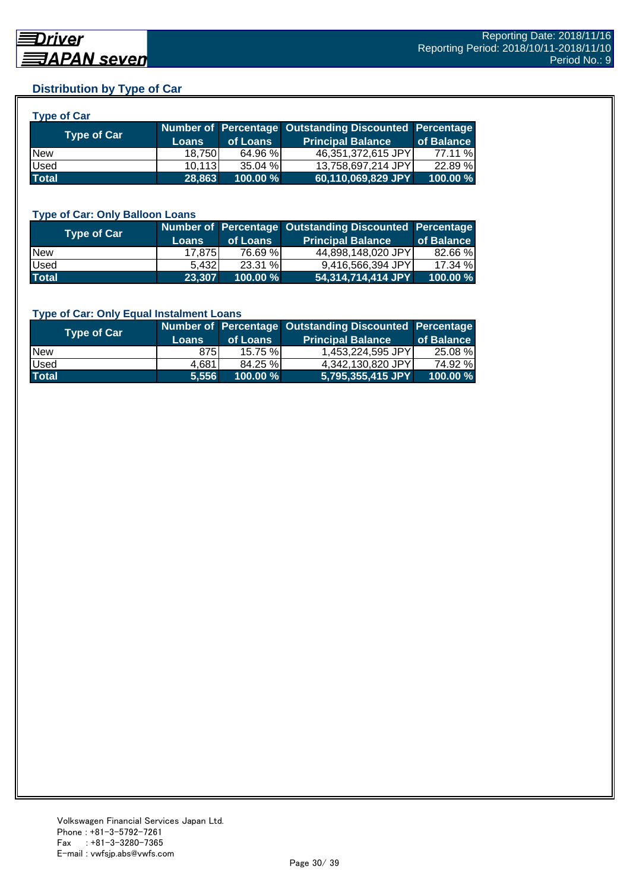## Distribution by Type of Car

### Type of Car

| Type of Car | Number of Loans | Percentage of Loans | Outstanding Discounted Principal Balance | Percentage of Balance |
|---|---|---|---|---|
| New | 18,750 | 64.96 % | 46,351,372,615 JPY | 77.11 % |
| Used | 10,113 | 35.04 % | 13,758,697,214 JPY | 22.89 % |
| **Total** | **28,863** | **100.00 %** | **60,110,069,829 JPY** | **100.00 %** |

### Type of Car: Only Balloon Loans

| Type of Car | Number of Loans | Percentage of Loans | Outstanding Discounted Principal Balance | Percentage of Balance |
|---|---|---|---|---|
| New | 17,875 | 76.69 % | 44,898,148,020 JPY | 82.66 % |
| Used | 5,432 | 23.31 % | 9,416,566,394 JPY | 17.34 % |
| **Total** | **23,307** | **100.00 %** | **54,314,714,414 JPY** | **100.00 %** |

### Type of Car: Only Equal Instalment Loans

| Type of Car | Number of Loans | Percentage of Loans | Outstanding Discounted Principal Balance | Percentage of Balance |
|---|---|---|---|---|
| New | 875 | 15.75 % | 1,453,224,595 JPY | 25.08 % |
| Used | 4,681 | 84.25 % | 4,342,130,820 JPY | 74.92 % |
| **Total** | **5,556** | **100.00 %** | **5,795,355,415 JPY** | **100.00 %** |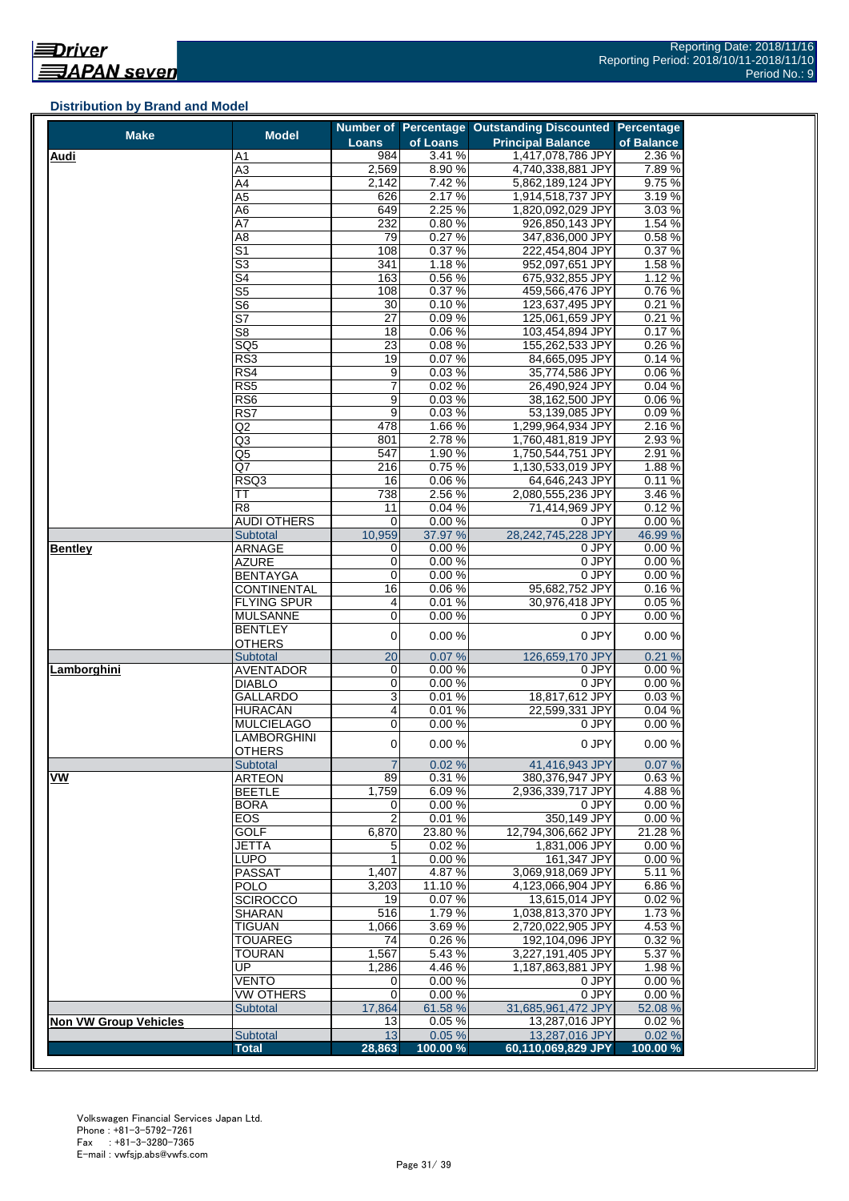Reporting Date: 2018/11/16
Reporting Period: 2018/10/11-2018/11/10
Period No.: 9

### Distribution by Brand and Model

| Make | Model | Number of Loans | Percentage of Loans | Outstanding Discounted Principal Balance | Percentage of Balance |
|---|---|---|---|---|---|
| **Audi** | A1 | 984 | 3.41 % | 1,417,078,786 JPY | 2.36 % |
| | A3 | 2,569 | 8.90 % | 4,740,338,881 JPY | 7.89 % |
| | A4 | 2,142 | 7.42 % | 5,862,189,124 JPY | 9.75 % |
| | A5 | 626 | 2.17 % | 1,914,518,737 JPY | 3.19 % |
| | A6 | 649 | 2.25 % | 1,820,092,029 JPY | 3.03 % |
| | A7 | 232 | 0.80 % | 926,850,143 JPY | 1.54 % |
| | A8 | 79 | 0.27 % | 347,836,000 JPY | 0.58 % |
| | S1 | 108 | 0.37 % | 222,454,804 JPY | 0.37 % |
| | S3 | 341 | 1.18 % | 952,097,651 JPY | 1.58 % |
| | S4 | 163 | 0.56 % | 675,932,855 JPY | 1.12 % |
| | S5 | 108 | 0.37 % | 459,566,476 JPY | 0.76 % |
| | S6 | 30 | 0.10 % | 123,637,495 JPY | 0.21 % |
| | S7 | 27 | 0.09 % | 125,061,659 JPY | 0.21 % |
| | S8 | 18 | 0.06 % | 103,454,894 JPY | 0.17 % |
| | SQ5 | 23 | 0.08 % | 155,262,533 JPY | 0.26 % |
| | RS3 | 19 | 0.07 % | 84,665,095 JPY | 0.14 % |
| | RS4 | 9 | 0.03 % | 35,774,586 JPY | 0.06 % |
| | RS5 | 7 | 0.02 % | 26,490,924 JPY | 0.04 % |
| | RS6 | 9 | 0.03 % | 38,162,500 JPY | 0.06 % |
| | RS7 | 9 | 0.03 % | 53,139,085 JPY | 0.09 % |
| | Q2 | 478 | 1.66 % | 1,299,964,934 JPY | 2.16 % |
| | Q3 | 801 | 2.78 % | 1,760,481,819 JPY | 2.93 % |
| | Q5 | 547 | 1.90 % | 1,750,544,751 JPY | 2.91 % |
| | Q7 | 216 | 0.75 % | 1,130,533,019 JPY | 1.88 % |
| | RSQ3 | 16 | 0.06 % | 64,646,243 JPY | 0.11 % |
| | TT | 738 | 2.56 % | 2,080,555,236 JPY | 3.46 % |
| | R8 | 11 | 0.04 % | 71,414,969 JPY | 0.12 % |
| | AUDI OTHERS | 0 | 0.00 % | 0 JPY | 0.00 % |
| | Subtotal | 10,959 | 37.97 % | 28,242,745,228 JPY | 46.99 % |
| **Bentley** | ARNAGE | 0 | 0.00 % | 0 JPY | 0.00 % |
| | AZURE | 0 | 0.00 % | 0 JPY | 0.00 % |
| | BENTAYGA | 0 | 0.00 % | 0 JPY | 0.00 % |
| | CONTINENTAL | 16 | 0.06 % | 95,682,752 JPY | 0.16 % |
| | FLYING SPUR | 4 | 0.01 % | 30,976,418 JPY | 0.05 % |
| | MULSANNE | 0 | 0.00 % | 0 JPY | 0.00 % |
| | BENTLEY OTHERS | 0 | 0.00 % | 0 JPY | 0.00 % |
| | Subtotal | 20 | 0.07 % | 126,659,170 JPY | 0.21 % |
| **Lamborghini** | AVENTADOR | 0 | 0.00 % | 0 JPY | 0.00 % |
| | DIABLO | 0 | 0.00 % | 0 JPY | 0.00 % |
| | GALLARDO | 3 | 0.01 % | 18,817,612 JPY | 0.03 % |
| | HURACAN | 4 | 0.01 % | 22,599,331 JPY | 0.04 % |
| | MULCIELAGO | 0 | 0.00 % | 0 JPY | 0.00 % |
| | LAMBORGHINI OTHERS | 0 | 0.00 % | 0 JPY | 0.00 % |
| | Subtotal | 7 | 0.02 % | 41,416,943 JPY | 0.07 % |
| **VW** | ARTEON | 89 | 0.31 % | 380,376,947 JPY | 0.63 % |
| | BEETLE | 1,759 | 6.09 % | 2,936,339,717 JPY | 4.88 % |
| | BORA | 0 | 0.00 % | 0 JPY | 0.00 % |
| | EOS | 2 | 0.01 % | 350,149 JPY | 0.00 % |
| | GOLF | 6,870 | 23.80 % | 12,794,306,662 JPY | 21.28 % |
| | JETTA | 5 | 0.02 % | 1,831,006 JPY | 0.00 % |
| | LUPO | 1 | 0.00 % | 161,347 JPY | 0.00 % |
| | PASSAT | 1,407 | 4.87 % | 3,069,918,069 JPY | 5.11 % |
| | POLO | 3,203 | 11.10 % | 4,123,066,904 JPY | 6.86 % |
| | SCIROCCO | 19 | 0.07 % | 13,615,014 JPY | 0.02 % |
| | SHARAN | 516 | 1.79 % | 1,038,813,370 JPY | 1.73 % |
| | TIGUAN | 1,066 | 3.69 % | 2,720,022,905 JPY | 4.53 % |
| | TOUAREG | 74 | 0.26 % | 192,104,096 JPY | 0.32 % |
| | TOURAN | 1,567 | 5.43 % | 3,227,191,405 JPY | 5.37 % |
| | UP | 1,286 | 4.46 % | 1,187,863,881 JPY | 1.98 % |
| | VENTO | 0 | 0.00 % | 0 JPY | 0.00 % |
| | VW OTHERS | 0 | 0.00 % | 0 JPY | 0.00 % |
| | Subtotal | 17,864 | 61.58 % | 31,685,961,472 JPY | 52.08 % |
| **Non VW Group Vehicles** | | 13 | 0.05 % | 13,287,016 JPY | 0.02 % |
| | Subtotal | 13 | 0.05 % | 13,287,016 JPY | 0.02 % |
| | **Total** | **28,863** | **100.00 %** | **60,110,069,829 JPY** | **100.00 %** |

Volkswagen Financial Services Japan Ltd.
Phone : +81-3-5792-7261
Fax : +81-3-3280-7365
E-mail : vwfsjp.abs@vwfs.com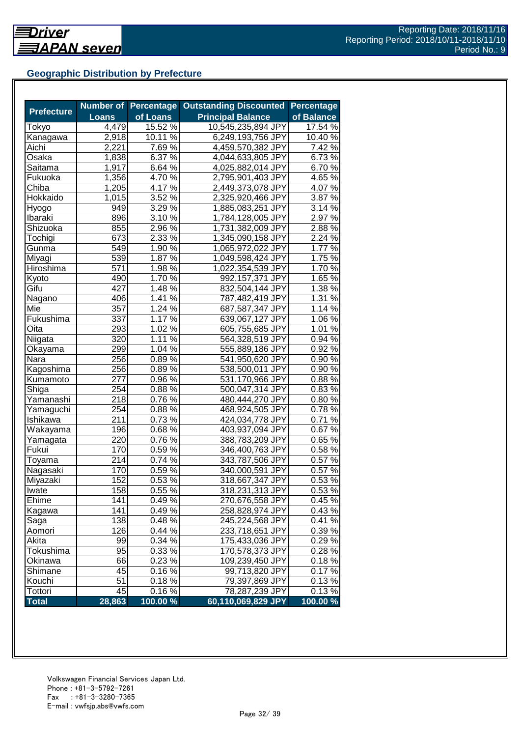Reporting Date: 2018/11/16
Reporting Period: 2018/10/11-2018/11/10
Period No.: 9

## Geographic Distribution by Prefecture

| Prefecture | Number of Loans | Percentage of Loans | Outstanding Discounted Principal Balance | Percentage of Balance |
|---|---|---|---|---|
| Tokyo | 4,479 | 15.52 % | 10,545,235,894 JPY | 17.54 % |
| Kanagawa | 2,918 | 10.11 % | 6,249,193,756 JPY | 10.40 % |
| Aichi | 2,221 | 7.69 % | 4,459,570,382 JPY | 7.42 % |
| Osaka | 1,838 | 6.37 % | 4,044,633,805 JPY | 6.73 % |
| Saitama | 1,917 | 6.64 % | 4,025,882,014 JPY | 6.70 % |
| Fukuoka | 1,356 | 4.70 % | 2,795,901,403 JPY | 4.65 % |
| Chiba | 1,205 | 4.17 % | 2,449,373,078 JPY | 4.07 % |
| Hokkaido | 1,015 | 3.52 % | 2,325,920,466 JPY | 3.87 % |
| Hyogo | 949 | 3.29 % | 1,885,083,251 JPY | 3.14 % |
| Ibaraki | 896 | 3.10 % | 1,784,128,005 JPY | 2.97 % |
| Shizuoka | 855 | 2.96 % | 1,731,382,009 JPY | 2.88 % |
| Tochigi | 673 | 2.33 % | 1,345,090,158 JPY | 2.24 % |
| Gunma | 549 | 1.90 % | 1,065,972,022 JPY | 1.77 % |
| Miyagi | 539 | 1.87 % | 1,049,598,424 JPY | 1.75 % |
| Hiroshima | 571 | 1.98 % | 1,022,354,539 JPY | 1.70 % |
| Kyoto | 490 | 1.70 % | 992,157,371 JPY | 1.65 % |
| Gifu | 427 | 1.48 % | 832,504,144 JPY | 1.38 % |
| Nagano | 406 | 1.41 % | 787,482,419 JPY | 1.31 % |
| Mie | 357 | 1.24 % | 687,587,347 JPY | 1.14 % |
| Fukushima | 337 | 1.17 % | 639,067,127 JPY | 1.06 % |
| Oita | 293 | 1.02 % | 605,755,685 JPY | 1.01 % |
| Niigata | 320 | 1.11 % | 564,328,519 JPY | 0.94 % |
| Okayama | 299 | 1.04 % | 555,889,186 JPY | 0.92 % |
| Nara | 256 | 0.89 % | 541,950,620 JPY | 0.90 % |
| Kagoshima | 256 | 0.89 % | 538,500,011 JPY | 0.90 % |
| Kumamoto | 277 | 0.96 % | 531,170,966 JPY | 0.88 % |
| Shiga | 254 | 0.88 % | 500,047,314 JPY | 0.83 % |
| Yamanashi | 218 | 0.76 % | 480,444,270 JPY | 0.80 % |
| Yamaguchi | 254 | 0.88 % | 468,924,505 JPY | 0.78 % |
| Ishikawa | 211 | 0.73 % | 424,034,778 JPY | 0.71 % |
| Wakayama | 196 | 0.68 % | 403,937,094 JPY | 0.67 % |
| Yamagata | 220 | 0.76 % | 388,783,209 JPY | 0.65 % |
| Fukui | 170 | 0.59 % | 346,400,763 JPY | 0.58 % |
| Toyama | 214 | 0.74 % | 343,787,506 JPY | 0.57 % |
| Nagasaki | 170 | 0.59 % | 340,000,591 JPY | 0.57 % |
| Miyazaki | 152 | 0.53 % | 318,667,347 JPY | 0.53 % |
| Iwate | 158 | 0.55 % | 318,231,313 JPY | 0.53 % |
| Ehime | 141 | 0.49 % | 270,676,558 JPY | 0.45 % |
| Kagawa | 141 | 0.49 % | 258,828,974 JPY | 0.43 % |
| Saga | 138 | 0.48 % | 245,224,568 JPY | 0.41 % |
| Aomori | 126 | 0.44 % | 233,718,651 JPY | 0.39 % |
| Akita | 99 | 0.34 % | 175,433,036 JPY | 0.29 % |
| Tokushima | 95 | 0.33 % | 170,578,373 JPY | 0.28 % |
| Okinawa | 66 | 0.23 % | 109,239,450 JPY | 0.18 % |
| Shimane | 45 | 0.16 % | 99,713,820 JPY | 0.17 % |
| Kouchi | 51 | 0.18 % | 79,397,869 JPY | 0.13 % |
| Tottori | 45 | 0.16 % | 78,287,239 JPY | 0.13 % |
| **Total** | **28,863** | **100.00 %** | **60,110,069,829 JPY** | **100.00 %** |

Volkswagen Financial Services Japan Ltd.
Phone : +81-3-5792-7261
Fax : +81-3-3280-7365
E-mail : vwfsjp.abs@vwfs.com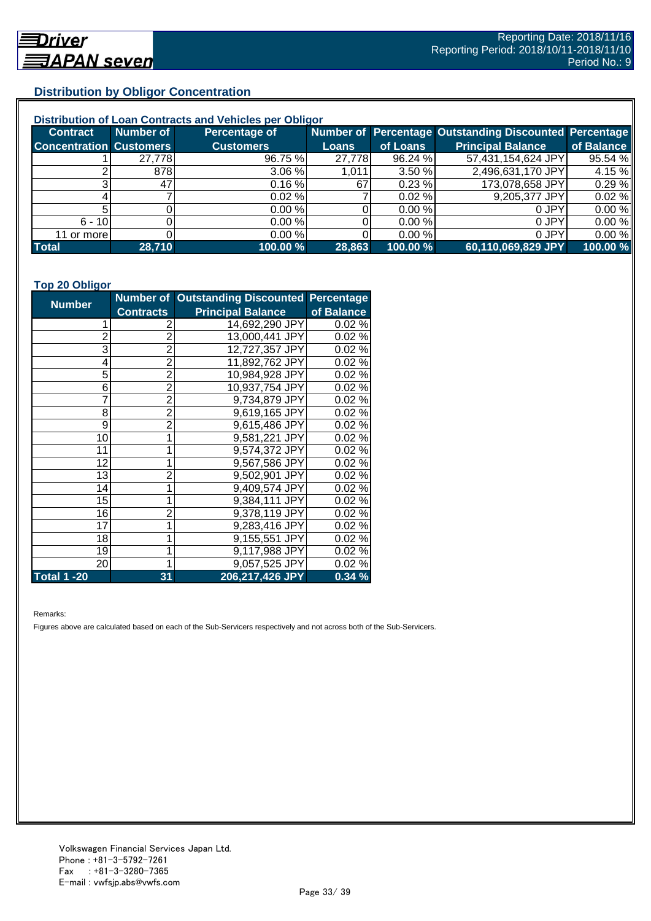## Distribution by Obligor Concentration

### Distribution of Loan Contracts and Vehicles per Obligor

| Contract Concentration | Number of Customers | Percentage of Customers | Number of Loans | Percentage of Loans | Outstanding Discounted Principal Balance | Percentage of Balance |
|---|---|---|---|---|---|---|
| 1 | 27,778 | 96.75 % | 27,778 | 96.24 % | 57,431,154,624 JPY | 95.54 % |
| 2 | 878 | 3.06 % | 1,011 | 3.50 % | 2,496,631,170 JPY | 4.15 % |
| 3 | 47 | 0.16 % | 67 | 0.23 % | 173,078,658 JPY | 0.29 % |
| 4 | 7 | 0.02 % | 7 | 0.02 % | 9,205,377 JPY | 0.02 % |
| 5 | 0 | 0.00 % | 0 | 0.00 % | 0 JPY | 0.00 % |
| 6 - 10 | 0 | 0.00 % | 0 | 0.00 % | 0 JPY | 0.00 % |
| 11 or more | 0 | 0.00 % | 0 | 0.00 % | 0 JPY | 0.00 % |
| **Total** | **28,710** | **100.00 %** | **28,863** | **100.00 %** | **60,110,069,829 JPY** | **100.00 %** |

### Top 20 Obligor

| Number | Number of Contracts | Outstanding Discounted Principal Balance | Percentage of Balance |
|---|---|---|---|
| 1 | 2 | 14,692,290 JPY | 0.02 % |
| 2 | 2 | 13,000,441 JPY | 0.02 % |
| 3 | 2 | 12,727,357 JPY | 0.02 % |
| 4 | 2 | 11,892,762 JPY | 0.02 % |
| 5 | 2 | 10,984,928 JPY | 0.02 % |
| 6 | 2 | 10,937,754 JPY | 0.02 % |
| 7 | 2 | 9,734,879 JPY | 0.02 % |
| 8 | 2 | 9,619,165 JPY | 0.02 % |
| 9 | 2 | 9,615,486 JPY | 0.02 % |
| 10 | 1 | 9,581,221 JPY | 0.02 % |
| 11 | 1 | 9,574,372 JPY | 0.02 % |
| 12 | 1 | 9,567,586 JPY | 0.02 % |
| 13 | 2 | 9,502,901 JPY | 0.02 % |
| 14 | 1 | 9,409,574 JPY | 0.02 % |
| 15 | 1 | 9,384,111 JPY | 0.02 % |
| 16 | 2 | 9,378,119 JPY | 0.02 % |
| 17 | 1 | 9,283,416 JPY | 0.02 % |
| 18 | 1 | 9,155,551 JPY | 0.02 % |
| 19 | 1 | 9,117,988 JPY | 0.02 % |
| 20 | 1 | 9,057,525 JPY | 0.02 % |
| **Total 1 -20** | **31** | **206,217,426 JPY** | **0.34 %** |

Remarks:

Figures above are calculated based on each of the Sub-Servicers respectively and not across both of the Sub-Servicers.

Volkswagen Financial Services Japan Ltd.
Phone : +81-3-5792-7261
Fax : +81-3-3280-7365
E-mail : vwfsjp.abs@vwfs.com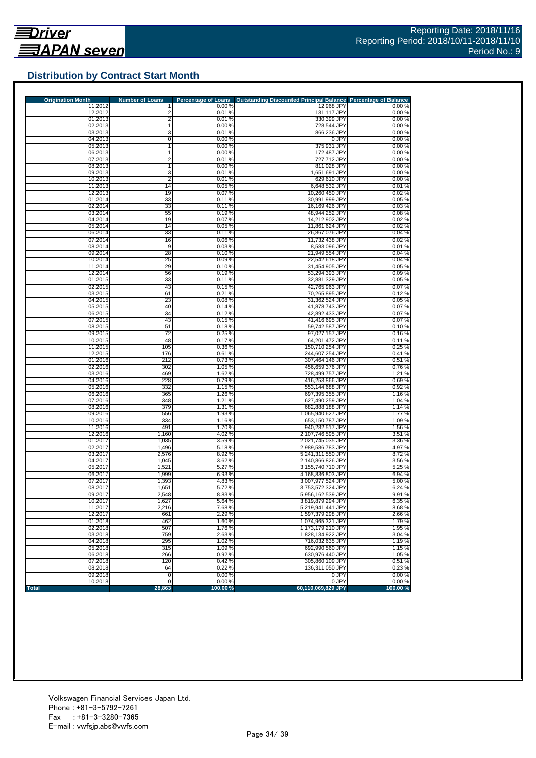## Distribution by Contract Start Month

| Origination Month | Number of Loans | Percentage of Loans | Outstanding Discounted Principal Balance | Percentage of Balance |
|---|---|---|---|---|
| 11.2012 | 1 | 0.00 % | 12,968 JPY | 0.00 % |
| 12.2012 | 2 | 0.01 % | 131,117 JPY | 0.00 % |
| 01.2013 | 2 | 0.01 % | 330,399 JPY | 0.00 % |
| 02.2013 | 1 | 0.00 % | 728,544 JPY | 0.00 % |
| 03.2013 | 3 | 0.01 % | 866,236 JPY | 0.00 % |
| 04.2013 | 0 | 0.00 % | 0 JPY | 0.00 % |
| 05.2013 | 1 | 0.00 % | 375,931 JPY | 0.00 % |
| 06.2013 | 1 | 0.00 % | 172,487 JPY | 0.00 % |
| 07.2013 | 2 | 0.01 % | 727,712 JPY | 0.00 % |
| 08.2013 | 1 | 0.00 % | 811,028 JPY | 0.00 % |
| 09.2013 | 3 | 0.01 % | 1,651,691 JPY | 0.00 % |
| 10.2013 | 2 | 0.01 % | 629,610 JPY | 0.00 % |
| 11.2013 | 14 | 0.05 % | 6,648,532 JPY | 0.01 % |
| 12.2013 | 19 | 0.07 % | 10,260,450 JPY | 0.02 % |
| 01.2014 | 33 | 0.11 % | 30,991,999 JPY | 0.05 % |
| 02.2014 | 33 | 0.11 % | 16,169,426 JPY | 0.03 % |
| 03.2014 | 55 | 0.19 % | 48,944,252 JPY | 0.08 % |
| 04.2014 | 19 | 0.07 % | 14,212,902 JPY | 0.02 % |
| 05.2014 | 14 | 0.05 % | 11,861,624 JPY | 0.02 % |
| 06.2014 | 33 | 0.11 % | 26,867,076 JPY | 0.04 % |
| 07.2014 | 16 | 0.06 % | 11,732,438 JPY | 0.02 % |
| 08.2014 | 9 | 0.03 % | 8,583,096 JPY | 0.01 % |
| 09.2014 | 28 | 0.10 % | 21,949,554 JPY | 0.04 % |
| 10.2014 | 25 | 0.09 % | 22,542,618 JPY | 0.04 % |
| 11.2014 | 29 | 0.10 % | 31,454,905 JPY | 0.05 % |
| 12.2014 | 56 | 0.19 % | 53,294,393 JPY | 0.09 % |
| 01.2015 | 33 | 0.11 % | 32,881,329 JPY | 0.05 % |
| 02.2015 | 43 | 0.15 % | 42,765,963 JPY | 0.07 % |
| 03.2015 | 61 | 0.21 % | 70,265,895 JPY | 0.12 % |
| 04.2015 | 23 | 0.08 % | 31,362,524 JPY | 0.05 % |
| 05.2015 | 40 | 0.14 % | 41,878,743 JPY | 0.07 % |
| 06.2015 | 34 | 0.12 % | 42,892,433 JPY | 0.07 % |
| 07.2015 | 43 | 0.15 % | 41,416,695 JPY | 0.07 % |
| 08.2015 | 51 | 0.18 % | 59,742,587 JPY | 0.10 % |
| 09.2015 | 72 | 0.25 % | 97,027,157 JPY | 0.16 % |
| 10.2015 | 48 | 0.17 % | 64,201,472 JPY | 0.11 % |
| 11.2015 | 105 | 0.36 % | 150,710,254 JPY | 0.25 % |
| 12.2015 | 176 | 0.61 % | 244,607,254 JPY | 0.41 % |
| 01.2016 | 212 | 0.73 % | 307,464,146 JPY | 0.51 % |
| 02.2016 | 302 | 1.05 % | 456,659,376 JPY | 0.76 % |
| 03.2016 | 469 | 1.62 % | 728,499,757 JPY | 1.21 % |
| 04.2016 | 228 | 0.79 % | 416,253,866 JPY | 0.69 % |
| 05.2016 | 332 | 1.15 % | 553,144,688 JPY | 0.92 % |
| 06.2016 | 365 | 1.26 % | 697,395,355 JPY | 1.16 % |
| 07.2016 | 348 | 1.21 % | 627,490,259 JPY | 1.04 % |
| 08.2016 | 379 | 1.31 % | 682,888,188 JPY | 1.14 % |
| 09.2016 | 556 | 1.93 % | 1,065,940,627 JPY | 1.77 % |
| 10.2016 | 334 | 1.16 % | 653,150,787 JPY | 1.09 % |
| 11.2016 | 491 | 1.70 % | 940,282,517 JPY | 1.56 % |
| 12.2016 | 1,160 | 4.02 % | 2,107,746,595 JPY | 3.51 % |
| 01.2017 | 1,035 | 3.59 % | 2,021,745,035 JPY | 3.36 % |
| 02.2017 | 1,496 | 5.18 % | 2,989,586,783 JPY | 4.97 % |
| 03.2017 | 2,576 | 8.92 % | 5,241,311,550 JPY | 8.72 % |
| 04.2017 | 1,045 | 3.62 % | 2,140,866,826 JPY | 3.56 % |
| 05.2017 | 1,521 | 5.27 % | 3,155,740,710 JPY | 5.25 % |
| 06.2017 | 1,999 | 6.93 % | 4,168,836,803 JPY | 6.94 % |
| 07.2017 | 1,393 | 4.83 % | 3,007,977,524 JPY | 5.00 % |
| 08.2017 | 1,651 | 5.72 % | 3,753,572,324 JPY | 6.24 % |
| 09.2017 | 2,548 | 8.83 % | 5,956,162,539 JPY | 9.91 % |
| 10.2017 | 1,627 | 5.64 % | 3,819,879,294 JPY | 6.35 % |
| 11.2017 | 2,216 | 7.68 % | 5,219,941,441 JPY | 8.68 % |
| 12.2017 | 661 | 2.29 % | 1,597,379,298 JPY | 2.66 % |
| 01.2018 | 462 | 1.60 % | 1,074,965,321 JPY | 1.79 % |
| 02.2018 | 507 | 1.76 % | 1,173,179,210 JPY | 1.95 % |
| 03.2018 | 759 | 2.63 % | 1,828,134,922 JPY | 3.04 % |
| 04.2018 | 295 | 1.02 % | 716,032,635 JPY | 1.19 % |
| 05.2018 | 315 | 1.09 % | 692,990,560 JPY | 1.15 % |
| 06.2018 | 266 | 0.92 % | 630,976,440 JPY | 1.05 % |
| 07.2018 | 120 | 0.42 % | 305,860,109 JPY | 0.51 % |
| 08.2018 | 64 | 0.22 % | 136,311,050 JPY | 0.23 % |
| 09.2018 | 0 | 0.00 % | 0 JPY | 0.00 % |
| 10.2018 | 0 | 0.00 % | 0 JPY | 0.00 % |
| **Total** | **28,863** | **100.00 %** | **60,110,069,829 JPY** | **100.00 %** |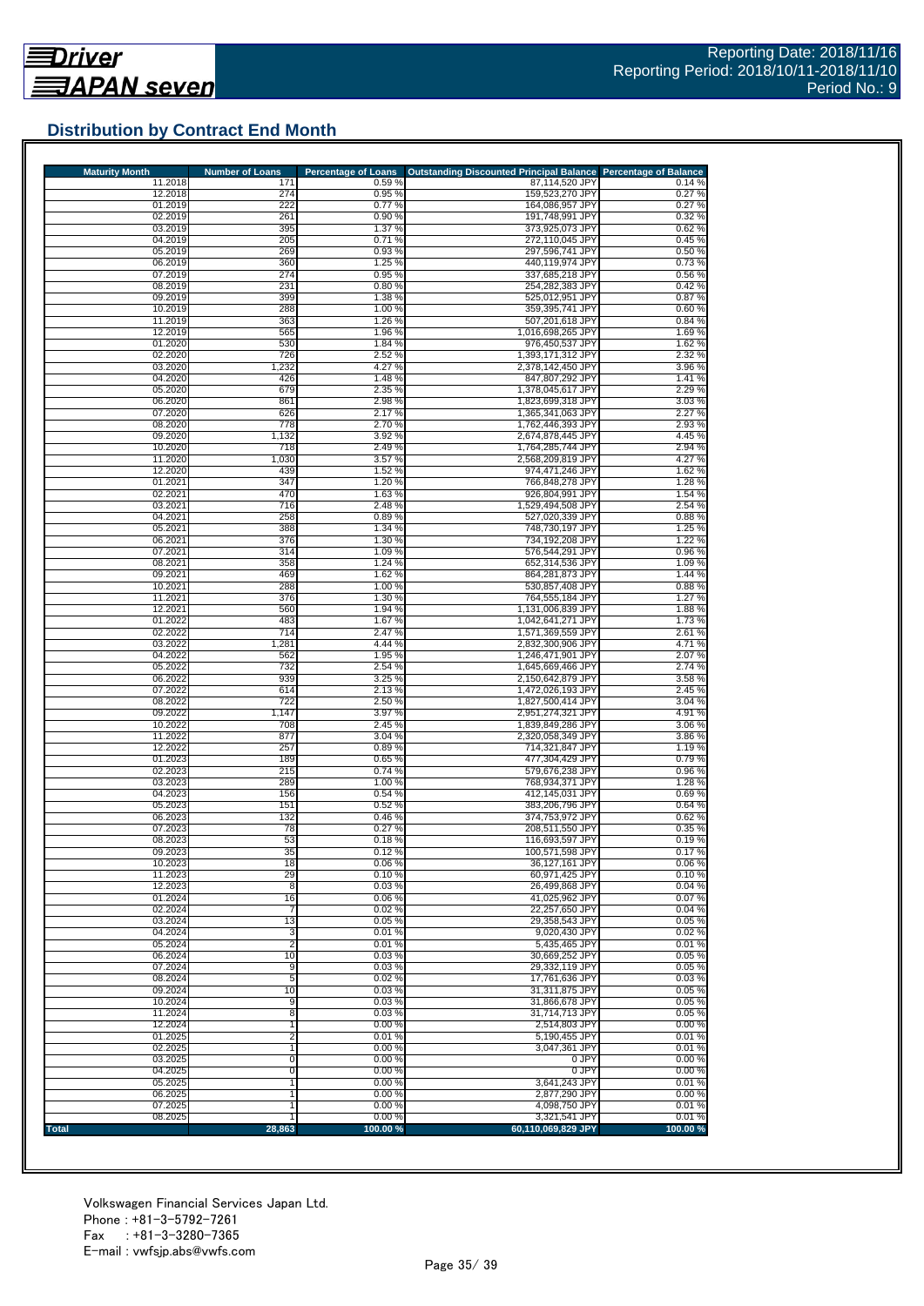## Distribution by Contract End Month

| Maturity Month | Number of Loans | Percentage of Loans | Outstanding Discounted Principal Balance | Percentage of Balance |
|---|---|---|---|---|
| 11.2018 | 171 | 0.59 % | 87,114,520 JPY | 0.14 % |
| 12.2018 | 274 | 0.95 % | 159,523,270 JPY | 0.27 % |
| 01.2019 | 222 | 0.77 % | 164,086,957 JPY | 0.27 % |
| 02.2019 | 261 | 0.90 % | 191,748,991 JPY | 0.32 % |
| 03.2019 | 395 | 1.37 % | 373,925,073 JPY | 0.62 % |
| 04.2019 | 205 | 0.71 % | 272,110,045 JPY | 0.45 % |
| 05.2019 | 269 | 0.93 % | 297,596,741 JPY | 0.50 % |
| 06.2019 | 360 | 1.25 % | 440,119,974 JPY | 0.73 % |
| 07.2019 | 274 | 0.95 % | 337,685,218 JPY | 0.56 % |
| 08.2019 | 231 | 0.80 % | 254,282,383 JPY | 0.42 % |
| 09.2019 | 399 | 1.38 % | 525,012,951 JPY | 0.87 % |
| 10.2019 | 288 | 1.00 % | 359,395,741 JPY | 0.60 % |
| 11.2019 | 363 | 1.26 % | 507,201,618 JPY | 0.84 % |
| 12.2019 | 565 | 1.96 % | 1,016,698,265 JPY | 1.69 % |
| 01.2020 | 530 | 1.84 % | 976,450,537 JPY | 1.62 % |
| 02.2020 | 726 | 2.52 % | 1,393,171,312 JPY | 2.32 % |
| 03.2020 | 1,232 | 4.27 % | 2,378,142,450 JPY | 3.96 % |
| 04.2020 | 426 | 1.48 % | 847,807,292 JPY | 1.41 % |
| 05.2020 | 679 | 2.35 % | 1,378,045,617 JPY | 2.29 % |
| 06.2020 | 861 | 2.98 % | 1,823,699,318 JPY | 3.03 % |
| 07.2020 | 626 | 2.17 % | 1,365,341,063 JPY | 2.27 % |
| 08.2020 | 778 | 2.70 % | 1,762,446,393 JPY | 2.93 % |
| 09.2020 | 1,132 | 3.92 % | 2,674,878,445 JPY | 4.45 % |
| 10.2020 | 718 | 2.49 % | 1,764,285,744 JPY | 2.94 % |
| 11.2020 | 1,030 | 3.57 % | 2,568,209,819 JPY | 4.27 % |
| 12.2020 | 439 | 1.52 % | 974,471,246 JPY | 1.62 % |
| 01.2021 | 347 | 1.20 % | 766,848,278 JPY | 1.28 % |
| 02.2021 | 470 | 1.63 % | 926,804,991 JPY | 1.54 % |
| 03.2021 | 716 | 2.48 % | 1,529,494,508 JPY | 2.54 % |
| 04.2021 | 258 | 0.89 % | 527,020,339 JPY | 0.88 % |
| 05.2021 | 388 | 1.34 % | 748,730,197 JPY | 1.25 % |
| 06.2021 | 376 | 1.30 % | 734,192,208 JPY | 1.22 % |
| 07.2021 | 314 | 1.09 % | 576,544,291 JPY | 0.96 % |
| 08.2021 | 358 | 1.24 % | 652,314,536 JPY | 1.09 % |
| 09.2021 | 469 | 1.62 % | 864,281,873 JPY | 1.44 % |
| 10.2021 | 288 | 1.00 % | 530,857,408 JPY | 0.88 % |
| 11.2021 | 376 | 1.30 % | 764,555,184 JPY | 1.27 % |
| 12.2021 | 560 | 1.94 % | 1,131,006,839 JPY | 1.88 % |
| 01.2022 | 483 | 1.67 % | 1,042,641,271 JPY | 1.73 % |
| 02.2022 | 714 | 2.47 % | 1,571,369,559 JPY | 2.61 % |
| 03.2022 | 1,281 | 4.44 % | 2,832,300,906 JPY | 4.71 % |
| 04.2022 | 562 | 1.95 % | 1,246,471,901 JPY | 2.07 % |
| 05.2022 | 732 | 2.54 % | 1,645,669,466 JPY | 2.74 % |
| 06.2022 | 939 | 3.25 % | 2,150,642,879 JPY | 3.58 % |
| 07.2022 | 614 | 2.13 % | 1,472,026,193 JPY | 2.45 % |
| 08.2022 | 722 | 2.50 % | 1,827,500,414 JPY | 3.04 % |
| 09.2022 | 1,147 | 3.97 % | 2,951,274,321 JPY | 4.91 % |
| 10.2022 | 708 | 2.45 % | 1,839,849,286 JPY | 3.06 % |
| 11.2022 | 877 | 3.04 % | 2,320,058,349 JPY | 3.86 % |
| 12.2022 | 257 | 0.89 % | 714,321,847 JPY | 1.19 % |
| 01.2023 | 189 | 0.65 % | 477,304,429 JPY | 0.79 % |
| 02.2023 | 215 | 0.74 % | 579,676,238 JPY | 0.96 % |
| 03.2023 | 289 | 1.00 % | 768,934,371 JPY | 1.28 % |
| 04.2023 | 156 | 0.54 % | 412,145,031 JPY | 0.69 % |
| 05.2023 | 151 | 0.52 % | 383,206,796 JPY | 0.64 % |
| 06.2023 | 132 | 0.46 % | 374,753,972 JPY | 0.62 % |
| 07.2023 | 78 | 0.27 % | 208,511,550 JPY | 0.35 % |
| 08.2023 | 53 | 0.18 % | 116,693,597 JPY | 0.19 % |
| 09.2023 | 35 | 0.12 % | 100,571,598 JPY | 0.17 % |
| 10.2023 | 18 | 0.06 % | 36,127,161 JPY | 0.06 % |
| 11.2023 | 29 | 0.10 % | 60,971,425 JPY | 0.10 % |
| 12.2023 | 8 | 0.03 % | 26,499,868 JPY | 0.04 % |
| 01.2024 | 16 | 0.06 % | 41,025,962 JPY | 0.07 % |
| 02.2024 | 7 | 0.02 % | 22,257,650 JPY | 0.04 % |
| 03.2024 | 13 | 0.05 % | 29,358,543 JPY | 0.05 % |
| 04.2024 | 3 | 0.01 % | 9,020,430 JPY | 0.02 % |
| 05.2024 | 2 | 0.01 % | 5,435,465 JPY | 0.01 % |
| 06.2024 | 10 | 0.03 % | 30,669,252 JPY | 0.05 % |
| 07.2024 | 9 | 0.03 % | 29,332,119 JPY | 0.05 % |
| 08.2024 | 5 | 0.02 % | 17,761,636 JPY | 0.03 % |
| 09.2024 | 10 | 0.03 % | 31,311,875 JPY | 0.05 % |
| 10.2024 | 9 | 0.03 % | 31,866,678 JPY | 0.05 % |
| 11.2024 | 8 | 0.03 % | 31,714,713 JPY | 0.05 % |
| 12.2024 | 1 | 0.00 % | 2,514,803 JPY | 0.00 % |
| 01.2025 | 2 | 0.01 % | 5,190,455 JPY | 0.01 % |
| 02.2025 | 1 | 0.00 % | 3,047,361 JPY | 0.01 % |
| 03.2025 | 0 | 0.00 % | 0 JPY | 0.00 % |
| 04.2025 | 0 | 0.00 % | 0 JPY | 0.00 % |
| 05.2025 | 1 | 0.00 % | 3,641,243 JPY | 0.01 % |
| 06.2025 | 1 | 0.00 % | 2,877,290 JPY | 0.00 % |
| 07.2025 | 1 | 0.00 % | 4,098,750 JPY | 0.01 % |
| 08.2025 | 1 | 0.00 % | 3,321,541 JPY | 0.01 % |
| **Total** | **28,863** | **100.00 %** | **60,110,069,829 JPY** | **100.00 %** |

Volkswagen Financial Services Japan Ltd.
Phone : +81-3-5792-7261
Fax : +81-3-3280-7365
E-mail : vwfsjp.abs@vwfs.com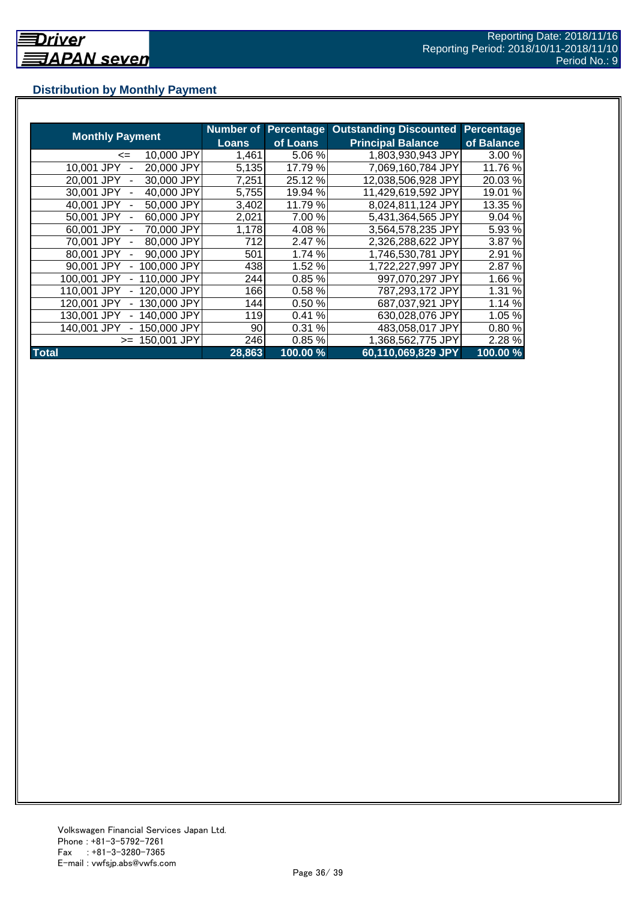## Distribution by Monthly Payment

| Monthly Payment | Number of Loans | Percentage of Loans | Outstanding Discounted Principal Balance | Percentage of Balance |
|---|---|---|---|---|
| <= 10,000 JPY | 1,461 | 5.06 % | 1,803,930,943 JPY | 3.00 % |
| 10,001 JPY - 20,000 JPY | 5,135 | 17.79 % | 7,069,160,784 JPY | 11.76 % |
| 20,001 JPY - 30,000 JPY | 7,251 | 25.12 % | 12,038,506,928 JPY | 20.03 % |
| 30,001 JPY - 40,000 JPY | 5,755 | 19.94 % | 11,429,619,592 JPY | 19.01 % |
| 40,001 JPY - 50,000 JPY | 3,402 | 11.79 % | 8,024,811,124 JPY | 13.35 % |
| 50,001 JPY - 60,000 JPY | 2,021 | 7.00 % | 5,431,364,565 JPY | 9.04 % |
| 60,001 JPY - 70,000 JPY | 1,178 | 4.08 % | 3,564,578,235 JPY | 5.93 % |
| 70,001 JPY - 80,000 JPY | 712 | 2.47 % | 2,326,288,622 JPY | 3.87 % |
| 80,001 JPY - 90,000 JPY | 501 | 1.74 % | 1,746,530,781 JPY | 2.91 % |
| 90,001 JPY - 100,000 JPY | 438 | 1.52 % | 1,722,227,997 JPY | 2.87 % |
| 100,001 JPY - 110,000 JPY | 244 | 0.85 % | 997,070,297 JPY | 1.66 % |
| 110,001 JPY - 120,000 JPY | 166 | 0.58 % | 787,293,172 JPY | 1.31 % |
| 120,001 JPY - 130,000 JPY | 144 | 0.50 % | 687,037,921 JPY | 1.14 % |
| 130,001 JPY - 140,000 JPY | 119 | 0.41 % | 630,028,076 JPY | 1.05 % |
| 140,001 JPY - 150,000 JPY | 90 | 0.31 % | 483,058,017 JPY | 0.80 % |
| >= 150,001 JPY | 246 | 0.85 % | 1,368,562,775 JPY | 2.28 % |
| **Total** | **28,863** | **100.00 %** | **60,110,069,829 JPY** | **100.00 %** |

Volkswagen Financial Services Japan Ltd.
Phone : +81-3-5792-7261
Fax : +81-3-3280-7365
E-mail : vwfsjp.abs@vwfs.com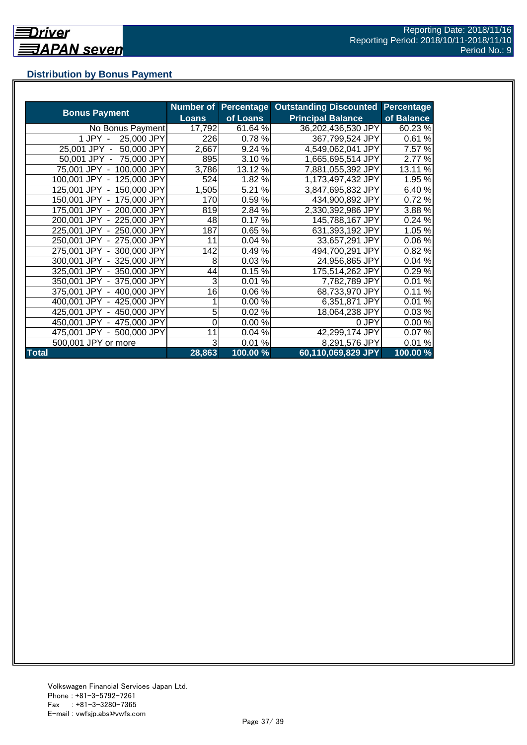## Distribution by Bonus Payment

| Bonus Payment | Number of Loans | Percentage of Loans | Outstanding Discounted Principal Balance | Percentage of Balance |
|---|---|---|---|---|
| No Bonus Payment | 17,792 | 61.64 % | 36,202,436,530 JPY | 60.23 % |
| 1 JPY - 25,000 JPY | 226 | 0.78 % | 367,799,524 JPY | 0.61 % |
| 25,001 JPY - 50,000 JPY | 2,667 | 9.24 % | 4,549,062,041 JPY | 7.57 % |
| 50,001 JPY - 75,000 JPY | 895 | 3.10 % | 1,665,695,514 JPY | 2.77 % |
| 75,001 JPY - 100,000 JPY | 3,786 | 13.12 % | 7,881,055,392 JPY | 13.11 % |
| 100,001 JPY - 125,000 JPY | 524 | 1.82 % | 1,173,497,432 JPY | 1.95 % |
| 125,001 JPY - 150,000 JPY | 1,505 | 5.21 % | 3,847,695,832 JPY | 6.40 % |
| 150,001 JPY - 175,000 JPY | 170 | 0.59 % | 434,900,892 JPY | 0.72 % |
| 175,001 JPY - 200,000 JPY | 819 | 2.84 % | 2,330,392,986 JPY | 3.88 % |
| 200,001 JPY - 225,000 JPY | 48 | 0.17 % | 145,788,167 JPY | 0.24 % |
| 225,001 JPY - 250,000 JPY | 187 | 0.65 % | 631,393,192 JPY | 1.05 % |
| 250,001 JPY - 275,000 JPY | 11 | 0.04 % | 33,657,291 JPY | 0.06 % |
| 275,001 JPY - 300,000 JPY | 142 | 0.49 % | 494,700,291 JPY | 0.82 % |
| 300,001 JPY - 325,000 JPY | 8 | 0.03 % | 24,956,865 JPY | 0.04 % |
| 325,001 JPY - 350,000 JPY | 44 | 0.15 % | 175,514,262 JPY | 0.29 % |
| 350,001 JPY - 375,000 JPY | 3 | 0.01 % | 7,782,789 JPY | 0.01 % |
| 375,001 JPY - 400,000 JPY | 16 | 0.06 % | 68,733,970 JPY | 0.11 % |
| 400,001 JPY - 425,000 JPY | 1 | 0.00 % | 6,351,871 JPY | 0.01 % |
| 425,001 JPY - 450,000 JPY | 5 | 0.02 % | 18,064,238 JPY | 0.03 % |
| 450,001 JPY - 475,000 JPY | 0 | 0.00 % | 0 JPY | 0.00 % |
| 475,001 JPY - 500,000 JPY | 11 | 0.04 % | 42,299,174 JPY | 0.07 % |
| 500,001 JPY or more | 3 | 0.01 % | 8,291,576 JPY | 0.01 % |
| **Total** | **28,863** | **100.00 %** | **60,110,069,829 JPY** | **100.00 %** |

Volkswagen Financial Services Japan Ltd.
Phone : +81-3-5792-7261
Fax : +81-3-3280-7365
E-mail : vwfsjp.abs@vwfs.com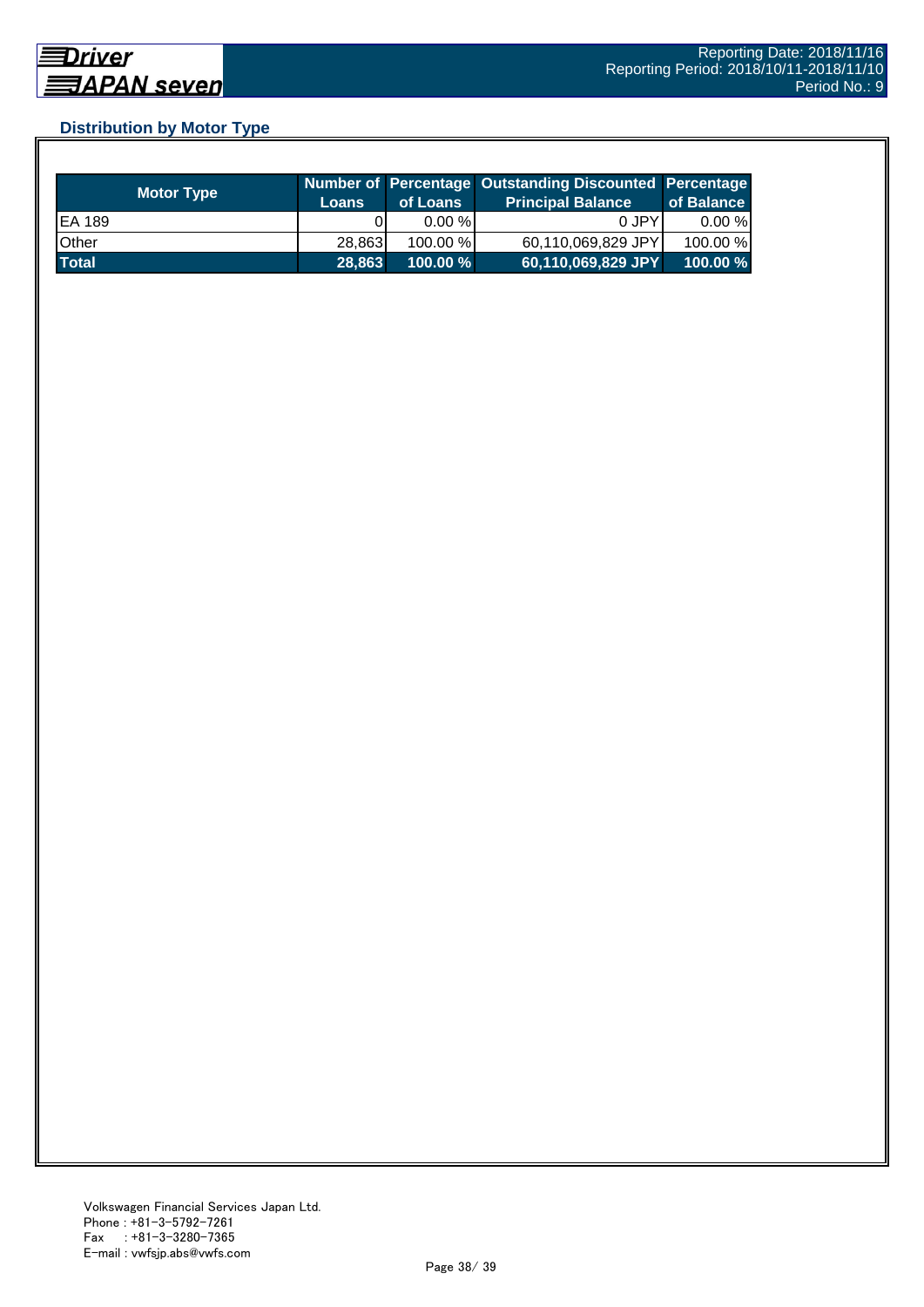## Distribution by Motor Type

| Motor Type | Number of Loans | Percentage of Loans | Outstanding Discounted Principal Balance | Percentage of Balance |
|---|---|---|---|---|
| EA 189 | 0 | 0.00 % | 0 JPY | 0.00 % |
| Other | 28,863 | 100.00 % | 60,110,069,829 JPY | 100.00 % |
| **Total** | **28,863** | **100.00 %** | **60,110,069,829 JPY** | **100.00 %** |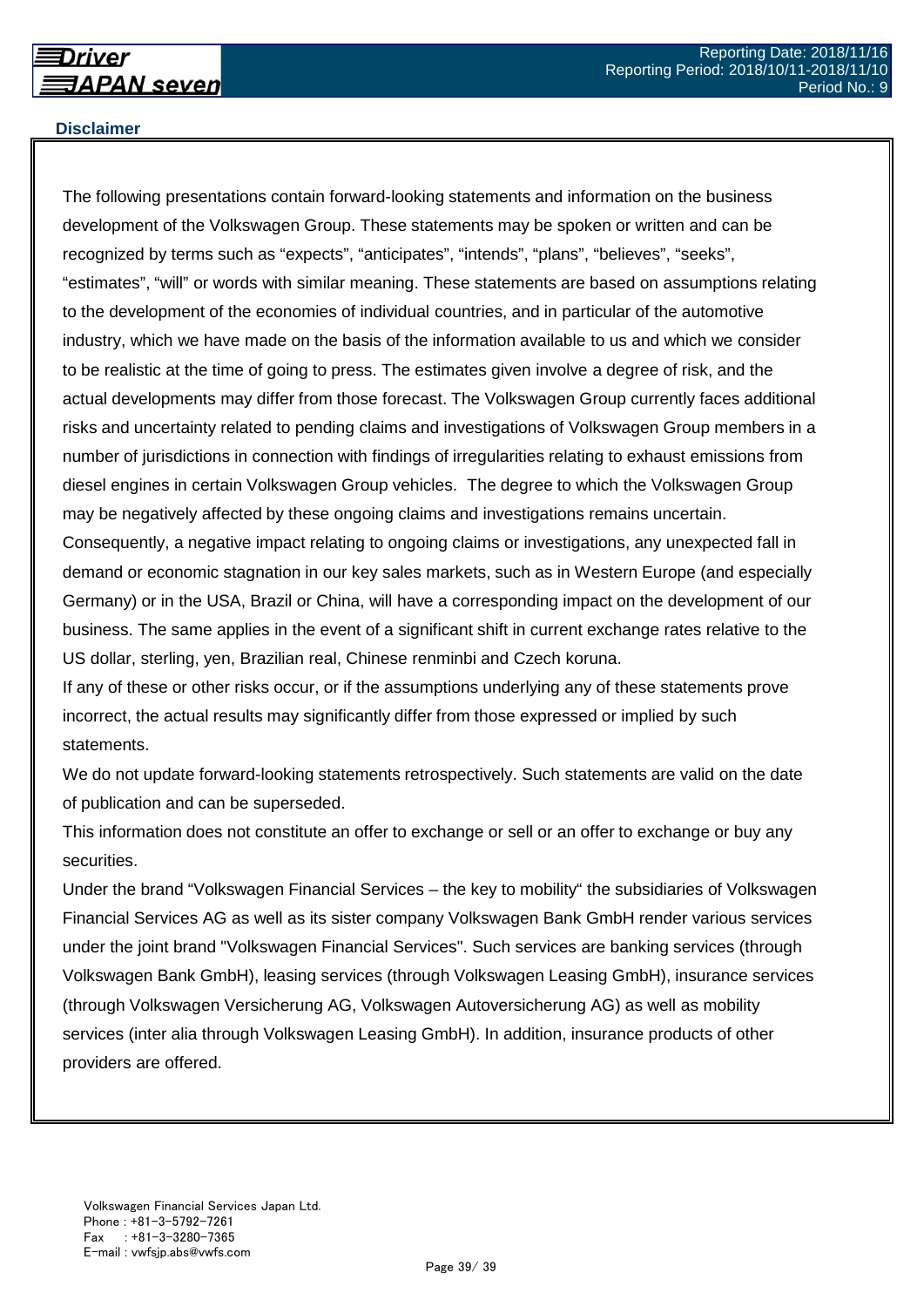## Disclaimer

The following presentations contain forward-looking statements and information on the business development of the Volkswagen Group. These statements may be spoken or written and can be recognized by terms such as "expects", "anticipates", "intends", "plans", "believes", "seeks", "estimates", "will" or words with similar meaning. These statements are based on assumptions relating to the development of the economies of individual countries, and in particular of the automotive industry, which we have made on the basis of the information available to us and which we consider to be realistic at the time of going to press. The estimates given involve a degree of risk, and the actual developments may differ from those forecast. The Volkswagen Group currently faces additional risks and uncertainty related to pending claims and investigations of Volkswagen Group members in a number of jurisdictions in connection with findings of irregularities relating to exhaust emissions from diesel engines in certain Volkswagen Group vehicles. The degree to which the Volkswagen Group may be negatively affected by these ongoing claims and investigations remains uncertain.
Consequently, a negative impact relating to ongoing claims or investigations, any unexpected fall in demand or economic stagnation in our key sales markets, such as in Western Europe (and especially Germany) or in the USA, Brazil or China, will have a corresponding impact on the development of our business. The same applies in the event of a significant shift in current exchange rates relative to the US dollar, sterling, yen, Brazilian real, Chinese renminbi and Czech koruna.
If any of these or other risks occur, or if the assumptions underlying any of these statements prove incorrect, the actual results may significantly differ from those expressed or implied by such statements.
We do not update forward-looking statements retrospectively. Such statements are valid on the date of publication and can be superseded.
This information does not constitute an offer to exchange or sell or an offer to exchange or buy any securities.
Under the brand "Volkswagen Financial Services – the key to mobility" the subsidiaries of Volkswagen Financial Services AG as well as its sister company Volkswagen Bank GmbH render various services under the joint brand "Volkswagen Financial Services". Such services are banking services (through Volkswagen Bank GmbH), leasing services (through Volkswagen Leasing GmbH), insurance services (through Volkswagen Versicherung AG, Volkswagen Autoversicherung AG) as well as mobility services (inter alia through Volkswagen Leasing GmbH). In addition, insurance products of other providers are offered.

Volkswagen Financial Services Japan Ltd.
Phone : +81-3-5792-7261
Fax : +81-3-3280-7365
E-mail : vwfsjp.abs@vwfs.com